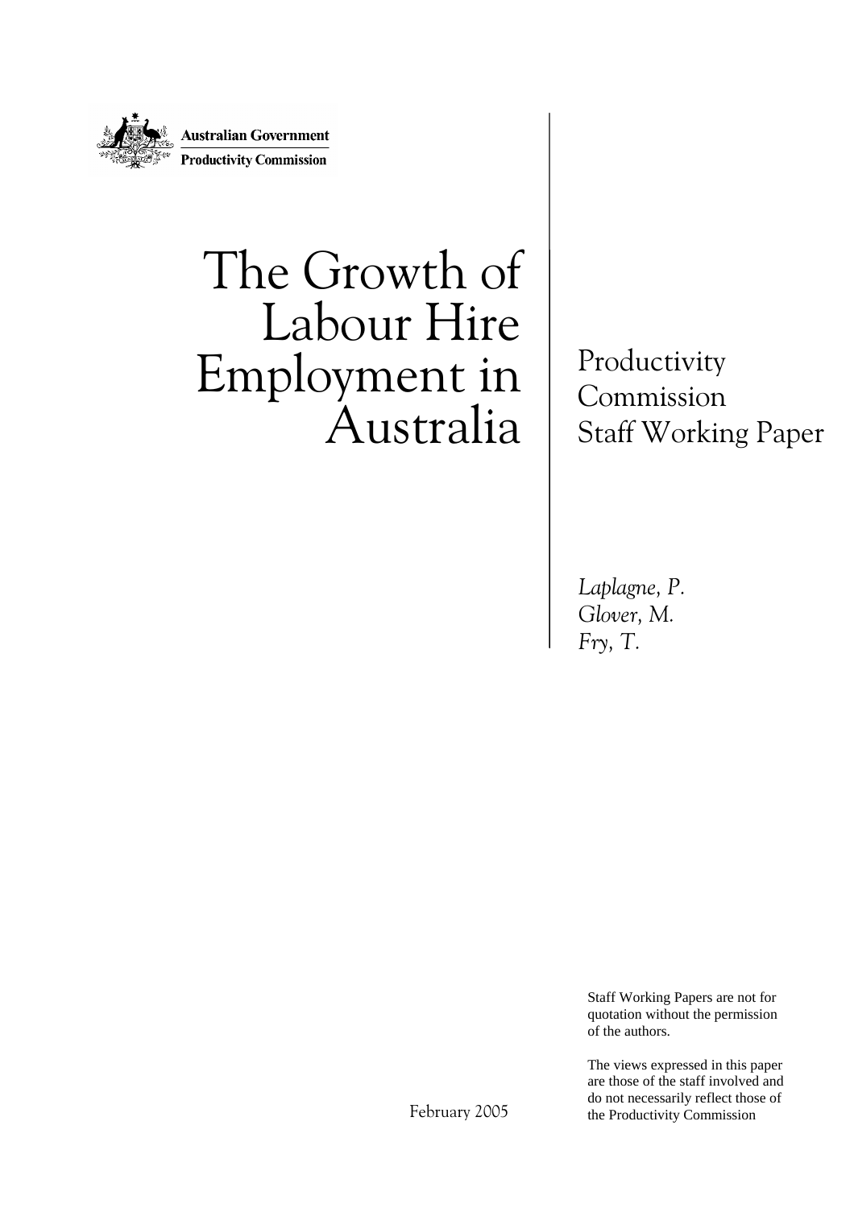Australian Government

Productivity Commission

# The Growth of Labour Hire Employment in Australia

Productivity Commission Staff Working Paper

*Laplagne, P.*
*Glover, M.*
*Fry, T.*

February 2005

Staff Working Papers are not for quotation without the permission of the authors.

The views expressed in this paper are those of the staff involved and do not necessarily reflect those of the Productivity Commission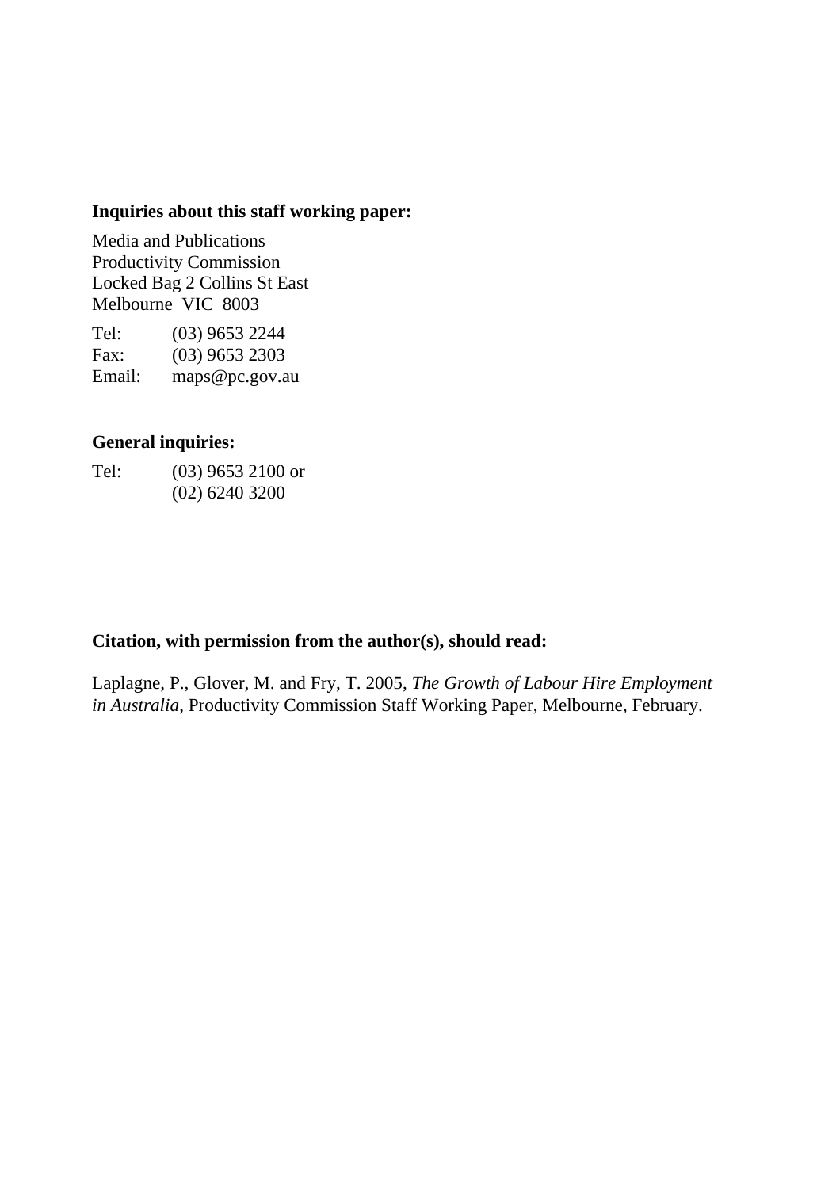**Inquiries about this staff working paper:**

Media and Publications
Productivity Commission
Locked Bag 2 Collins St East
Melbourne VIC 8003

Tel: (03) 9653 2244
Fax: (03) 9653 2303
Email: maps@pc.gov.au

**General inquiries:**

Tel: (03) 9653 2100 or
(02) 6240 3200

**Citation, with permission from the author(s), should read:**

Laplagne, P., Glover, M. and Fry, T. 2005, *The Growth of Labour Hire Employment in Australia*, Productivity Commission Staff Working Paper, Melbourne, February.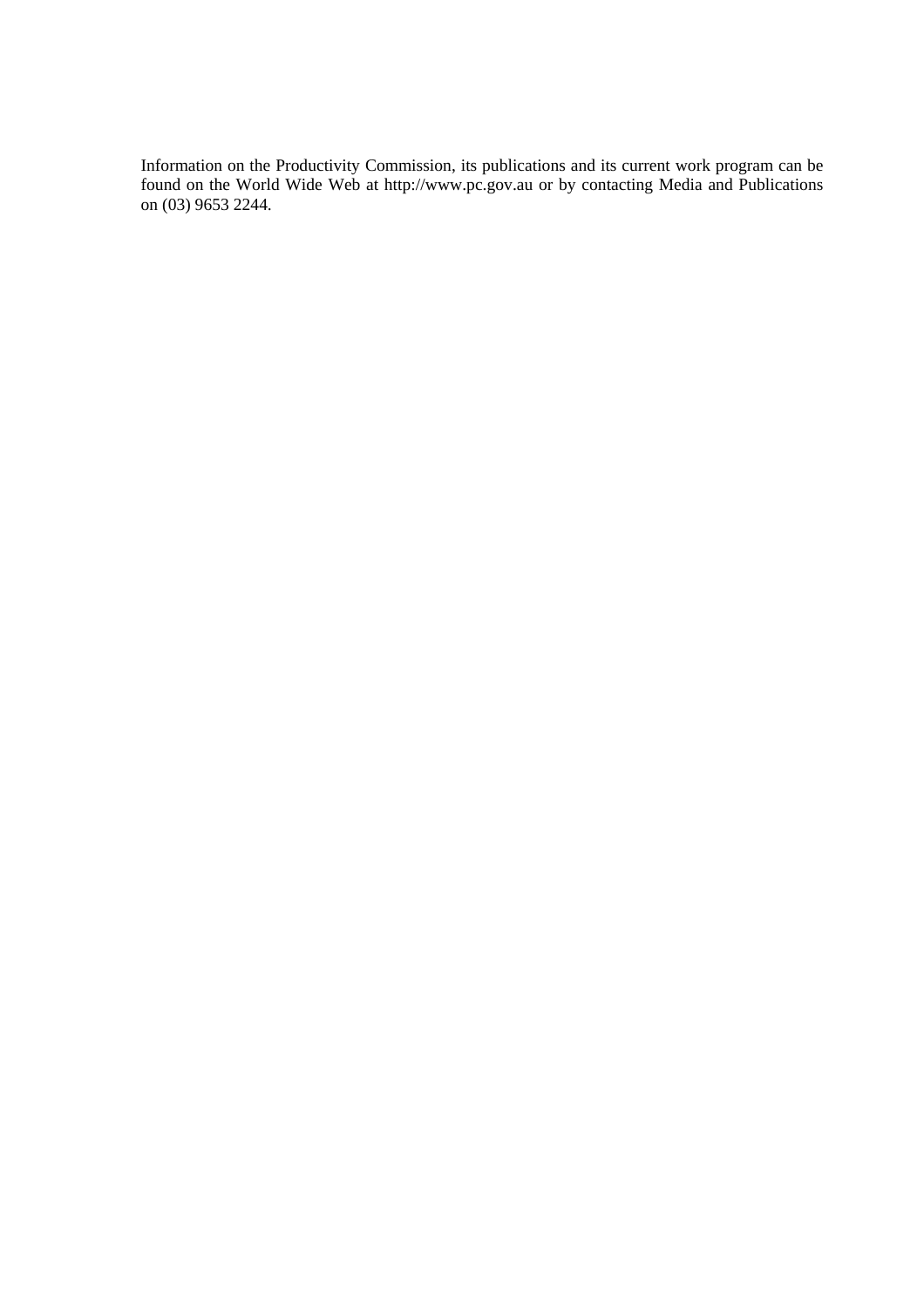Information on the Productivity Commission, its publications and its current work program can be found on the World Wide Web at http://www.pc.gov.au or by contacting Media and Publications on (03) 9653 2244.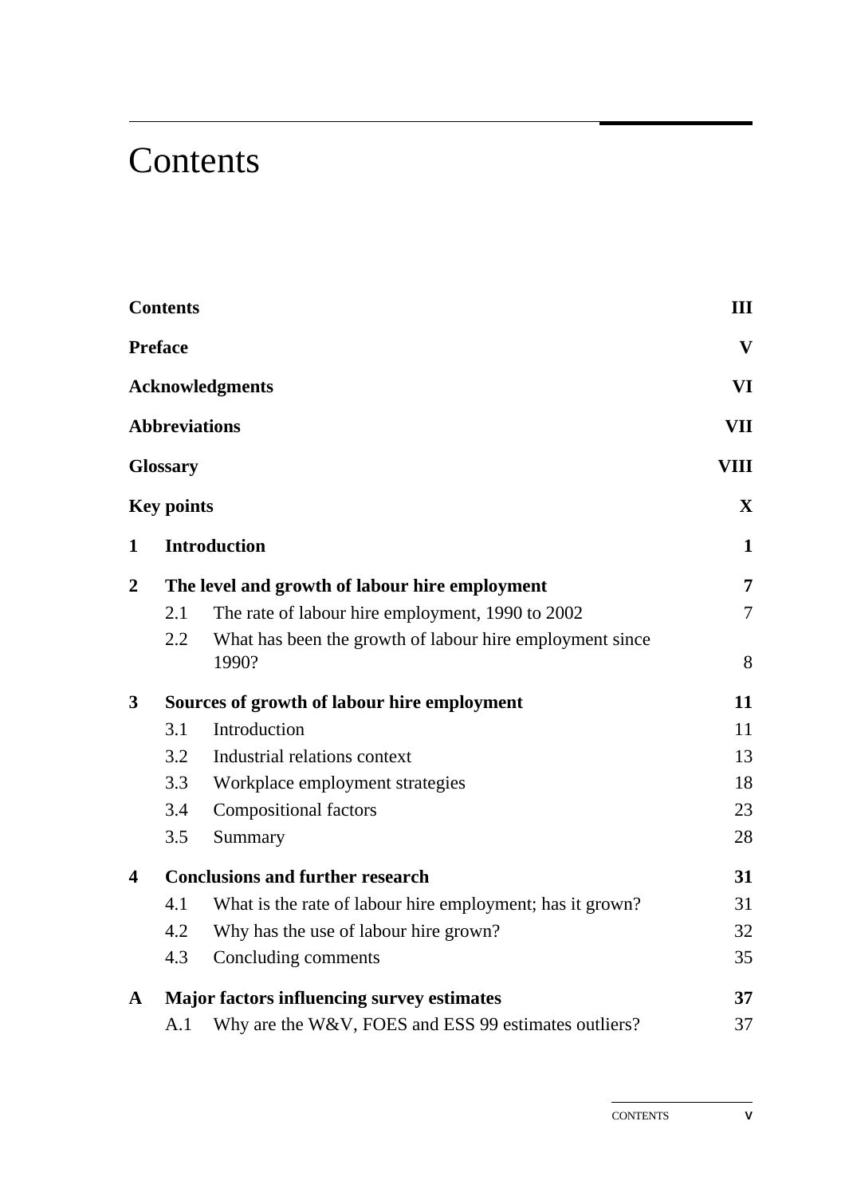# Contents

| | | | |
|---|---|---|---|
| **Contents** | | | **III** |
| **Preface** | | | **V** |
| **Acknowledgments** | | | **VI** |
| **Abbreviations** | | | **VII** |
| **Glossary** | | | **VIII** |
| **Key points** | | | **X** |
| **1** | **Introduction** | | **1** |
| **2** | **The level and growth of labour hire employment** | | **7** |
| | 2.1 | The rate of labour hire employment, 1990 to 2002 | 7 |
| | 2.2 | What has been the growth of labour hire employment since 1990? | 8 |
| **3** | **Sources of growth of labour hire employment** | | **11** |
| | 3.1 | Introduction | 11 |
| | 3.2 | Industrial relations context | 13 |
| | 3.3 | Workplace employment strategies | 18 |
| | 3.4 | Compositional factors | 23 |
| | 3.5 | Summary | 28 |
| **4** | **Conclusions and further research** | | **31** |
| | 4.1 | What is the rate of labour hire employment; has it grown? | 31 |
| | 4.2 | Why has the use of labour hire grown? | 32 |
| | 4.3 | Concluding comments | 35 |
| **A** | **Major factors influencing survey estimates** | | **37** |
| | A.1 | Why are the W&V, FOES and ESS 99 estimates outliers? | 37 |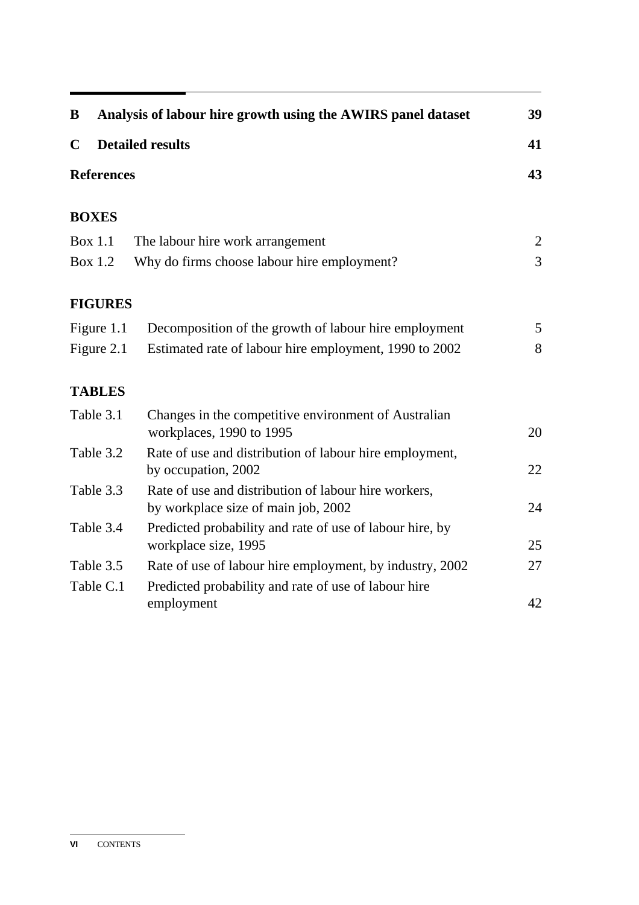| | | |
|---|---|---|
| **B** | **Analysis of labour hire growth using the AWIRS panel dataset** | **39** |
| **C** | **Detailed results** | **41** |
| **References** | | **43** |

**BOXES**

| | | |
|---|---|---|
| Box 1.1 | The labour hire work arrangement | 2 |
| Box 1.2 | Why do firms choose labour hire employment? | 3 |

**FIGURES**

| | | |
|---|---|---|
| Figure 1.1 | Decomposition of the growth of labour hire employment | 5 |
| Figure 2.1 | Estimated rate of labour hire employment, 1990 to 2002 | 8 |

**TABLES**

| | | |
|---|---|---|
| Table 3.1 | Changes in the competitive environment of Australian workplaces, 1990 to 1995 | 20 |
| Table 3.2 | Rate of use and distribution of labour hire employment, by occupation, 2002 | 22 |
| Table 3.3 | Rate of use and distribution of labour hire workers, by workplace size of main job, 2002 | 24 |
| Table 3.4 | Predicted probability and rate of use of labour hire, by workplace size, 1995 | 25 |
| Table 3.5 | Rate of use of labour hire employment, by industry, 2002 | 27 |
| Table C.1 | Predicted probability and rate of use of labour hire employment | 42 |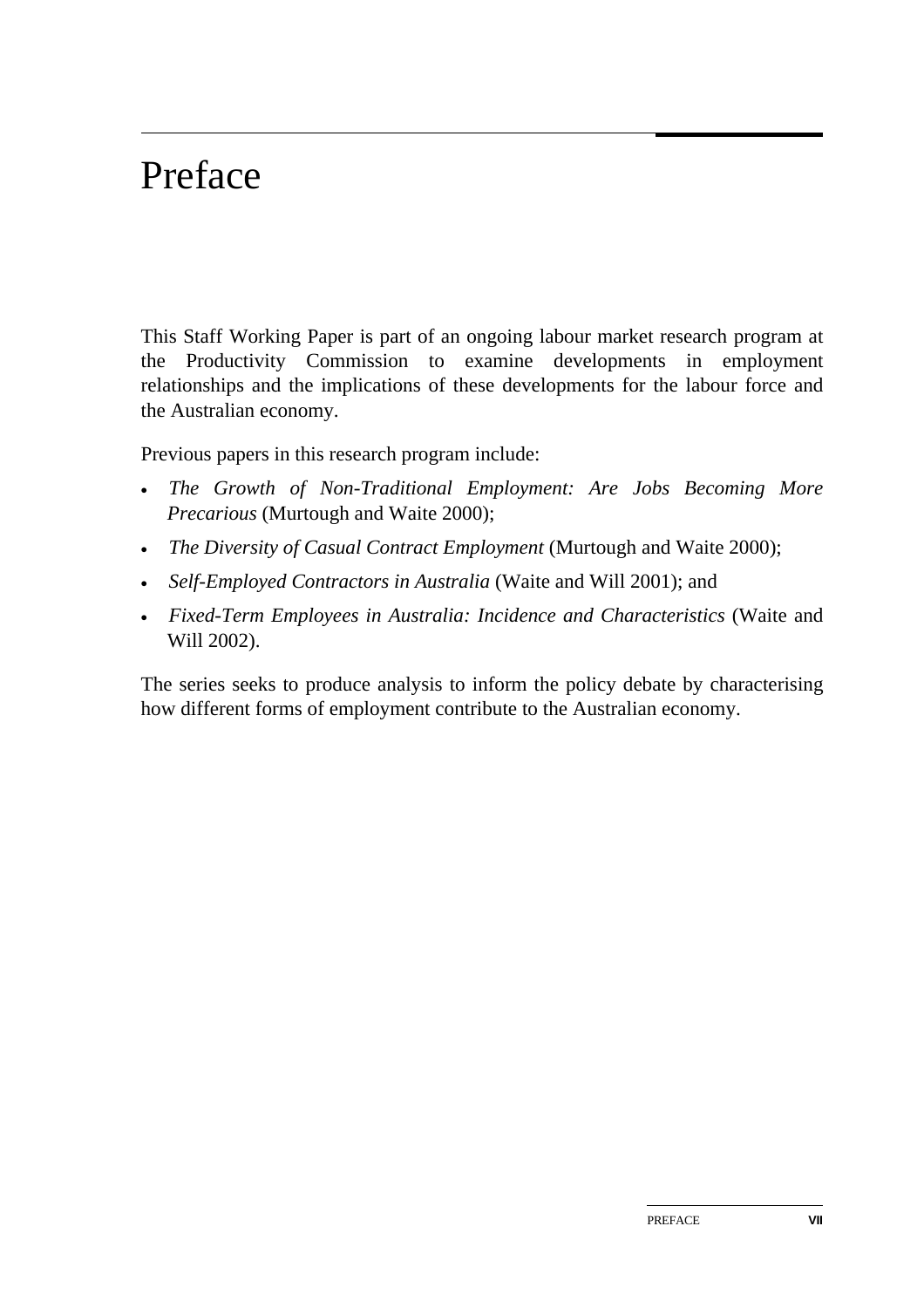# Preface

This Staff Working Paper is part of an ongoing labour market research program at the Productivity Commission to examine developments in employment relationships and the implications of these developments for the labour force and the Australian economy.

Previous papers in this research program include:

- *The Growth of Non-Traditional Employment: Are Jobs Becoming More Precarious* (Murtough and Waite 2000);
- *The Diversity of Casual Contract Employment* (Murtough and Waite 2000);
- *Self-Employed Contractors in Australia* (Waite and Will 2001); and
- *Fixed-Term Employees in Australia: Incidence and Characteristics* (Waite and Will 2002).

The series seeks to produce analysis to inform the policy debate by characterising how different forms of employment contribute to the Australian economy.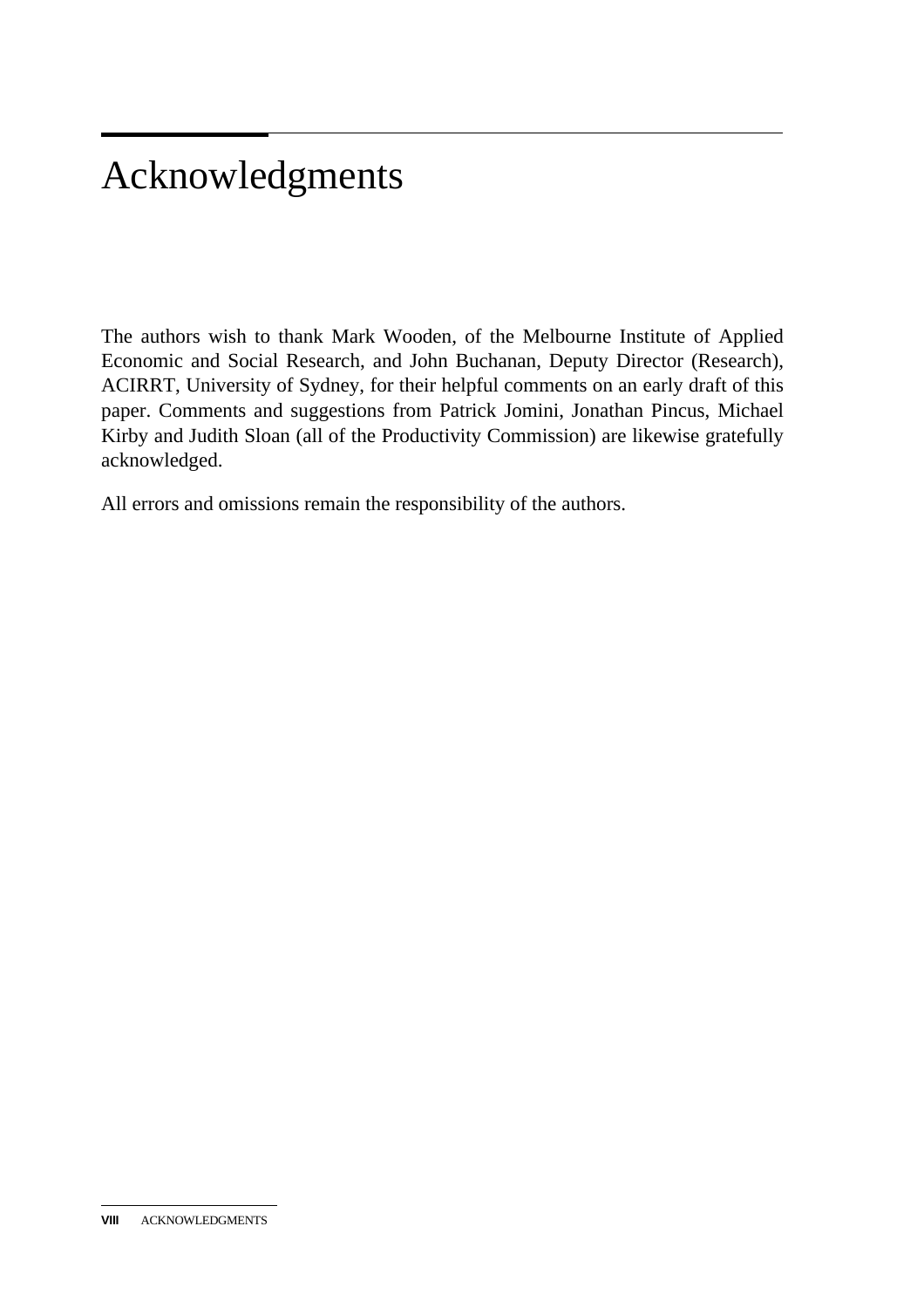# Acknowledgments

The authors wish to thank Mark Wooden, of the Melbourne Institute of Applied Economic and Social Research, and John Buchanan, Deputy Director (Research), ACIRRT, University of Sydney, for their helpful comments on an early draft of this paper. Comments and suggestions from Patrick Jomini, Jonathan Pincus, Michael Kirby and Judith Sloan (all of the Productivity Commission) are likewise gratefully acknowledged.

All errors and omissions remain the responsibility of the authors.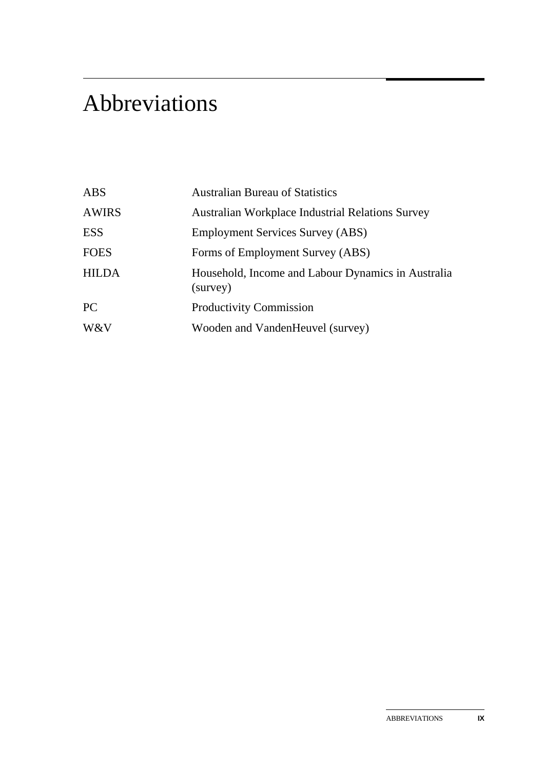# Abbreviations

| | |
|---|---|
| ABS | Australian Bureau of Statistics |
| AWIRS | Australian Workplace Industrial Relations Survey |
| ESS | Employment Services Survey (ABS) |
| FOES | Forms of Employment Survey (ABS) |
| HILDA | Household, Income and Labour Dynamics in Australia (survey) |
| PC | Productivity Commission |
| W&V | Wooden and VandenHeuvel (survey) |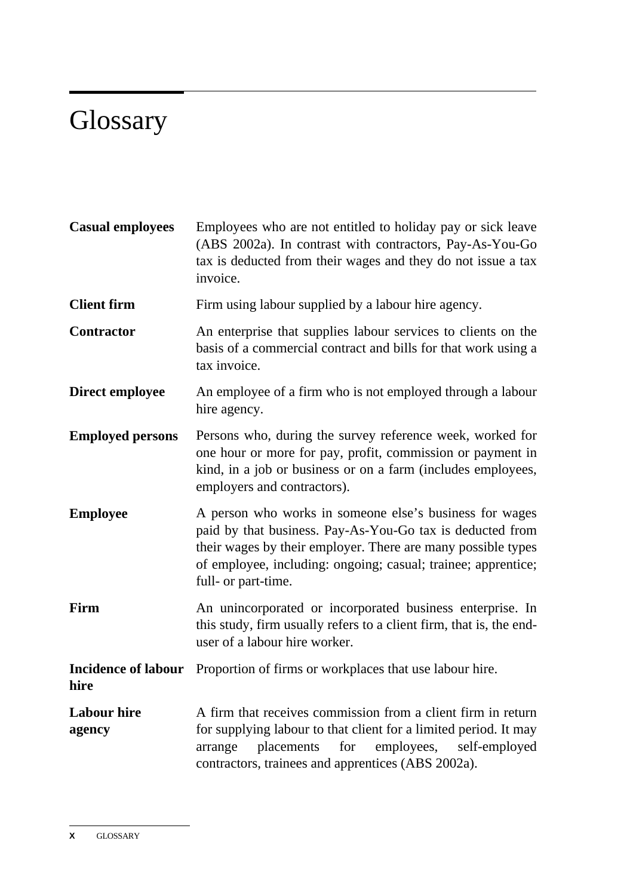# Glossary

**Casual employees** Employees who are not entitled to holiday pay or sick leave (ABS 2002a). In contrast with contractors, Pay-As-You-Go tax is deducted from their wages and they do not issue a tax invoice.

**Client firm** Firm using labour supplied by a labour hire agency.

**Contractor** An enterprise that supplies labour services to clients on the basis of a commercial contract and bills for that work using a tax invoice.

**Direct employee** An employee of a firm who is not employed through a labour hire agency.

**Employed persons** Persons who, during the survey reference week, worked for one hour or more for pay, profit, commission or payment in kind, in a job or business or on a farm (includes employees, employers and contractors).

**Employee** A person who works in someone else's business for wages paid by that business. Pay-As-You-Go tax is deducted from their wages by their employer. There are many possible types of employee, including: ongoing; casual; trainee; apprentice; full- or part-time.

**Firm** An unincorporated or incorporated business enterprise. In this study, firm usually refers to a client firm, that is, the end-user of a labour hire worker.

**Incidence of labour hire** Proportion of firms or workplaces that use labour hire.

**Labour hire agency** A firm that receives commission from a client firm in return for supplying labour to that client for a limited period. It may arrange placements for employees, self-employed contractors, trainees and apprentices (ABS 2002a).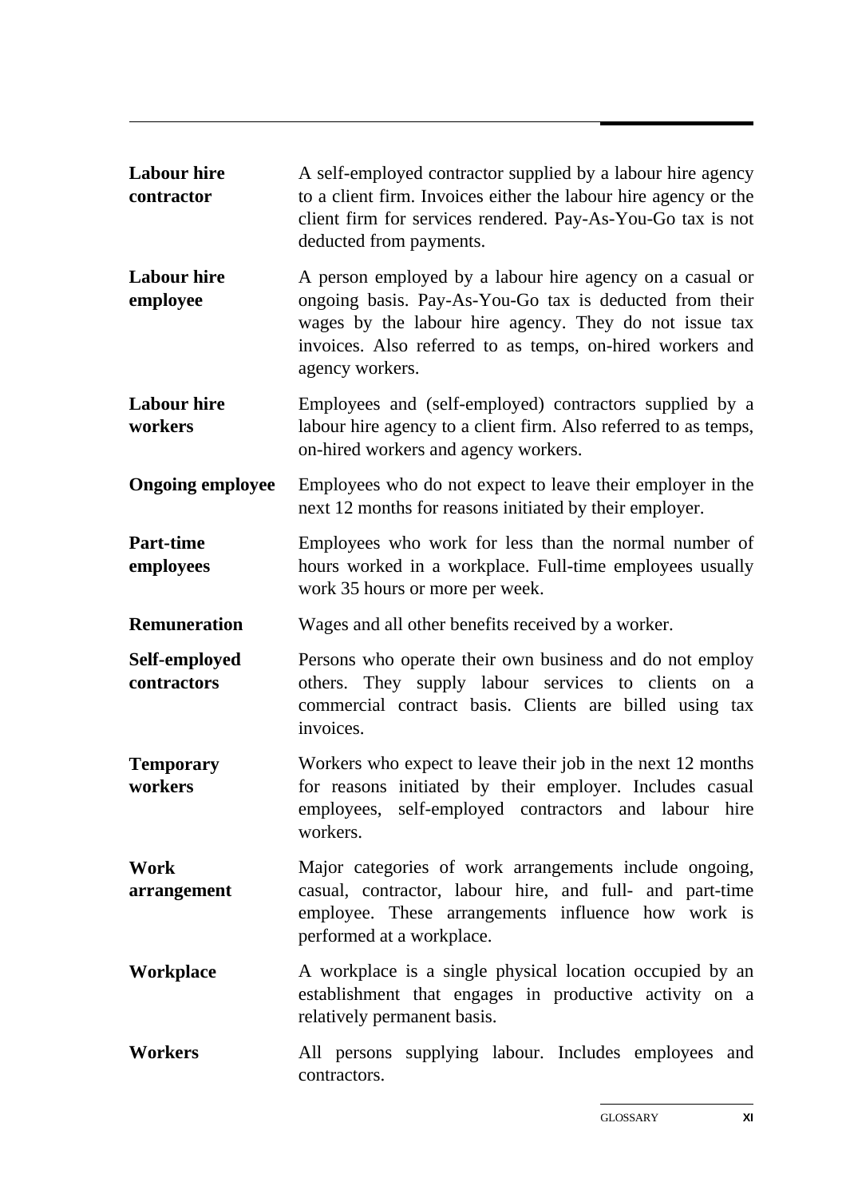**Labour hire contractor** A self-employed contractor supplied by a labour hire agency to a client firm. Invoices either the labour hire agency or the client firm for services rendered. Pay-As-You-Go tax is not deducted from payments.

**Labour hire employee** A person employed by a labour hire agency on a casual or ongoing basis. Pay-As-You-Go tax is deducted from their wages by the labour hire agency. They do not issue tax invoices. Also referred to as temps, on-hired workers and agency workers.

**Labour hire workers** Employees and (self-employed) contractors supplied by a labour hire agency to a client firm. Also referred to as temps, on-hired workers and agency workers.

**Ongoing employee** Employees who do not expect to leave their employer in the next 12 months for reasons initiated by their employer.

**Part-time employees** Employees who work for less than the normal number of hours worked in a workplace. Full-time employees usually work 35 hours or more per week.

**Remuneration** Wages and all other benefits received by a worker.

**Self-employed contractors** Persons who operate their own business and do not employ others. They supply labour services to clients on a commercial contract basis. Clients are billed using tax invoices.

**Temporary workers** Workers who expect to leave their job in the next 12 months for reasons initiated by their employer. Includes casual employees, self-employed contractors and labour hire workers.

**Work arrangement** Major categories of work arrangements include ongoing, casual, contractor, labour hire, and full- and part-time employee. These arrangements influence how work is performed at a workplace.

**Workplace** A workplace is a single physical location occupied by an establishment that engages in productive activity on a relatively permanent basis.

**Workers** All persons supplying labour. Includes employees and contractors.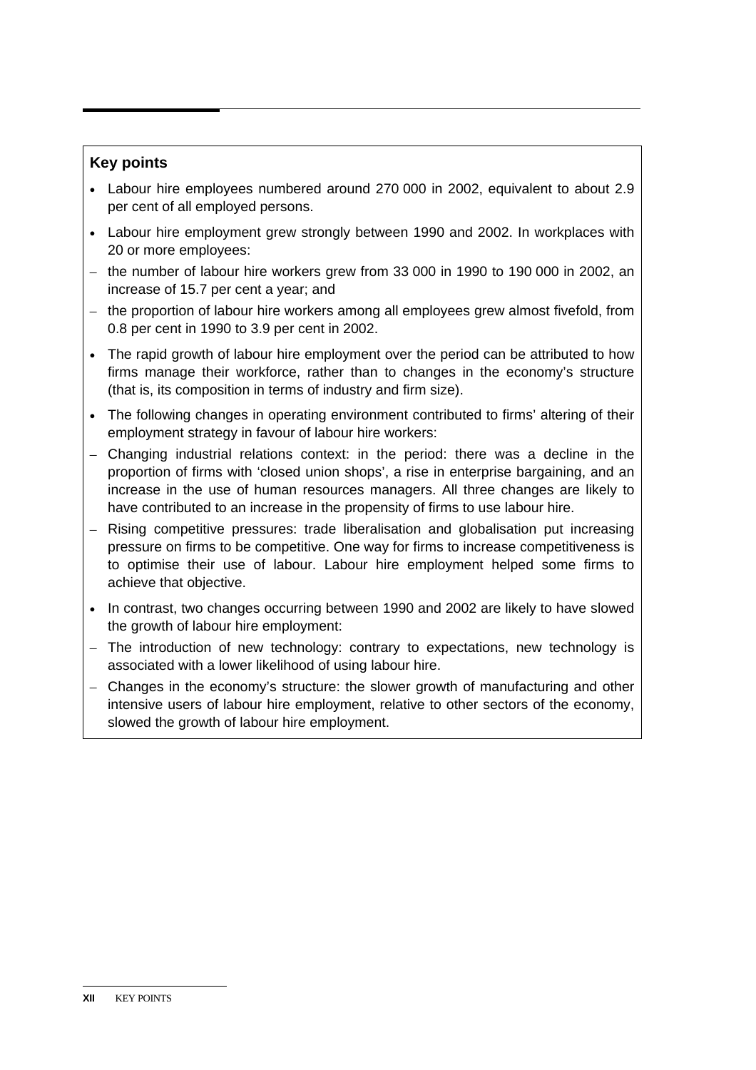## Key points

- Labour hire employees numbered around 270 000 in 2002, equivalent to about 2.9 per cent of all employed persons.
- Labour hire employment grew strongly between 1990 and 2002. In workplaces with 20 or more employees:
  - the number of labour hire workers grew from 33 000 in 1990 to 190 000 in 2002, an increase of 15.7 per cent a year; and
  - the proportion of labour hire workers among all employees grew almost fivefold, from 0.8 per cent in 1990 to 3.9 per cent in 2002.
- The rapid growth of labour hire employment over the period can be attributed to how firms manage their workforce, rather than to changes in the economy's structure (that is, its composition in terms of industry and firm size).
- The following changes in operating environment contributed to firms' altering of their employment strategy in favour of labour hire workers:
  - Changing industrial relations context: in the period: there was a decline in the proportion of firms with 'closed union shops', a rise in enterprise bargaining, and an increase in the use of human resources managers. All three changes are likely to have contributed to an increase in the propensity of firms to use labour hire.
  - Rising competitive pressures: trade liberalisation and globalisation put increasing pressure on firms to be competitive. One way for firms to increase competitiveness is to optimise their use of labour. Labour hire employment helped some firms to achieve that objective.
- In contrast, two changes occurring between 1990 and 2002 are likely to have slowed the growth of labour hire employment:
  - The introduction of new technology: contrary to expectations, new technology is associated with a lower likelihood of using labour hire.
  - Changes in the economy's structure: the slower growth of manufacturing and other intensive users of labour hire employment, relative to other sectors of the economy, slowed the growth of labour hire employment.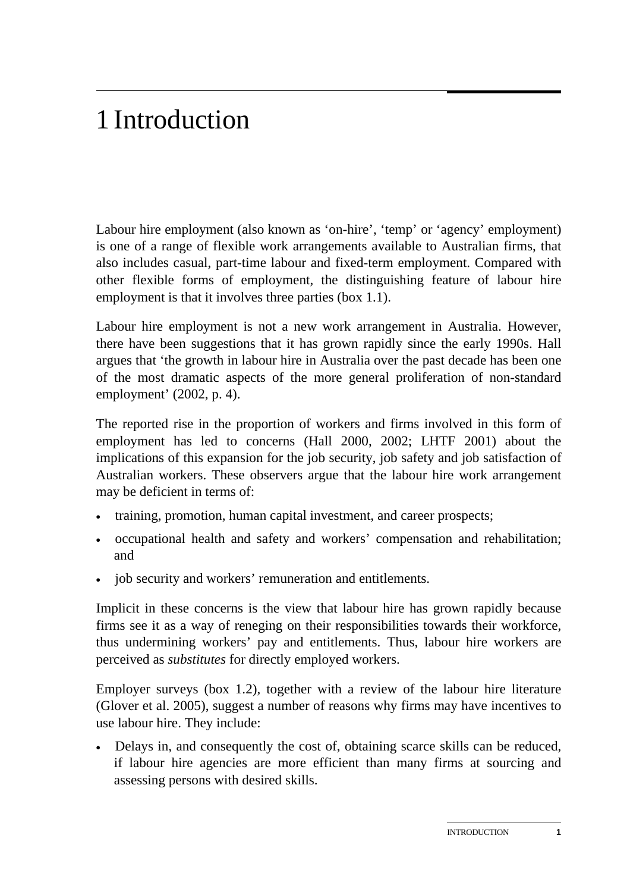# 1 Introduction

Labour hire employment (also known as 'on-hire', 'temp' or 'agency' employment) is one of a range of flexible work arrangements available to Australian firms, that also includes casual, part-time labour and fixed-term employment. Compared with other flexible forms of employment, the distinguishing feature of labour hire employment is that it involves three parties (box 1.1).

Labour hire employment is not a new work arrangement in Australia. However, there have been suggestions that it has grown rapidly since the early 1990s. Hall argues that 'the growth in labour hire in Australia over the past decade has been one of the most dramatic aspects of the more general proliferation of non-standard employment' (2002, p. 4).

The reported rise in the proportion of workers and firms involved in this form of employment has led to concerns (Hall 2000, 2002; LHTF 2001) about the implications of this expansion for the job security, job safety and job satisfaction of Australian workers. These observers argue that the labour hire work arrangement may be deficient in terms of:

- training, promotion, human capital investment, and career prospects;
- occupational health and safety and workers' compensation and rehabilitation; and
- job security and workers' remuneration and entitlements.

Implicit in these concerns is the view that labour hire has grown rapidly because firms see it as a way of reneging on their responsibilities towards their workforce, thus undermining workers' pay and entitlements. Thus, labour hire workers are perceived as *substitutes* for directly employed workers.

Employer surveys (box 1.2), together with a review of the labour hire literature (Glover et al. 2005), suggest a number of reasons why firms may have incentives to use labour hire. They include:

- Delays in, and consequently the cost of, obtaining scarce skills can be reduced, if labour hire agencies are more efficient than many firms at sourcing and assessing persons with desired skills.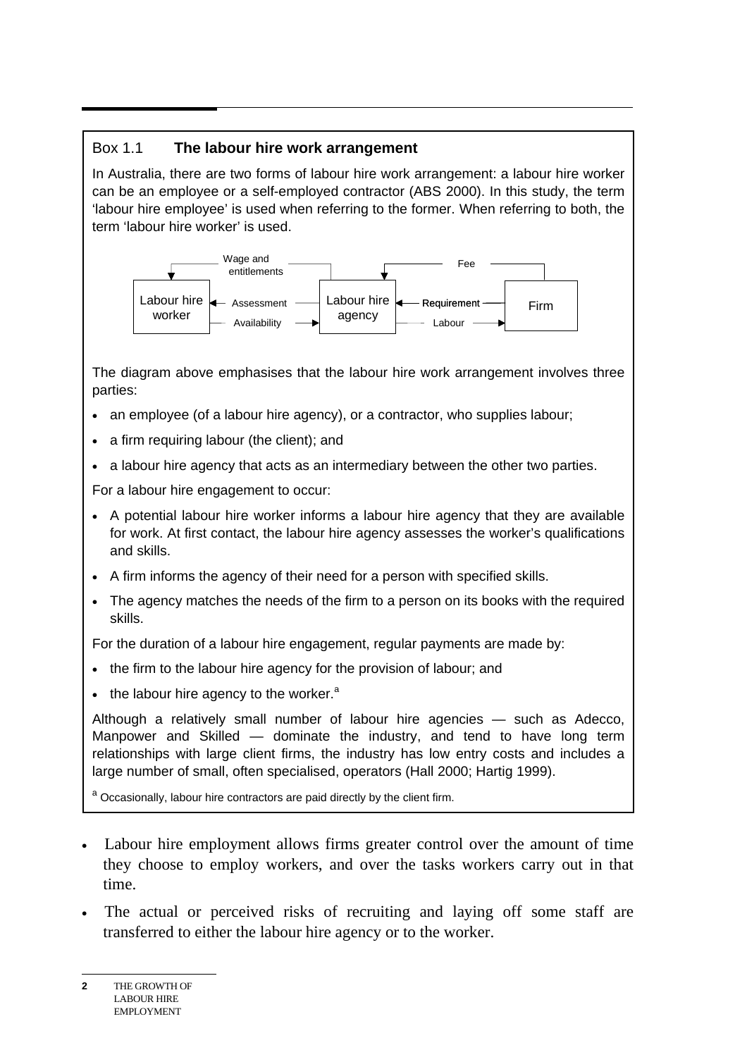### Box 1.1 **The labour hire work arrangement**

In Australia, there are two forms of labour hire work arrangement: a labour hire worker can be an employee or a self-employed contractor (ABS 2000). In this study, the term 'labour hire employee' is used when referring to the former. When referring to both, the term 'labour hire worker' is used.

Labour hire worker — Wage and entitlements — Assessment — Availability — Labour hire agency — Fee — Requirement — Labour — Firm

The diagram above emphasises that the labour hire work arrangement involves three parties:

- an employee (of a labour hire agency), or a contractor, who supplies labour;
- a firm requiring labour (the client); and
- a labour hire agency that acts as an intermediary between the other two parties.

For a labour hire engagement to occur:

- A potential labour hire worker informs a labour hire agency that they are available for work. At first contact, the labour hire agency assesses the worker's qualifications and skills.
- A firm informs the agency of their need for a person with specified skills.
- The agency matches the needs of the firm to a person on its books with the required skills.

For the duration of a labour hire engagement, regular payments are made by:

- the firm to the labour hire agency for the provision of labour; and
- the labour hire agency to the worker.[a]

Although a relatively small number of labour hire agencies — such as Adecco, Manpower and Skilled — dominate the industry, and tend to have long term relationships with large client firms, the industry has low entry costs and includes a large number of small, often specialised, operators (Hall 2000; Hartig 1999).

[a] Occasionally, labour hire contractors are paid directly by the client firm.

- Labour hire employment allows firms greater control over the amount of time they choose to employ workers, and over the tasks workers carry out in that time.
- The actual or perceived risks of recruiting and laying off some staff are transferred to either the labour hire agency or to the worker.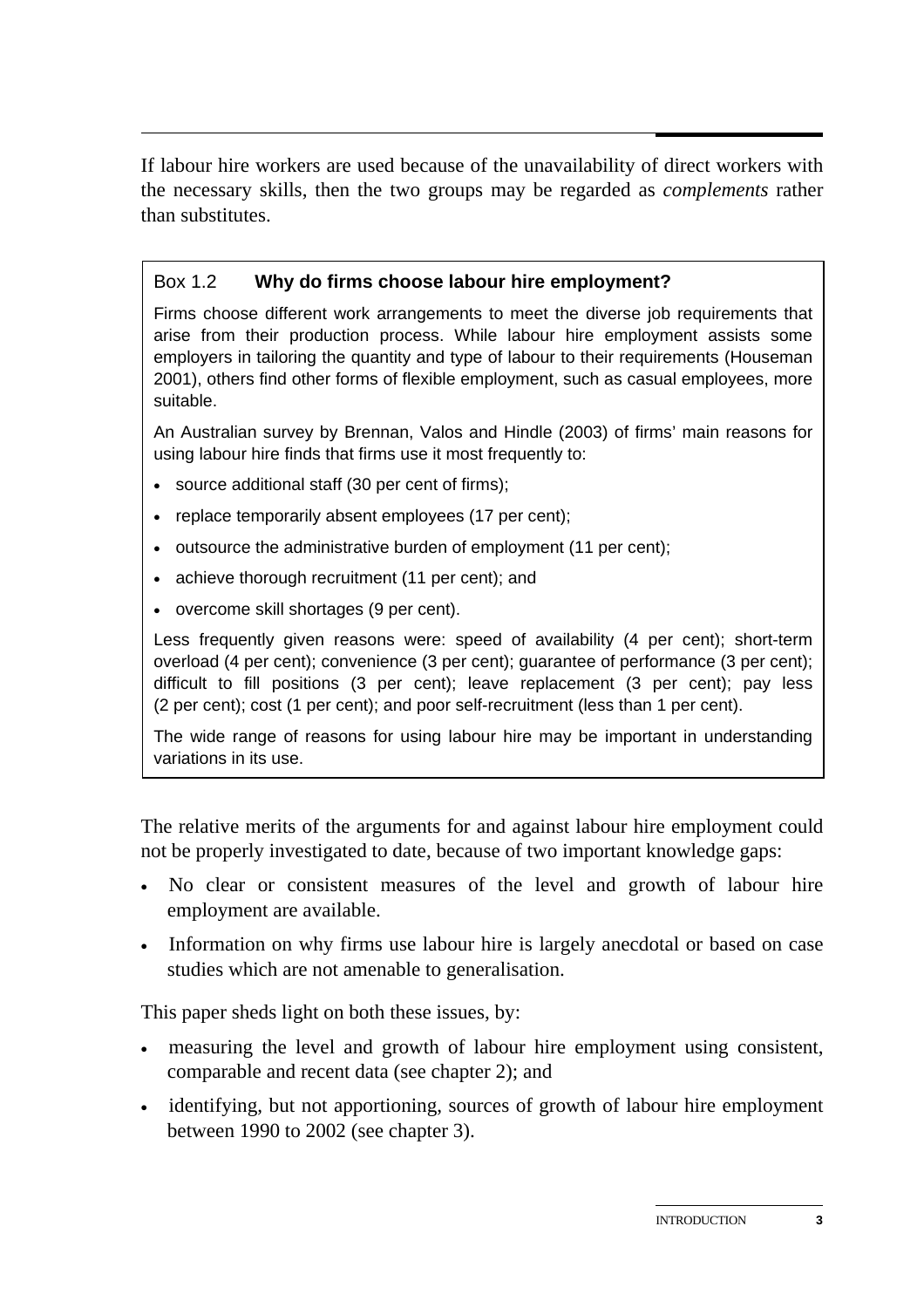If labour hire workers are used because of the unavailability of direct workers with the necessary skills, then the two groups may be regarded as *complements* rather than substitutes.

> Box 1.2 **Why do firms choose labour hire employment?**
>
> Firms choose different work arrangements to meet the diverse job requirements that arise from their production process. While labour hire employment assists some employers in tailoring the quantity and type of labour to their requirements (Houseman 2001), others find other forms of flexible employment, such as casual employees, more suitable.
>
> An Australian survey by Brennan, Valos and Hindle (2003) of firms' main reasons for using labour hire finds that firms use it most frequently to:
>
> - source additional staff (30 per cent of firms);
> - replace temporarily absent employees (17 per cent);
> - outsource the administrative burden of employment (11 per cent);
> - achieve thorough recruitment (11 per cent); and
> - overcome skill shortages (9 per cent).
>
> Less frequently given reasons were: speed of availability (4 per cent); short-term overload (4 per cent); convenience (3 per cent); guarantee of performance (3 per cent); difficult to fill positions (3 per cent); leave replacement (3 per cent); pay less (2 per cent); cost (1 per cent); and poor self-recruitment (less than 1 per cent).
>
> The wide range of reasons for using labour hire may be important in understanding variations in its use.

The relative merits of the arguments for and against labour hire employment could not be properly investigated to date, because of two important knowledge gaps:

- No clear or consistent measures of the level and growth of labour hire employment are available.
- Information on why firms use labour hire is largely anecdotal or based on case studies which are not amenable to generalisation.

This paper sheds light on both these issues, by:

- measuring the level and growth of labour hire employment using consistent, comparable and recent data (see chapter 2); and
- identifying, but not apportioning, sources of growth of labour hire employment between 1990 to 2002 (see chapter 3).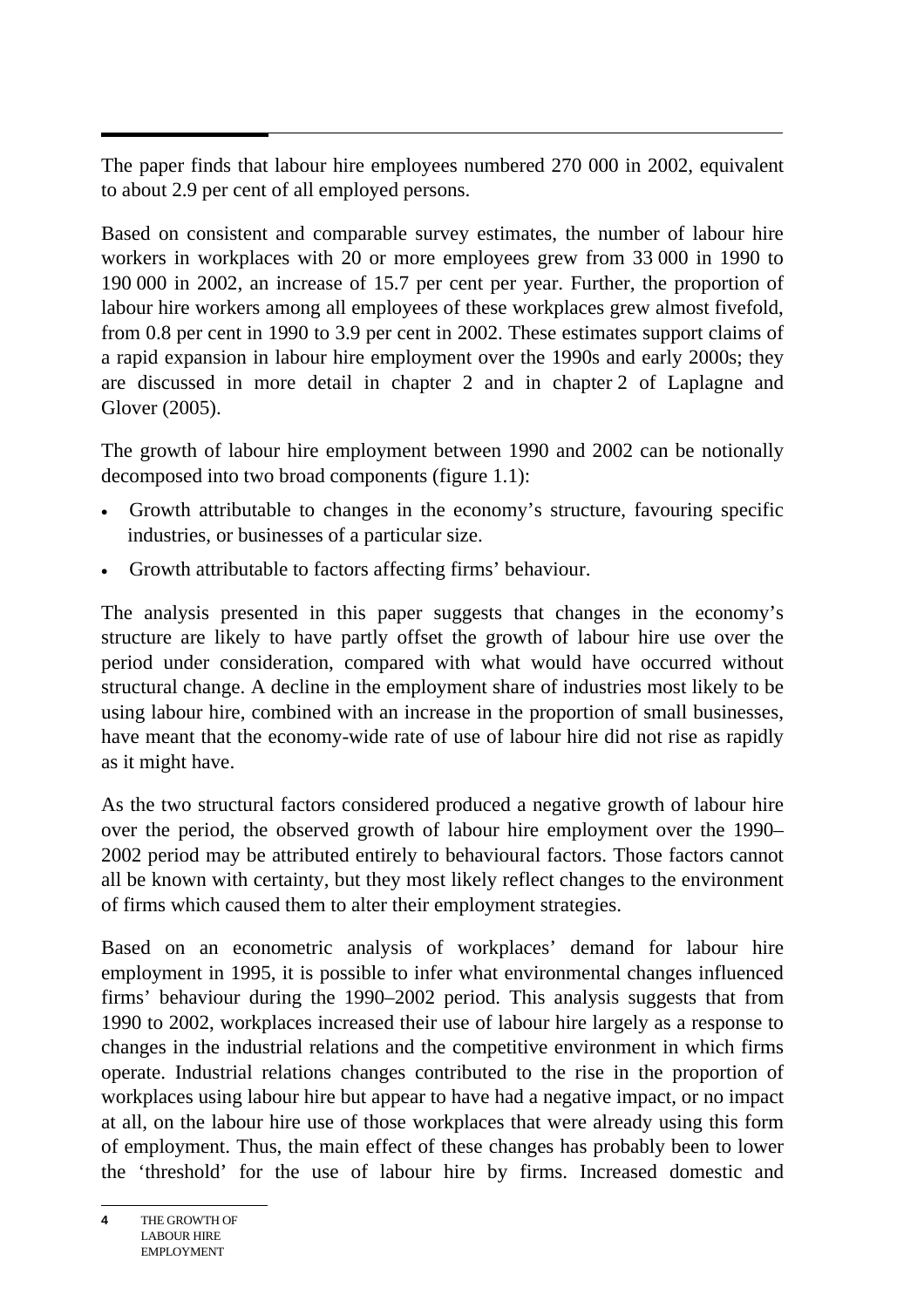The paper finds that labour hire employees numbered 270 000 in 2002, equivalent to about 2.9 per cent of all employed persons.

Based on consistent and comparable survey estimates, the number of labour hire workers in workplaces with 20 or more employees grew from 33 000 in 1990 to 190 000 in 2002, an increase of 15.7 per cent per year. Further, the proportion of labour hire workers among all employees of these workplaces grew almost fivefold, from 0.8 per cent in 1990 to 3.9 per cent in 2002. These estimates support claims of a rapid expansion in labour hire employment over the 1990s and early 2000s; they are discussed in more detail in chapter 2 and in chapter 2 of Laplagne and Glover (2005).

The growth of labour hire employment between 1990 and 2002 can be notionally decomposed into two broad components (figure 1.1):

- Growth attributable to changes in the economy's structure, favouring specific industries, or businesses of a particular size.
- Growth attributable to factors affecting firms' behaviour.

The analysis presented in this paper suggests that changes in the economy's structure are likely to have partly offset the growth of labour hire use over the period under consideration, compared with what would have occurred without structural change. A decline in the employment share of industries most likely to be using labour hire, combined with an increase in the proportion of small businesses, have meant that the economy-wide rate of use of labour hire did not rise as rapidly as it might have.

As the two structural factors considered produced a negative growth of labour hire over the period, the observed growth of labour hire employment over the 1990–2002 period may be attributed entirely to behavioural factors. Those factors cannot all be known with certainty, but they most likely reflect changes to the environment of firms which caused them to alter their employment strategies.

Based on an econometric analysis of workplaces' demand for labour hire employment in 1995, it is possible to infer what environmental changes influenced firms' behaviour during the 1990–2002 period. This analysis suggests that from 1990 to 2002, workplaces increased their use of labour hire largely as a response to changes in the industrial relations and the competitive environment in which firms operate. Industrial relations changes contributed to the rise in the proportion of workplaces using labour hire but appear to have had a negative impact, or no impact at all, on the labour hire use of those workplaces that were already using this form of employment. Thus, the main effect of these changes has probably been to lower the 'threshold' for the use of labour hire by firms. Increased domestic and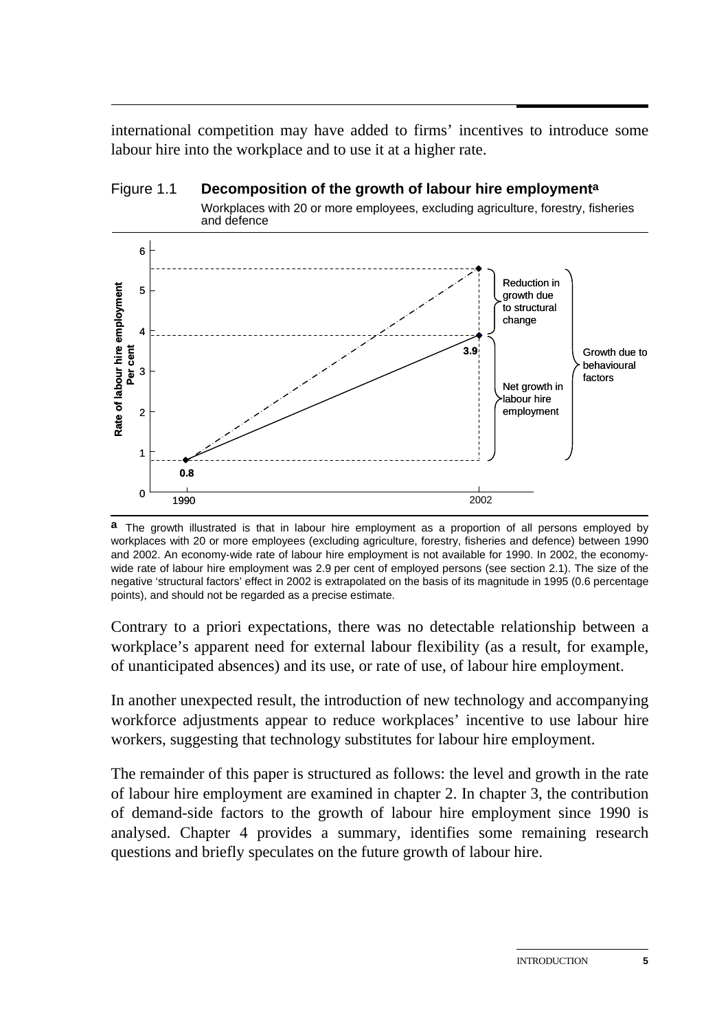international competition may have added to firms' incentives to introduce some labour hire into the workplace and to use it at a higher rate.

Figure 1.1 **Decomposition of the growth of labour hire employment[a]**

Workplaces with 20 or more employees, excluding agriculture, forestry, fisheries and defence

[a] The growth illustrated is that in labour hire employment as a proportion of all persons employed by workplaces with 20 or more employees (excluding agriculture, forestry, fisheries and defence) between 1990 and 2002. An economy-wide rate of labour hire employment is not available for 1990. In 2002, the economy-wide rate of labour hire employment was 2.9 per cent of employed persons (see section 2.1). The size of the negative 'structural factors' effect in 2002 is extrapolated on the basis of its magnitude in 1995 (0.6 percentage points), and should not be regarded as a precise estimate.

Contrary to a priori expectations, there was no detectable relationship between a workplace's apparent need for external labour flexibility (as a result, for example, of unanticipated absences) and its use, or rate of use, of labour hire employment.

In another unexpected result, the introduction of new technology and accompanying workforce adjustments appear to reduce workplaces' incentive to use labour hire workers, suggesting that technology substitutes for labour hire employment.

The remainder of this paper is structured as follows: the level and growth in the rate of labour hire employment are examined in chapter 2. In chapter 3, the contribution of demand-side factors to the growth of labour hire employment since 1990 is analysed. Chapter 4 provides a summary, identifies some remaining research questions and briefly speculates on the future growth of labour hire.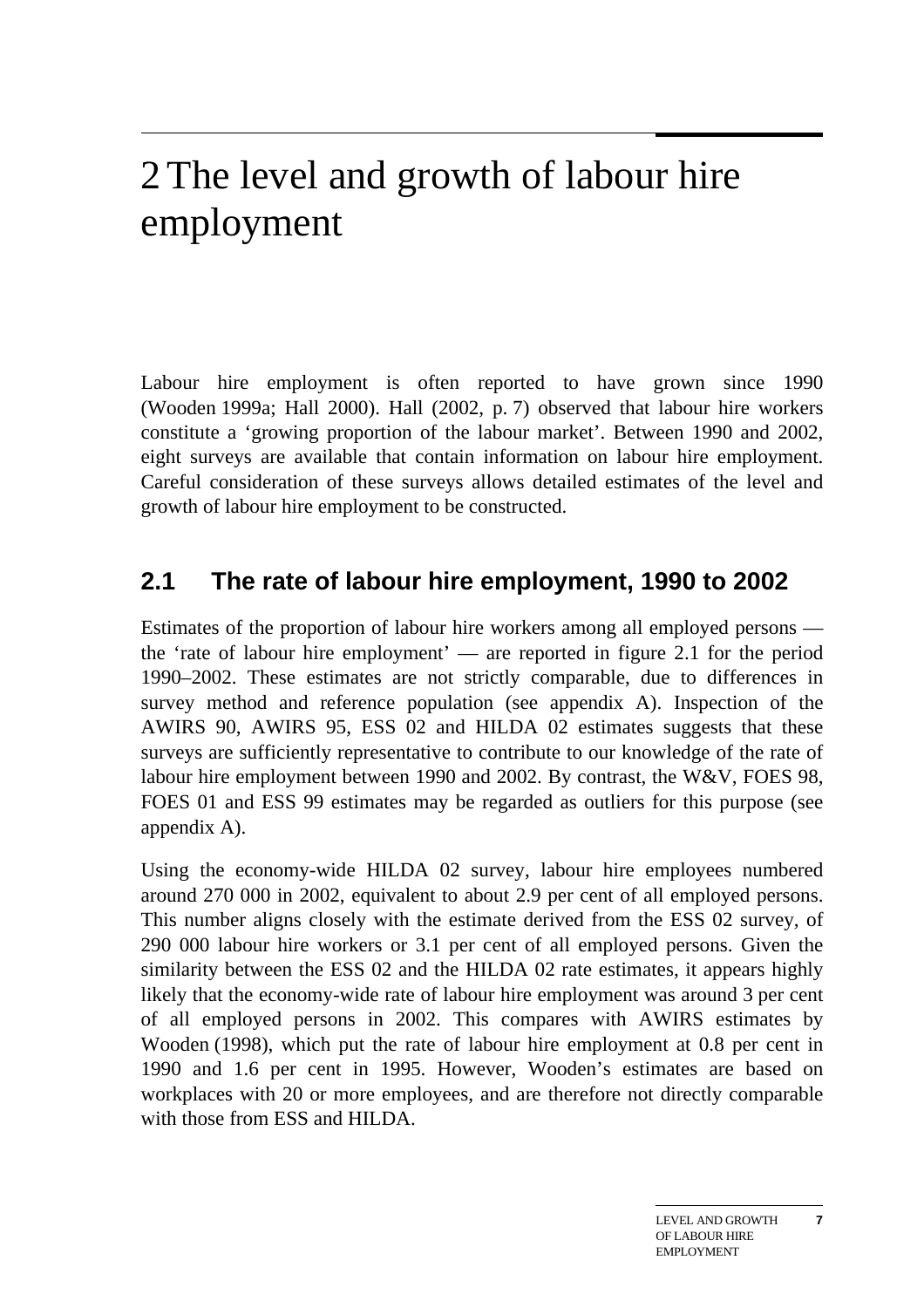# 2 The level and growth of labour hire employment

Labour hire employment is often reported to have grown since 1990 (Wooden 1999a; Hall 2000). Hall (2002, p. 7) observed that labour hire workers constitute a 'growing proportion of the labour market'. Between 1990 and 2002, eight surveys are available that contain information on labour hire employment. Careful consideration of these surveys allows detailed estimates of the level and growth of labour hire employment to be constructed.

## 2.1 The rate of labour hire employment, 1990 to 2002

Estimates of the proportion of labour hire workers among all employed persons — the 'rate of labour hire employment' — are reported in figure 2.1 for the period 1990–2002. These estimates are not strictly comparable, due to differences in survey method and reference population (see appendix A). Inspection of the AWIRS 90, AWIRS 95, ESS 02 and HILDA 02 estimates suggests that these surveys are sufficiently representative to contribute to our knowledge of the rate of labour hire employment between 1990 and 2002. By contrast, the W&V, FOES 98, FOES 01 and ESS 99 estimates may be regarded as outliers for this purpose (see appendix A).

Using the economy-wide HILDA 02 survey, labour hire employees numbered around 270 000 in 2002, equivalent to about 2.9 per cent of all employed persons. This number aligns closely with the estimate derived from the ESS 02 survey, of 290 000 labour hire workers or 3.1 per cent of all employed persons. Given the similarity between the ESS 02 and the HILDA 02 rate estimates, it appears highly likely that the economy-wide rate of labour hire employment was around 3 per cent of all employed persons in 2002. This compares with AWIRS estimates by Wooden (1998), which put the rate of labour hire employment at 0.8 per cent in 1990 and 1.6 per cent in 1995. However, Wooden's estimates are based on workplaces with 20 or more employees, and are therefore not directly comparable with those from ESS and HILDA.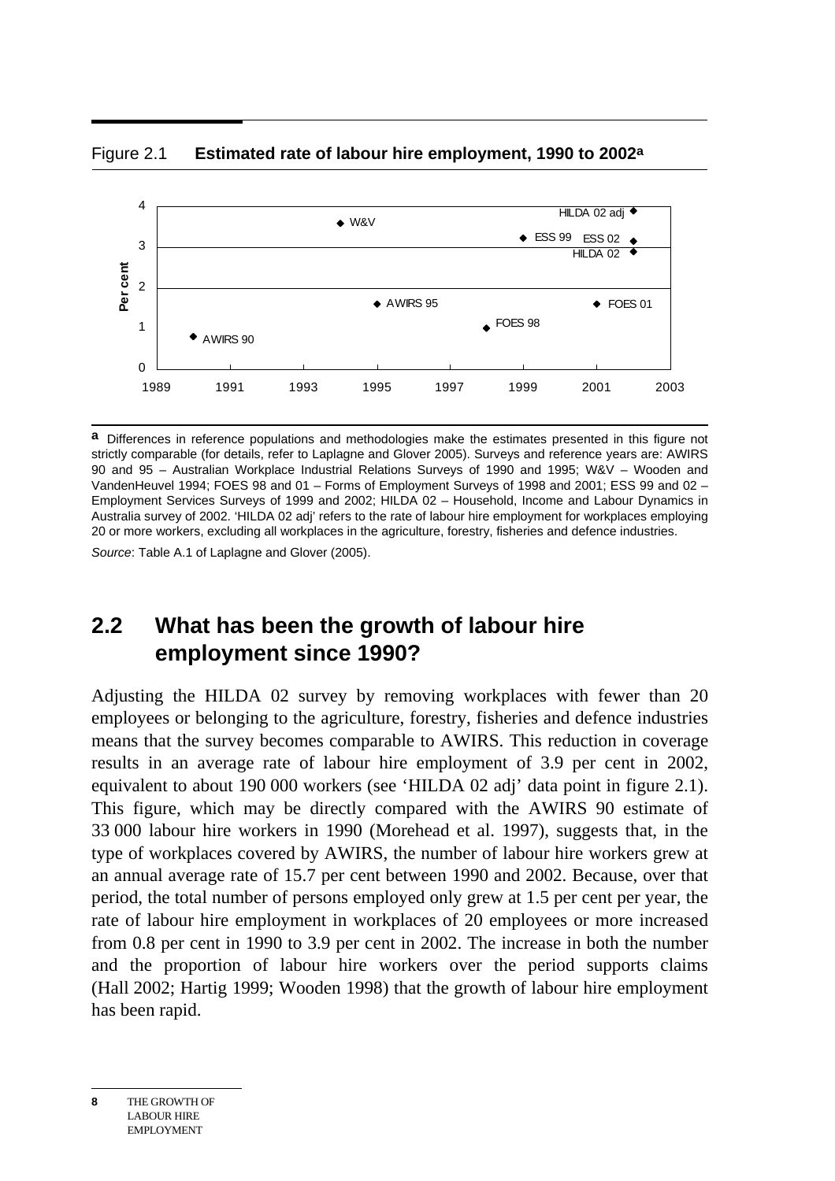Figure 2.1 **Estimated rate of labour hire employment, 1990 to 2002**[a]

[a] Differences in reference populations and methodologies make the estimates presented in this figure not strictly comparable (for details, refer to Laplagne and Glover 2005). Surveys and reference years are: AWIRS 90 and 95 – Australian Workplace Industrial Relations Surveys of 1990 and 1995; W&V – Wooden and VandenHeuvel 1994; FOES 98 and 01 – Forms of Employment Surveys of 1998 and 2001; ESS 99 and 02 – Employment Services Surveys of 1999 and 2002; HILDA 02 – Household, Income and Labour Dynamics in Australia survey of 2002. 'HILDA 02 adj' refers to the rate of labour hire employment for workplaces employing 20 or more workers, excluding all workplaces in the agriculture, forestry, fisheries and defence industries.

*Source*: Table A.1 of Laplagne and Glover (2005).

## 2.2 What has been the growth of labour hire employment since 1990?

Adjusting the HILDA 02 survey by removing workplaces with fewer than 20 employees or belonging to the agriculture, forestry, fisheries and defence industries means that the survey becomes comparable to AWIRS. This reduction in coverage results in an average rate of labour hire employment of 3.9 per cent in 2002, equivalent to about 190 000 workers (see 'HILDA 02 adj' data point in figure 2.1). This figure, which may be directly compared with the AWIRS 90 estimate of 33 000 labour hire workers in 1990 (Morehead et al. 1997), suggests that, in the type of workplaces covered by AWIRS, the number of labour hire workers grew at an annual average rate of 15.7 per cent between 1990 and 2002. Because, over that period, the total number of persons employed only grew at 1.5 per cent per year, the rate of labour hire employment in workplaces of 20 employees or more increased from 0.8 per cent in 1990 to 3.9 per cent in 2002. The increase in both the number and the proportion of labour hire workers over the period supports claims (Hall 2002; Hartig 1999; Wooden 1998) that the growth of labour hire employment has been rapid.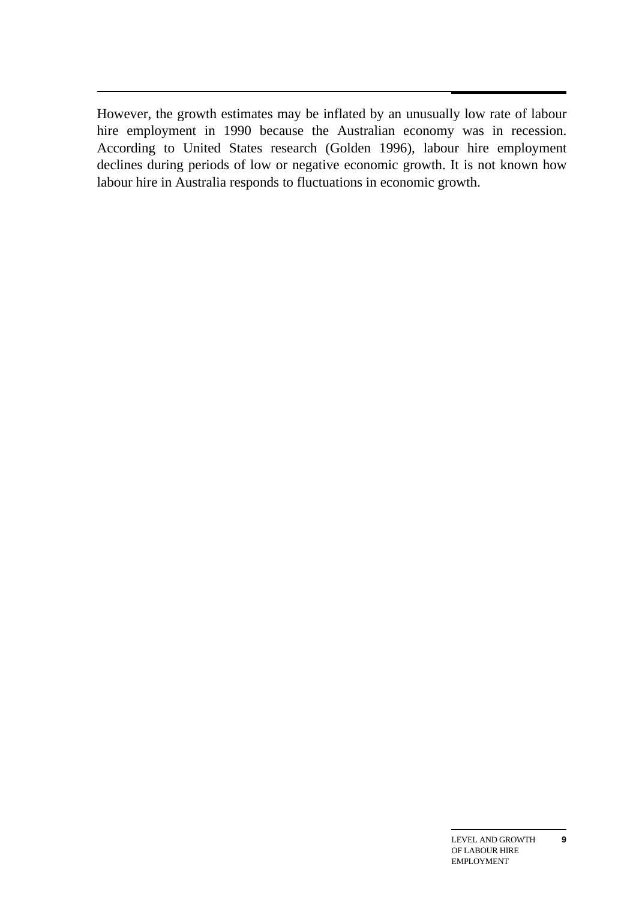However, the growth estimates may be inflated by an unusually low rate of labour hire employment in 1990 because the Australian economy was in recession. According to United States research (Golden 1996), labour hire employment declines during periods of low or negative economic growth. It is not known how labour hire in Australia responds to fluctuations in economic growth.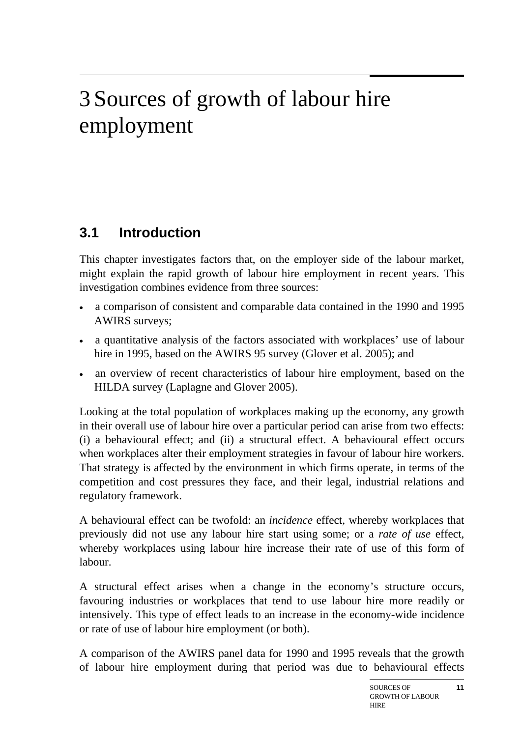# 3 Sources of growth of labour hire employment

## 3.1 Introduction

This chapter investigates factors that, on the employer side of the labour market, might explain the rapid growth of labour hire employment in recent years. This investigation combines evidence from three sources:

- a comparison of consistent and comparable data contained in the 1990 and 1995 AWIRS surveys;
- a quantitative analysis of the factors associated with workplaces' use of labour hire in 1995, based on the AWIRS 95 survey (Glover et al. 2005); and
- an overview of recent characteristics of labour hire employment, based on the HILDA survey (Laplagne and Glover 2005).

Looking at the total population of workplaces making up the economy, any growth in their overall use of labour hire over a particular period can arise from two effects: (i) a behavioural effect; and (ii) a structural effect. A behavioural effect occurs when workplaces alter their employment strategies in favour of labour hire workers. That strategy is affected by the environment in which firms operate, in terms of the competition and cost pressures they face, and their legal, industrial relations and regulatory framework.

A behavioural effect can be twofold: an *incidence* effect, whereby workplaces that previously did not use any labour hire start using some; or a *rate of use* effect, whereby workplaces using labour hire increase their rate of use of this form of labour.

A structural effect arises when a change in the economy's structure occurs, favouring industries or workplaces that tend to use labour hire more readily or intensively. This type of effect leads to an increase in the economy-wide incidence or rate of use of labour hire employment (or both).

A comparison of the AWIRS panel data for 1990 and 1995 reveals that the growth of labour hire employment during that period was due to behavioural effects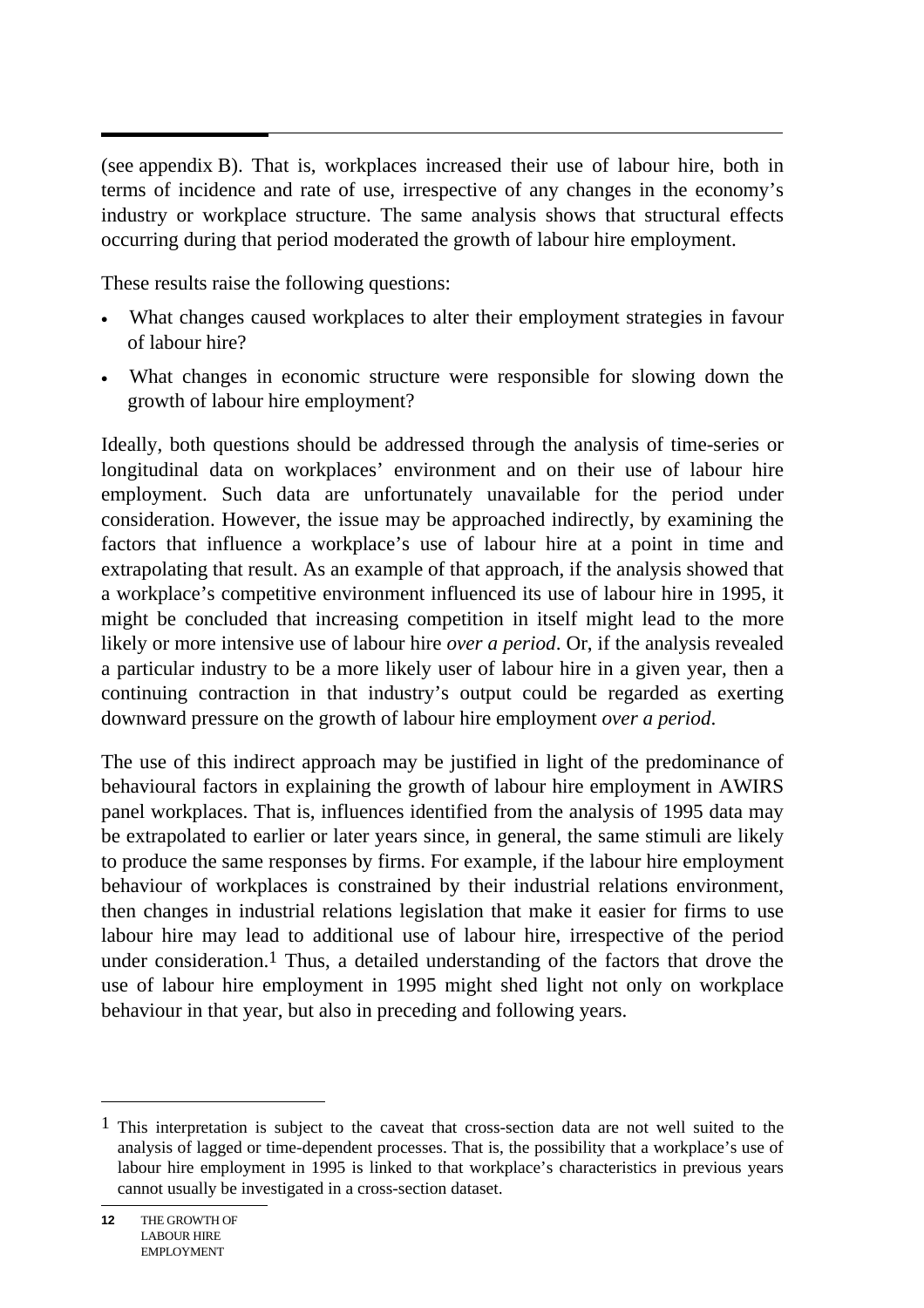(see appendix B). That is, workplaces increased their use of labour hire, both in terms of incidence and rate of use, irrespective of any changes in the economy's industry or workplace structure. The same analysis shows that structural effects occurring during that period moderated the growth of labour hire employment.

These results raise the following questions:

- What changes caused workplaces to alter their employment strategies in favour of labour hire?
- What changes in economic structure were responsible for slowing down the growth of labour hire employment?

Ideally, both questions should be addressed through the analysis of time-series or longitudinal data on workplaces' environment and on their use of labour hire employment. Such data are unfortunately unavailable for the period under consideration. However, the issue may be approached indirectly, by examining the factors that influence a workplace's use of labour hire at a point in time and extrapolating that result. As an example of that approach, if the analysis showed that a workplace's competitive environment influenced its use of labour hire in 1995, it might be concluded that increasing competition in itself might lead to the more likely or more intensive use of labour hire *over a period*. Or, if the analysis revealed a particular industry to be a more likely user of labour hire in a given year, then a continuing contraction in that industry's output could be regarded as exerting downward pressure on the growth of labour hire employment *over a period*.

The use of this indirect approach may be justified in light of the predominance of behavioural factors in explaining the growth of labour hire employment in AWIRS panel workplaces. That is, influences identified from the analysis of 1995 data may be extrapolated to earlier or later years since, in general, the same stimuli are likely to produce the same responses by firms. For example, if the labour hire employment behaviour of workplaces is constrained by their industrial relations environment, then changes in industrial relations legislation that make it easier for firms to use labour hire may lead to additional use of labour hire, irrespective of the period under consideration.[1] Thus, a detailed understanding of the factors that drove the use of labour hire employment in 1995 might shed light not only on workplace behaviour in that year, but also in preceding and following years.

[1] This interpretation is subject to the caveat that cross-section data are not well suited to the analysis of lagged or time-dependent processes. That is, the possibility that a workplace's use of labour hire employment in 1995 is linked to that workplace's characteristics in previous years cannot usually be investigated in a cross-section dataset.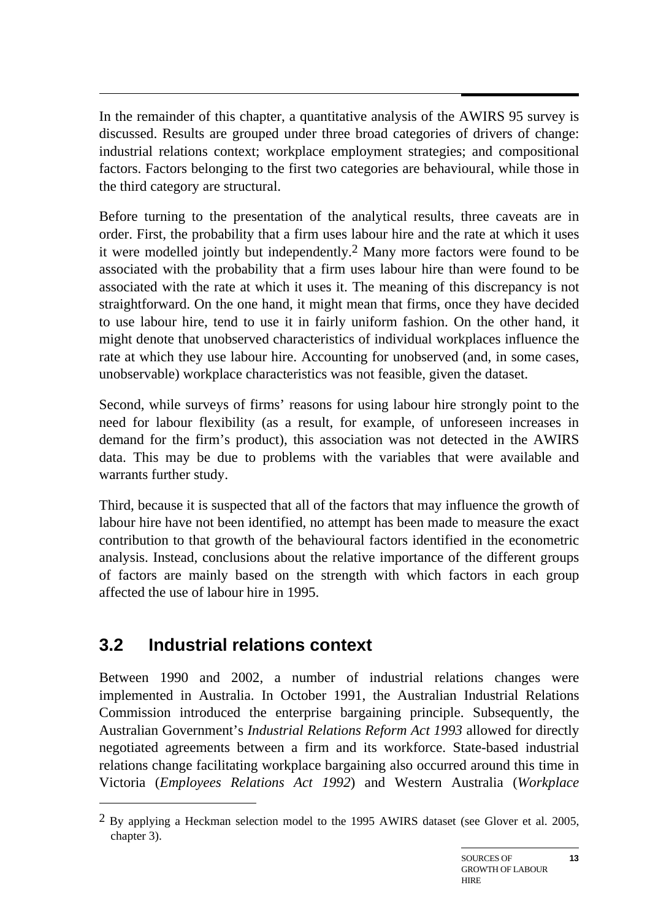In the remainder of this chapter, a quantitative analysis of the AWIRS 95 survey is discussed. Results are grouped under three broad categories of drivers of change: industrial relations context; workplace employment strategies; and compositional factors. Factors belonging to the first two categories are behavioural, while those in the third category are structural.

Before turning to the presentation of the analytical results, three caveats are in order. First, the probability that a firm uses labour hire and the rate at which it uses it were modelled jointly but independently.[2] Many more factors were found to be associated with the probability that a firm uses labour hire than were found to be associated with the rate at which it uses it. The meaning of this discrepancy is not straightforward. On the one hand, it might mean that firms, once they have decided to use labour hire, tend to use it in fairly uniform fashion. On the other hand, it might denote that unobserved characteristics of individual workplaces influence the rate at which they use labour hire. Accounting for unobserved (and, in some cases, unobservable) workplace characteristics was not feasible, given the dataset.

Second, while surveys of firms' reasons for using labour hire strongly point to the need for labour flexibility (as a result, for example, of unforeseen increases in demand for the firm's product), this association was not detected in the AWIRS data. This may be due to problems with the variables that were available and warrants further study.

Third, because it is suspected that all of the factors that may influence the growth of labour hire have not been identified, no attempt has been made to measure the exact contribution to that growth of the behavioural factors identified in the econometric analysis. Instead, conclusions about the relative importance of the different groups of factors are mainly based on the strength with which factors in each group affected the use of labour hire in 1995.

## 3.2 Industrial relations context

Between 1990 and 2002, a number of industrial relations changes were implemented in Australia. In October 1991, the Australian Industrial Relations Commission introduced the enterprise bargaining principle. Subsequently, the Australian Government's *Industrial Relations Reform Act 1993* allowed for directly negotiated agreements between a firm and its workforce. State-based industrial relations change facilitating workplace bargaining also occurred around this time in Victoria (*Employees Relations Act 1992*) and Western Australia (*Workplace*

---

[2] By applying a Heckman selection model to the 1995 AWIRS dataset (see Glover et al. 2005, chapter 3).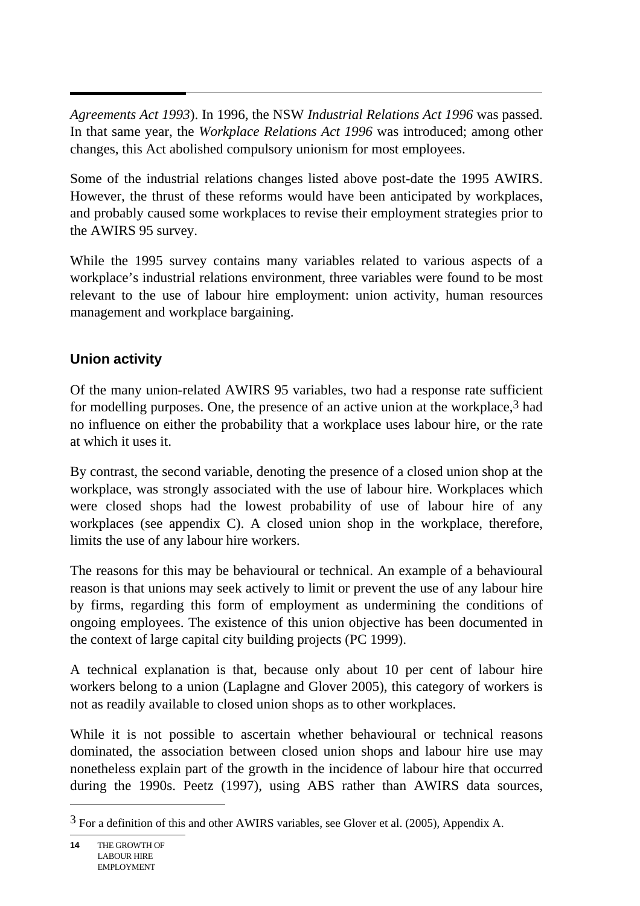*Agreements Act 1993*). In 1996, the NSW *Industrial Relations Act 1996* was passed. In that same year, the *Workplace Relations Act 1996* was introduced; among other changes, this Act abolished compulsory unionism for most employees.

Some of the industrial relations changes listed above post-date the 1995 AWIRS. However, the thrust of these reforms would have been anticipated by workplaces, and probably caused some workplaces to revise their employment strategies prior to the AWIRS 95 survey.

While the 1995 survey contains many variables related to various aspects of a workplace's industrial relations environment, three variables were found to be most relevant to the use of labour hire employment: union activity, human resources management and workplace bargaining.

### Union activity

Of the many union-related AWIRS 95 variables, two had a response rate sufficient for modelling purposes. One, the presence of an active union at the workplace,[3] had no influence on either the probability that a workplace uses labour hire, or the rate at which it uses it.

By contrast, the second variable, denoting the presence of a closed union shop at the workplace, was strongly associated with the use of labour hire. Workplaces which were closed shops had the lowest probability of use of labour hire of any workplaces (see appendix C). A closed union shop in the workplace, therefore, limits the use of any labour hire workers.

The reasons for this may be behavioural or technical. An example of a behavioural reason is that unions may seek actively to limit or prevent the use of any labour hire by firms, regarding this form of employment as undermining the conditions of ongoing employees. The existence of this union objective has been documented in the context of large capital city building projects (PC 1999).

A technical explanation is that, because only about 10 per cent of labour hire workers belong to a union (Laplagne and Glover 2005), this category of workers is not as readily available to closed union shops as to other workplaces.

While it is not possible to ascertain whether behavioural or technical reasons dominated, the association between closed union shops and labour hire use may nonetheless explain part of the growth in the incidence of labour hire that occurred during the 1990s. Peetz (1997), using ABS rather than AWIRS data sources,

---

[3] For a definition of this and other AWIRS variables, see Glover et al. (2005), Appendix A.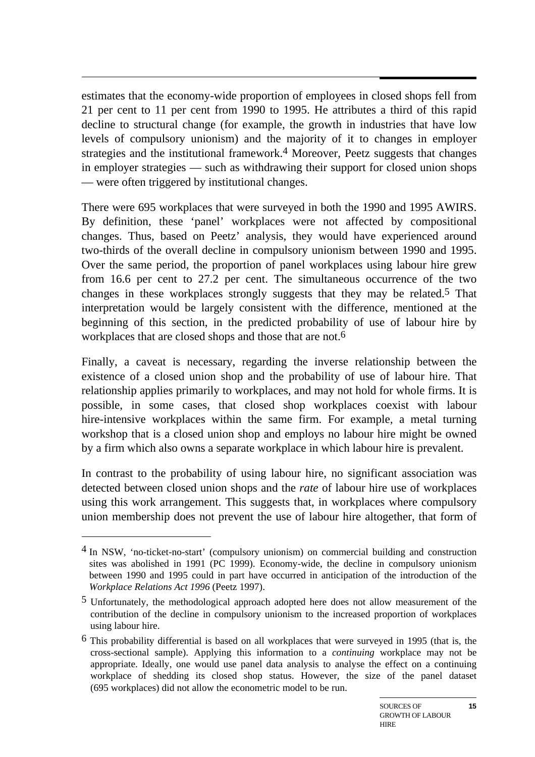estimates that the economy-wide proportion of employees in closed shops fell from 21 per cent to 11 per cent from 1990 to 1995. He attributes a third of this rapid decline to structural change (for example, the growth in industries that have low levels of compulsory unionism) and the majority of it to changes in employer strategies and the institutional framework.[4] Moreover, Peetz suggests that changes in employer strategies — such as withdrawing their support for closed union shops — were often triggered by institutional changes.

There were 695 workplaces that were surveyed in both the 1990 and 1995 AWIRS. By definition, these 'panel' workplaces were not affected by compositional changes. Thus, based on Peetz' analysis, they would have experienced around two-thirds of the overall decline in compulsory unionism between 1990 and 1995. Over the same period, the proportion of panel workplaces using labour hire grew from 16.6 per cent to 27.2 per cent. The simultaneous occurrence of the two changes in these workplaces strongly suggests that they may be related.[5] That interpretation would be largely consistent with the difference, mentioned at the beginning of this section, in the predicted probability of use of labour hire by workplaces that are closed shops and those that are not.[6]

Finally, a caveat is necessary, regarding the inverse relationship between the existence of a closed union shop and the probability of use of labour hire. That relationship applies primarily to workplaces, and may not hold for whole firms. It is possible, in some cases, that closed shop workplaces coexist with labour hire-intensive workplaces within the same firm. For example, a metal turning workshop that is a closed union shop and employs no labour hire might be owned by a firm which also owns a separate workplace in which labour hire is prevalent.

In contrast to the probability of using labour hire, no significant association was detected between closed union shops and the *rate* of labour hire use of workplaces using this work arrangement. This suggests that, in workplaces where compulsory union membership does not prevent the use of labour hire altogether, that form of

---

[4] In NSW, 'no-ticket-no-start' (compulsory unionism) on commercial building and construction sites was abolished in 1991 (PC 1999). Economy-wide, the decline in compulsory unionism between 1990 and 1995 could in part have occurred in anticipation of the introduction of the *Workplace Relations Act 1996* (Peetz 1997).

[5] Unfortunately, the methodological approach adopted here does not allow measurement of the contribution of the decline in compulsory unionism to the increased proportion of workplaces using labour hire.

[6] This probability differential is based on all workplaces that were surveyed in 1995 (that is, the cross-sectional sample). Applying this information to a *continuing* workplace may not be appropriate. Ideally, one would use panel data analysis to analyse the effect on a continuing workplace of shedding its closed shop status. However, the size of the panel dataset (695 workplaces) did not allow the econometric model to be run.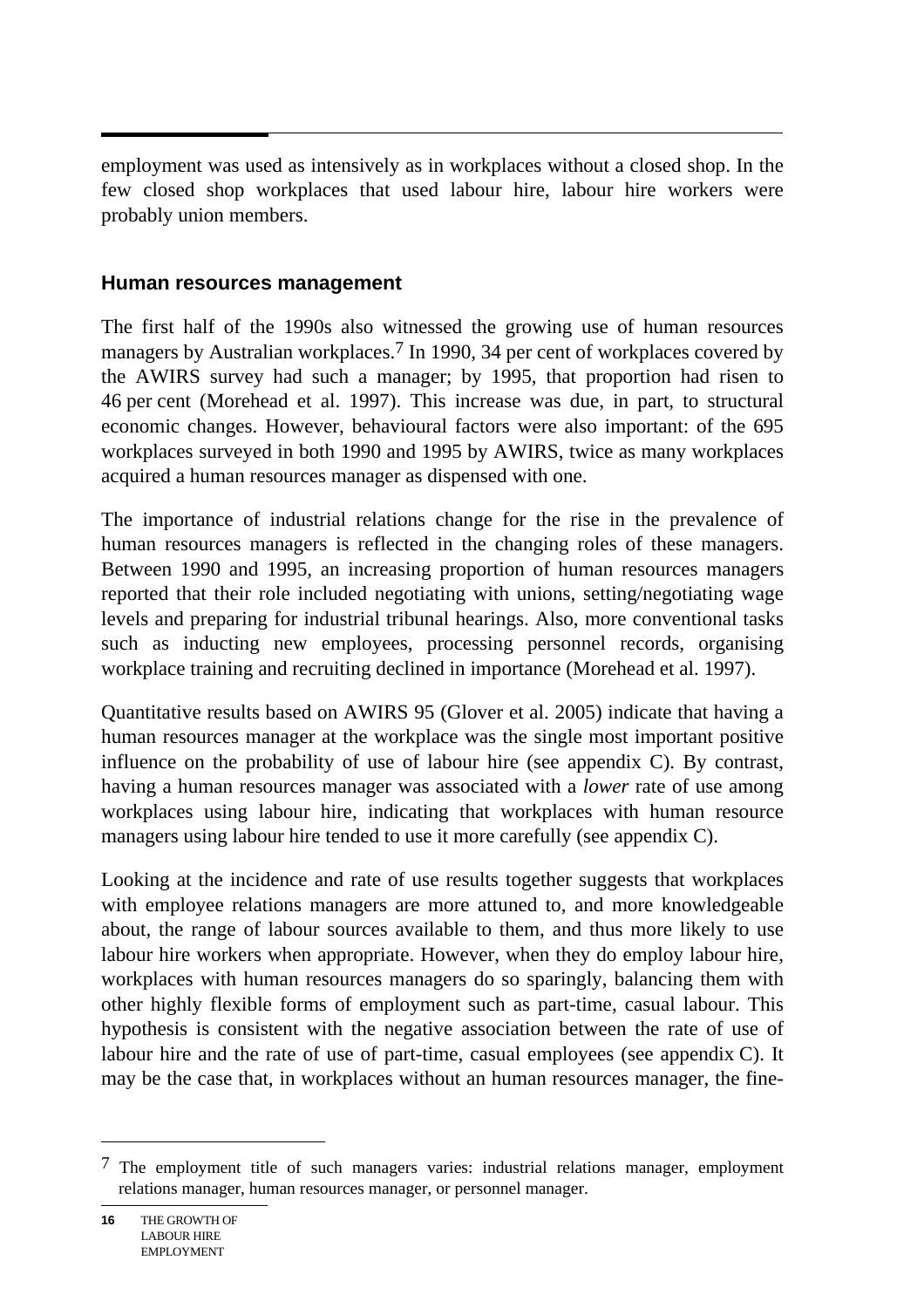employment was used as intensively as in workplaces without a closed shop. In the few closed shop workplaces that used labour hire, labour hire workers were probably union members.

### Human resources management

The first half of the 1990s also witnessed the growing use of human resources managers by Australian workplaces.[7] In 1990, 34 per cent of workplaces covered by the AWIRS survey had such a manager; by 1995, that proportion had risen to 46 per cent (Morehead et al. 1997). This increase was due, in part, to structural economic changes. However, behavioural factors were also important: of the 695 workplaces surveyed in both 1990 and 1995 by AWIRS, twice as many workplaces acquired a human resources manager as dispensed with one.

The importance of industrial relations change for the rise in the prevalence of human resources managers is reflected in the changing roles of these managers. Between 1990 and 1995, an increasing proportion of human resources managers reported that their role included negotiating with unions, setting/negotiating wage levels and preparing for industrial tribunal hearings. Also, more conventional tasks such as inducting new employees, processing personnel records, organising workplace training and recruiting declined in importance (Morehead et al. 1997).

Quantitative results based on AWIRS 95 (Glover et al. 2005) indicate that having a human resources manager at the workplace was the single most important positive influence on the probability of use of labour hire (see appendix C). By contrast, having a human resources manager was associated with a *lower* rate of use among workplaces using labour hire, indicating that workplaces with human resource managers using labour hire tended to use it more carefully (see appendix C).

Looking at the incidence and rate of use results together suggests that workplaces with employee relations managers are more attuned to, and more knowledgeable about, the range of labour sources available to them, and thus more likely to use labour hire workers when appropriate. However, when they do employ labour hire, workplaces with human resources managers do so sparingly, balancing them with other highly flexible forms of employment such as part-time, casual labour. This hypothesis is consistent with the negative association between the rate of use of labour hire and the rate of use of part-time, casual employees (see appendix C). It may be the case that, in workplaces without an human resources manager, the fine-

---

[7] The employment title of such managers varies: industrial relations manager, employment relations manager, human resources manager, or personnel manager.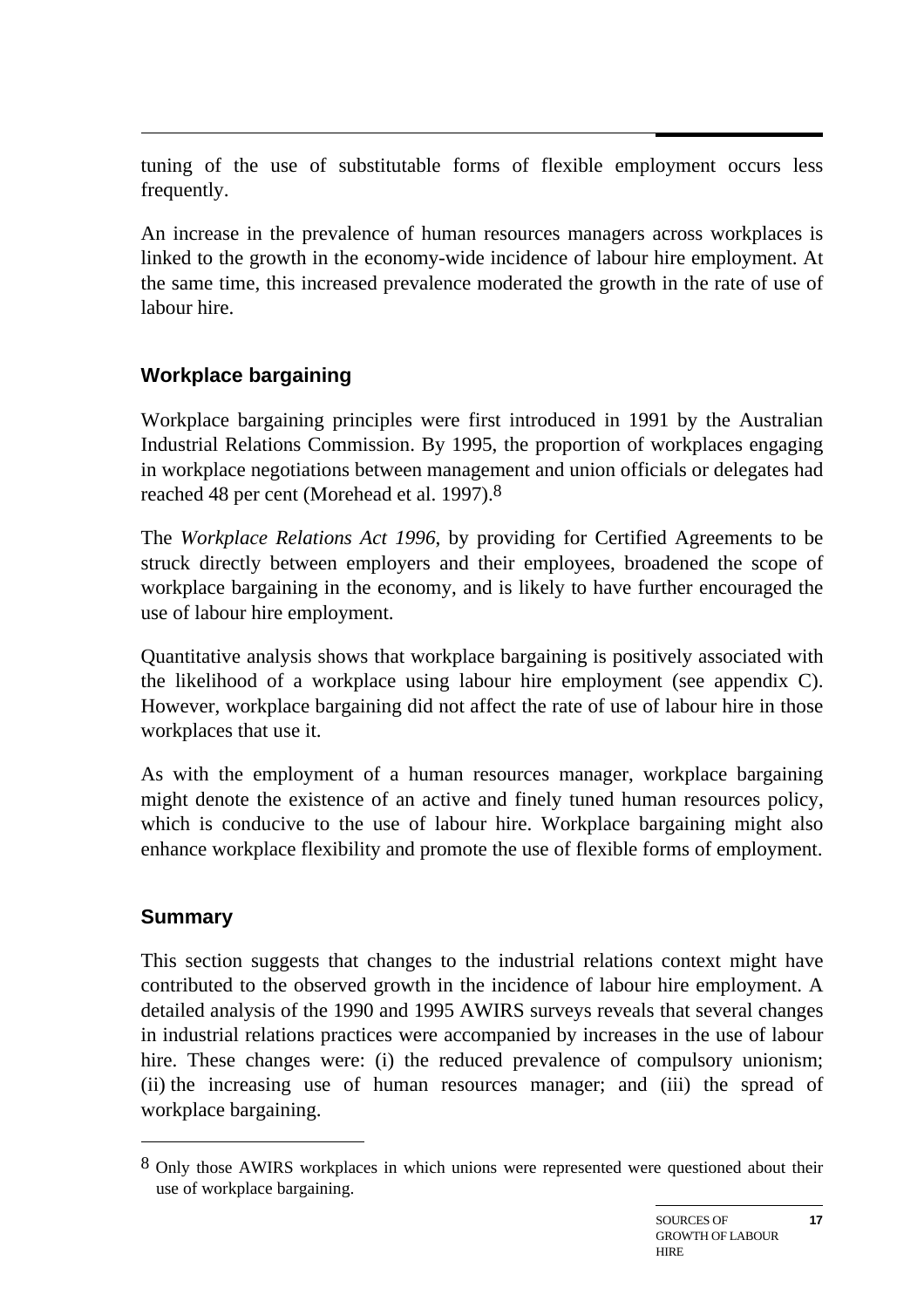tuning of the use of substitutable forms of flexible employment occurs less frequently.

An increase in the prevalence of human resources managers across workplaces is linked to the growth in the economy-wide incidence of labour hire employment. At the same time, this increased prevalence moderated the growth in the rate of use of labour hire.

### Workplace bargaining

Workplace bargaining principles were first introduced in 1991 by the Australian Industrial Relations Commission. By 1995, the proportion of workplaces engaging in workplace negotiations between management and union officials or delegates had reached 48 per cent (Morehead et al. 1997).[8]

The *Workplace Relations Act 1996*, by providing for Certified Agreements to be struck directly between employers and their employees, broadened the scope of workplace bargaining in the economy, and is likely to have further encouraged the use of labour hire employment.

Quantitative analysis shows that workplace bargaining is positively associated with the likelihood of a workplace using labour hire employment (see appendix C). However, workplace bargaining did not affect the rate of use of labour hire in those workplaces that use it.

As with the employment of a human resources manager, workplace bargaining might denote the existence of an active and finely tuned human resources policy, which is conducive to the use of labour hire. Workplace bargaining might also enhance workplace flexibility and promote the use of flexible forms of employment.

### Summary

This section suggests that changes to the industrial relations context might have contributed to the observed growth in the incidence of labour hire employment. A detailed analysis of the 1990 and 1995 AWIRS surveys reveals that several changes in industrial relations practices were accompanied by increases in the use of labour hire. These changes were: (i) the reduced prevalence of compulsory unionism; (ii) the increasing use of human resources manager; and (iii) the spread of workplace bargaining.

---

[8] Only those AWIRS workplaces in which unions were represented were questioned about their use of workplace bargaining.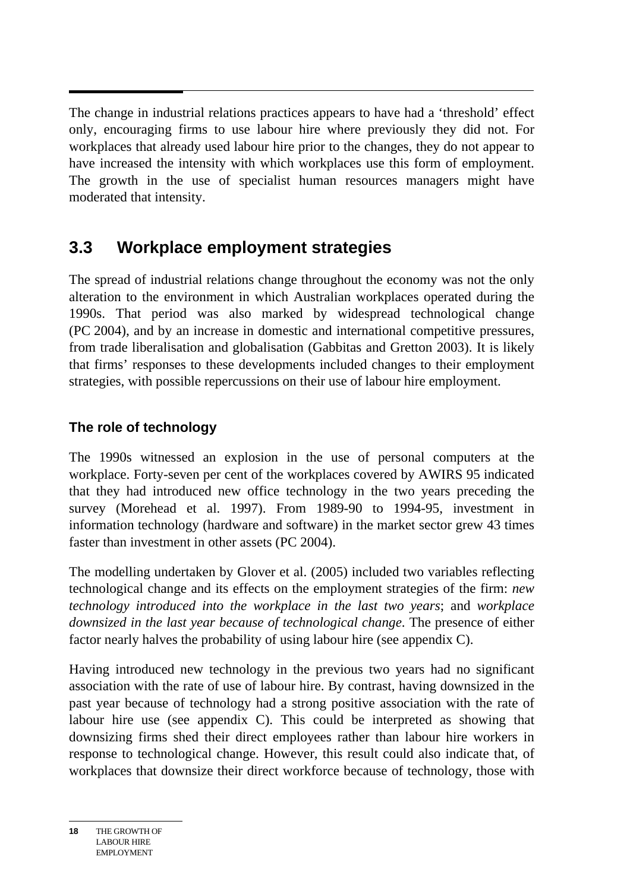The change in industrial relations practices appears to have had a 'threshold' effect only, encouraging firms to use labour hire where previously they did not. For workplaces that already used labour hire prior to the changes, they do not appear to have increased the intensity with which workplaces use this form of employment. The growth in the use of specialist human resources managers might have moderated that intensity.

## 3.3 Workplace employment strategies

The spread of industrial relations change throughout the economy was not the only alteration to the environment in which Australian workplaces operated during the 1990s. That period was also marked by widespread technological change (PC 2004), and by an increase in domestic and international competitive pressures, from trade liberalisation and globalisation (Gabbitas and Gretton 2003). It is likely that firms' responses to these developments included changes to their employment strategies, with possible repercussions on their use of labour hire employment.

### The role of technology

The 1990s witnessed an explosion in the use of personal computers at the workplace. Forty-seven per cent of the workplaces covered by AWIRS 95 indicated that they had introduced new office technology in the two years preceding the survey (Morehead et al. 1997). From 1989-90 to 1994-95, investment in information technology (hardware and software) in the market sector grew 43 times faster than investment in other assets (PC 2004).

The modelling undertaken by Glover et al. (2005) included two variables reflecting technological change and its effects on the employment strategies of the firm: *new technology introduced into the workplace in the last two years*; and *workplace downsized in the last year because of technological change*. The presence of either factor nearly halves the probability of using labour hire (see appendix C).

Having introduced new technology in the previous two years had no significant association with the rate of use of labour hire. By contrast, having downsized in the past year because of technology had a strong positive association with the rate of labour hire use (see appendix C). This could be interpreted as showing that downsizing firms shed their direct employees rather than labour hire workers in response to technological change. However, this result could also indicate that, of workplaces that downsize their direct workforce because of technology, those with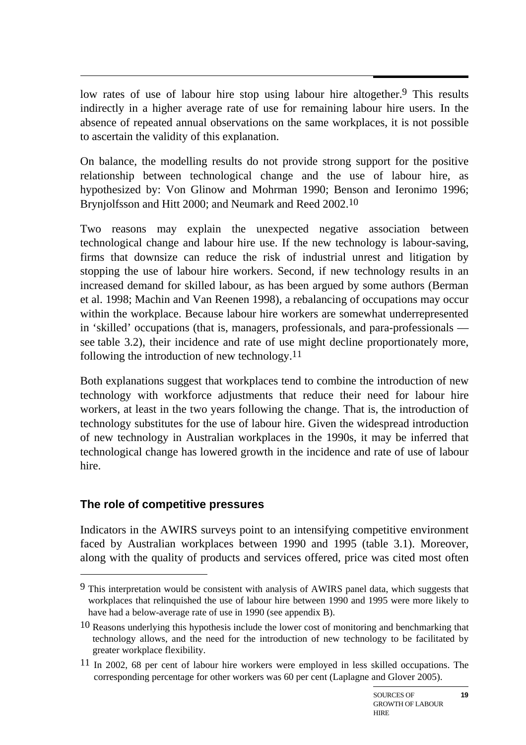low rates of use of labour hire stop using labour hire altogether.[9] This results indirectly in a higher average rate of use for remaining labour hire users. In the absence of repeated annual observations on the same workplaces, it is not possible to ascertain the validity of this explanation.

On balance, the modelling results do not provide strong support for the positive relationship between technological change and the use of labour hire, as hypothesized by: Von Glinow and Mohrman 1990; Benson and Ieronimo 1996; Brynjolfsson and Hitt 2000; and Neumark and Reed 2002.[10]

Two reasons may explain the unexpected negative association between technological change and labour hire use. If the new technology is labour-saving, firms that downsize can reduce the risk of industrial unrest and litigation by stopping the use of labour hire workers. Second, if new technology results in an increased demand for skilled labour, as has been argued by some authors (Berman et al. 1998; Machin and Van Reenen 1998), a rebalancing of occupations may occur within the workplace. Because labour hire workers are somewhat underrepresented in 'skilled' occupations (that is, managers, professionals, and para-professionals — see table 3.2), their incidence and rate of use might decline proportionately more, following the introduction of new technology.[11]

Both explanations suggest that workplaces tend to combine the introduction of new technology with workforce adjustments that reduce their need for labour hire workers, at least in the two years following the change. That is, the introduction of technology substitutes for the use of labour hire. Given the widespread introduction of new technology in Australian workplaces in the 1990s, it may be inferred that technological change has lowered growth in the incidence and rate of use of labour hire.

### The role of competitive pressures

Indicators in the AWIRS surveys point to an intensifying competitive environment faced by Australian workplaces between 1990 and 1995 (table 3.1). Moreover, along with the quality of products and services offered, price was cited most often

---

[9] This interpretation would be consistent with analysis of AWIRS panel data, which suggests that workplaces that relinquished the use of labour hire between 1990 and 1995 were more likely to have had a below-average rate of use in 1990 (see appendix B).

[10] Reasons underlying this hypothesis include the lower cost of monitoring and benchmarking that technology allows, and the need for the introduction of new technology to be facilitated by greater workplace flexibility.

[11] In 2002, 68 per cent of labour hire workers were employed in less skilled occupations. The corresponding percentage for other workers was 60 per cent (Laplagne and Glover 2005).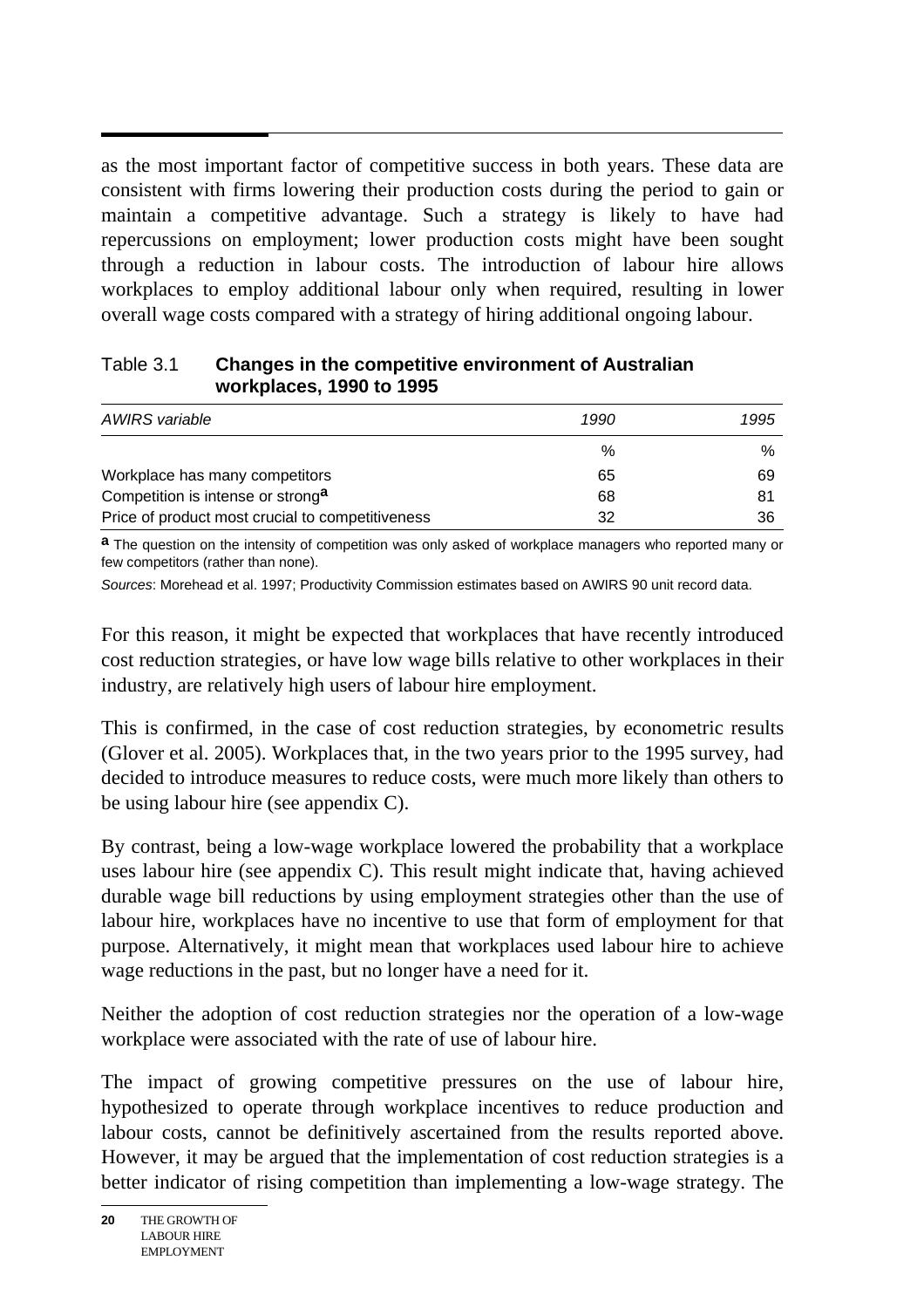as the most important factor of competitive success in both years. These data are consistent with firms lowering their production costs during the period to gain or maintain a competitive advantage. Such a strategy is likely to have had repercussions on employment; lower production costs might have been sought through a reduction in labour costs. The introduction of labour hire allows workplaces to employ additional labour only when required, resulting in lower overall wage costs compared with a strategy of hiring additional ongoing labour.

Table 3.1 **Changes in the competitive environment of Australian workplaces, 1990 to 1995**

| *AWIRS variable* | *1990* | *1995* |
|---|---|---|
| | % | % |
| Workplace has many competitors | 65 | 69 |
| Competition is intense or strong[a] | 68 | 81 |
| Price of product most crucial to competitiveness | 32 | 36 |

[a] The question on the intensity of competition was only asked of workplace managers who reported many or few competitors (rather than none).

*Sources*: Morehead et al. 1997; Productivity Commission estimates based on AWIRS 90 unit record data.

For this reason, it might be expected that workplaces that have recently introduced cost reduction strategies, or have low wage bills relative to other workplaces in their industry, are relatively high users of labour hire employment.

This is confirmed, in the case of cost reduction strategies, by econometric results (Glover et al. 2005). Workplaces that, in the two years prior to the 1995 survey, had decided to introduce measures to reduce costs, were much more likely than others to be using labour hire (see appendix C).

By contrast, being a low-wage workplace lowered the probability that a workplace uses labour hire (see appendix C). This result might indicate that, having achieved durable wage bill reductions by using employment strategies other than the use of labour hire, workplaces have no incentive to use that form of employment for that purpose. Alternatively, it might mean that workplaces used labour hire to achieve wage reductions in the past, but no longer have a need for it.

Neither the adoption of cost reduction strategies nor the operation of a low-wage workplace were associated with the rate of use of labour hire.

The impact of growing competitive pressures on the use of labour hire, hypothesized to operate through workplace incentives to reduce production and labour costs, cannot be definitively ascertained from the results reported above. However, it may be argued that the implementation of cost reduction strategies is a better indicator of rising competition than implementing a low-wage strategy. The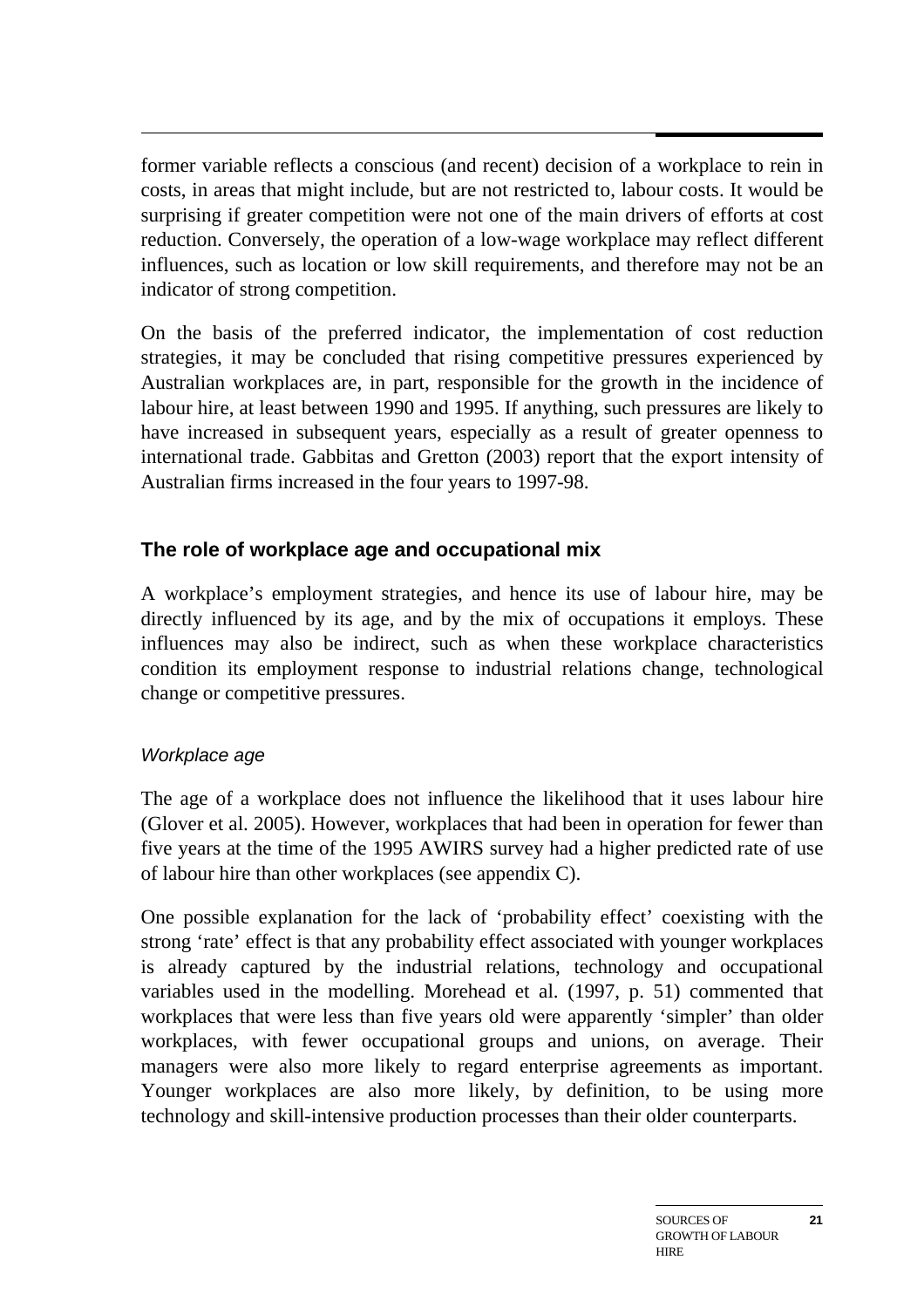former variable reflects a conscious (and recent) decision of a workplace to rein in costs, in areas that might include, but are not restricted to, labour costs. It would be surprising if greater competition were not one of the main drivers of efforts at cost reduction. Conversely, the operation of a low-wage workplace may reflect different influences, such as location or low skill requirements, and therefore may not be an indicator of strong competition.

On the basis of the preferred indicator, the implementation of cost reduction strategies, it may be concluded that rising competitive pressures experienced by Australian workplaces are, in part, responsible for the growth in the incidence of labour hire, at least between 1990 and 1995. If anything, such pressures are likely to have increased in subsequent years, especially as a result of greater openness to international trade. Gabbitas and Gretton (2003) report that the export intensity of Australian firms increased in the four years to 1997-98.

## The role of workplace age and occupational mix

A workplace's employment strategies, and hence its use of labour hire, may be directly influenced by its age, and by the mix of occupations it employs. These influences may also be indirect, such as when these workplace characteristics condition its employment response to industrial relations change, technological change or competitive pressures.

### *Workplace age*

The age of a workplace does not influence the likelihood that it uses labour hire (Glover et al. 2005). However, workplaces that had been in operation for fewer than five years at the time of the 1995 AWIRS survey had a higher predicted rate of use of labour hire than other workplaces (see appendix C).

One possible explanation for the lack of 'probability effect' coexisting with the strong 'rate' effect is that any probability effect associated with younger workplaces is already captured by the industrial relations, technology and occupational variables used in the modelling. Morehead et al. (1997, p. 51) commented that workplaces that were less than five years old were apparently 'simpler' than older workplaces, with fewer occupational groups and unions, on average. Their managers were also more likely to regard enterprise agreements as important. Younger workplaces are also more likely, by definition, to be using more technology and skill-intensive production processes than their older counterparts.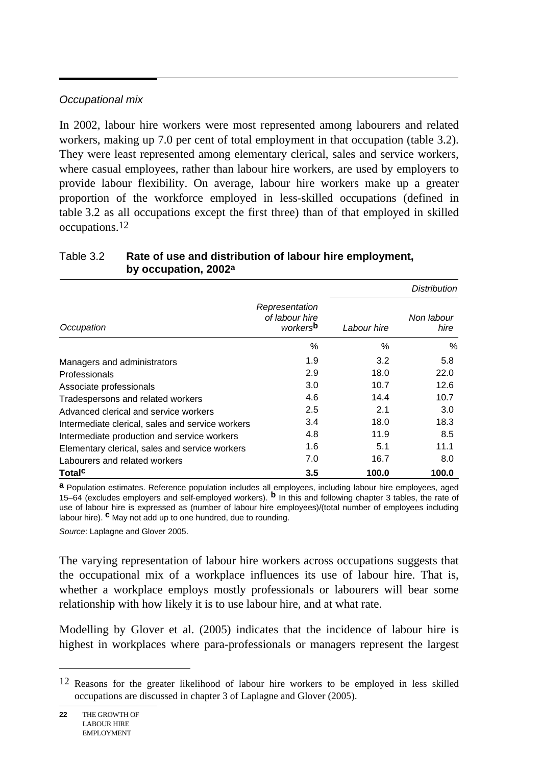*Occupational mix*

In 2002, labour hire workers were most represented among labourers and related workers, making up 7.0 per cent of total employment in that occupation (table 3.2). They were least represented among elementary clerical, sales and service workers, where casual employees, rather than labour hire workers, are used by employers to provide labour flexibility. On average, labour hire workers make up a greater proportion of the workforce employed in less-skilled occupations (defined in table 3.2 as all occupations except the first three) than of that employed in skilled occupations.[12]

Table 3.2 **Rate of use and distribution of labour hire employment, by occupation, 2002[a]**

| | | *Distribution* | |
|---|---|---|---|
| *Occupation* | *Representation of labour hire workers*[b] | *Labour hire* | *Non labour hire* |
| | % | % | % |
| Managers and administrators | 1.9 | 3.2 | 5.8 |
| Professionals | 2.9 | 18.0 | 22.0 |
| Associate professionals | 3.0 | 10.7 | 12.6 |
| Tradespersons and related workers | 4.6 | 14.4 | 10.7 |
| Advanced clerical and service workers | 2.5 | 2.1 | 3.0 |
| Intermediate clerical, sales and service workers | 3.4 | 18.0 | 18.3 |
| Intermediate production and service workers | 4.8 | 11.9 | 8.5 |
| Elementary clerical, sales and service workers | 1.6 | 5.1 | 11.1 |
| Labourers and related workers | 7.0 | 16.7 | 8.0 |
| **Total**[c] | **3.5** | **100.0** | **100.0** |

[a] Population estimates. Reference population includes all employees, including labour hire employees, aged 15–64 (excludes employers and self-employed workers). [b] In this and following chapter 3 tables, the rate of use of labour hire is expressed as (number of labour hire employees)/(total number of employees including labour hire). [c] May not add up to one hundred, due to rounding.

*Source*: Laplagne and Glover 2005.

The varying representation of labour hire workers across occupations suggests that the occupational mix of a workplace influences its use of labour hire. That is, whether a workplace employs mostly professionals or labourers will bear some relationship with how likely it is to use labour hire, and at what rate.

Modelling by Glover et al. (2005) indicates that the incidence of labour hire is highest in workplaces where para-professionals or managers represent the largest

---

[12] Reasons for the greater likelihood of labour hire workers to be employed in less skilled occupations are discussed in chapter 3 of Laplagne and Glover (2005).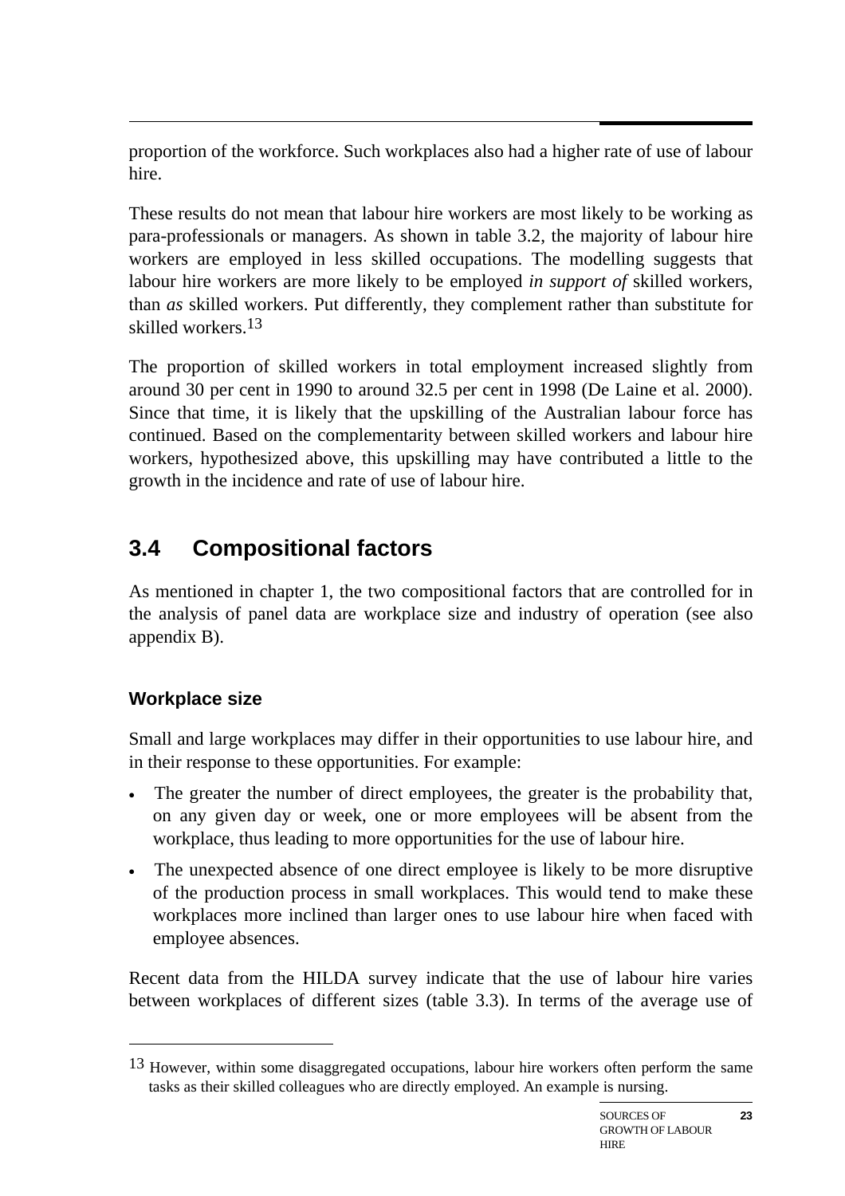proportion of the workforce. Such workplaces also had a higher rate of use of labour hire.

These results do not mean that labour hire workers are most likely to be working as para-professionals or managers. As shown in table 3.2, the majority of labour hire workers are employed in less skilled occupations. The modelling suggests that labour hire workers are more likely to be employed *in support of* skilled workers, than *as* skilled workers. Put differently, they complement rather than substitute for skilled workers.[13]

The proportion of skilled workers in total employment increased slightly from around 30 per cent in 1990 to around 32.5 per cent in 1998 (De Laine et al. 2000). Since that time, it is likely that the upskilling of the Australian labour force has continued. Based on the complementarity between skilled workers and labour hire workers, hypothesized above, this upskilling may have contributed a little to the growth in the incidence and rate of use of labour hire.

## 3.4 Compositional factors

As mentioned in chapter 1, the two compositional factors that are controlled for in the analysis of panel data are workplace size and industry of operation (see also appendix B).

### Workplace size

Small and large workplaces may differ in their opportunities to use labour hire, and in their response to these opportunities. For example:

- The greater the number of direct employees, the greater is the probability that, on any given day or week, one or more employees will be absent from the workplace, thus leading to more opportunities for the use of labour hire.
- The unexpected absence of one direct employee is likely to be more disruptive of the production process in small workplaces. This would tend to make these workplaces more inclined than larger ones to use labour hire when faced with employee absences.

Recent data from the HILDA survey indicate that the use of labour hire varies between workplaces of different sizes (table 3.3). In terms of the average use of

[13] However, within some disaggregated occupations, labour hire workers often perform the same tasks as their skilled colleagues who are directly employed. An example is nursing.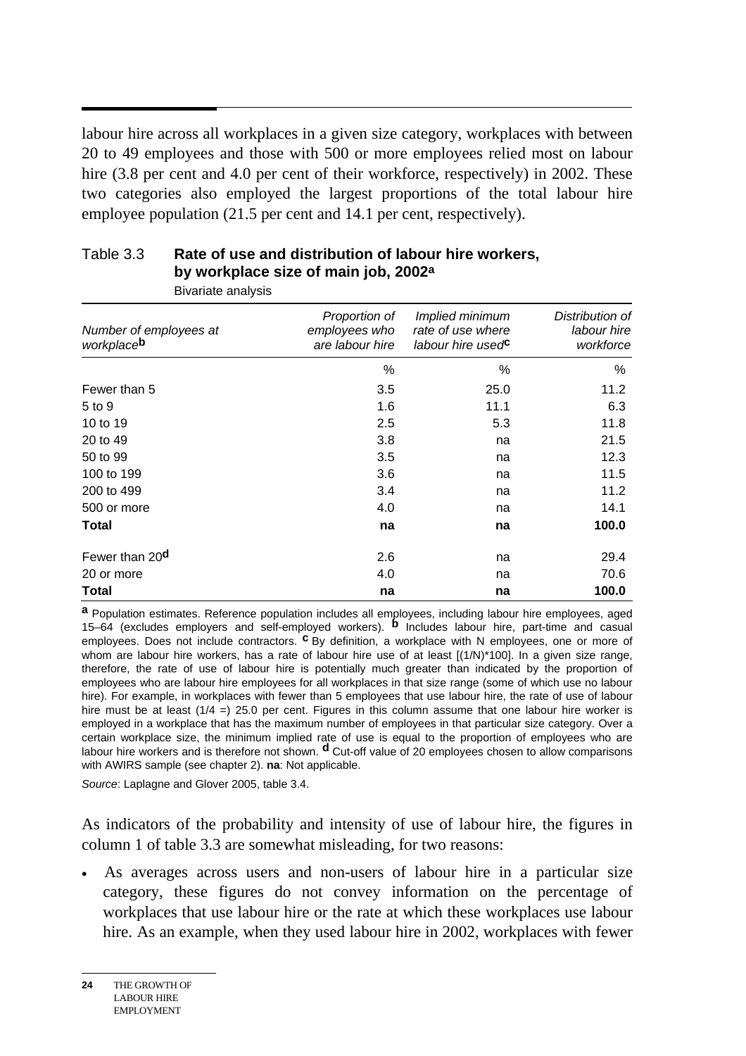labour hire across all workplaces in a given size category, workplaces with between 20 to 49 employees and those with 500 or more employees relied most on labour hire (3.8 per cent and 4.0 per cent of their workforce, respectively) in 2002. These two categories also employed the largest proportions of the total labour hire employee population (21.5 per cent and 14.1 per cent, respectively).

Table 3.3 **Rate of use and distribution of labour hire workers, by workplace size of main job, 2002**[a]

Bivariate analysis

| *Number of employees at workplace*[b] | *Proportion of employees who are labour hire* | *Implied minimum rate of use where labour hire used*[c] | *Distribution of labour hire workforce* |
|---|---|---|---|
| | % | % | % |
| Fewer than 5 | 3.5 | 25.0 | 11.2 |
| 5 to 9 | 1.6 | 11.1 | 6.3 |
| 10 to 19 | 2.5 | 5.3 | 11.8 |
| 20 to 49 | 3.8 | na | 21.5 |
| 50 to 99 | 3.5 | na | 12.3 |
| 100 to 199 | 3.6 | na | 11.5 |
| 200 to 499 | 3.4 | na | 11.2 |
| 500 or more | 4.0 | na | 14.1 |
| **Total** | **na** | **na** | **100.0** |
| Fewer than 20[d] | 2.6 | na | 29.4 |
| 20 or more | 4.0 | na | 70.6 |
| **Total** | **na** | **na** | **100.0** |

[a] Population estimates. Reference population includes all employees, including labour hire employees, aged 15–64 (excludes employers and self-employed workers). [b] Includes labour hire, part-time and casual employees. Does not include contractors. [c] By definition, a workplace with N employees, one or more of whom are labour hire workers, has a rate of labour hire use of at least [(1/N)*100]. In a given size range, therefore, the rate of use of labour hire is potentially much greater than indicated by the proportion of employees who are labour hire employees for all workplaces in that size range (some of which use no labour hire). For example, in workplaces with fewer than 5 employees that use labour hire, the rate of use of labour hire must be at least (1/4 =) 25.0 per cent. Figures in this column assume that one labour hire worker is employed in a workplace that has the maximum number of employees in that particular size category. Over a certain workplace size, the minimum implied rate of use is equal to the proportion of employees who are labour hire workers and is therefore not shown. [d] Cut-off value of 20 employees chosen to allow comparisons with AWIRS sample (see chapter 2). **na**: Not applicable.

*Source*: Laplagne and Glover 2005, table 3.4.

As indicators of the probability and intensity of use of labour hire, the figures in column 1 of table 3.3 are somewhat misleading, for two reasons:

- As averages across users and non-users of labour hire in a particular size category, these figures do not convey information on the percentage of workplaces that use labour hire or the rate at which these workplaces use labour hire. As an example, when they used labour hire in 2002, workplaces with fewer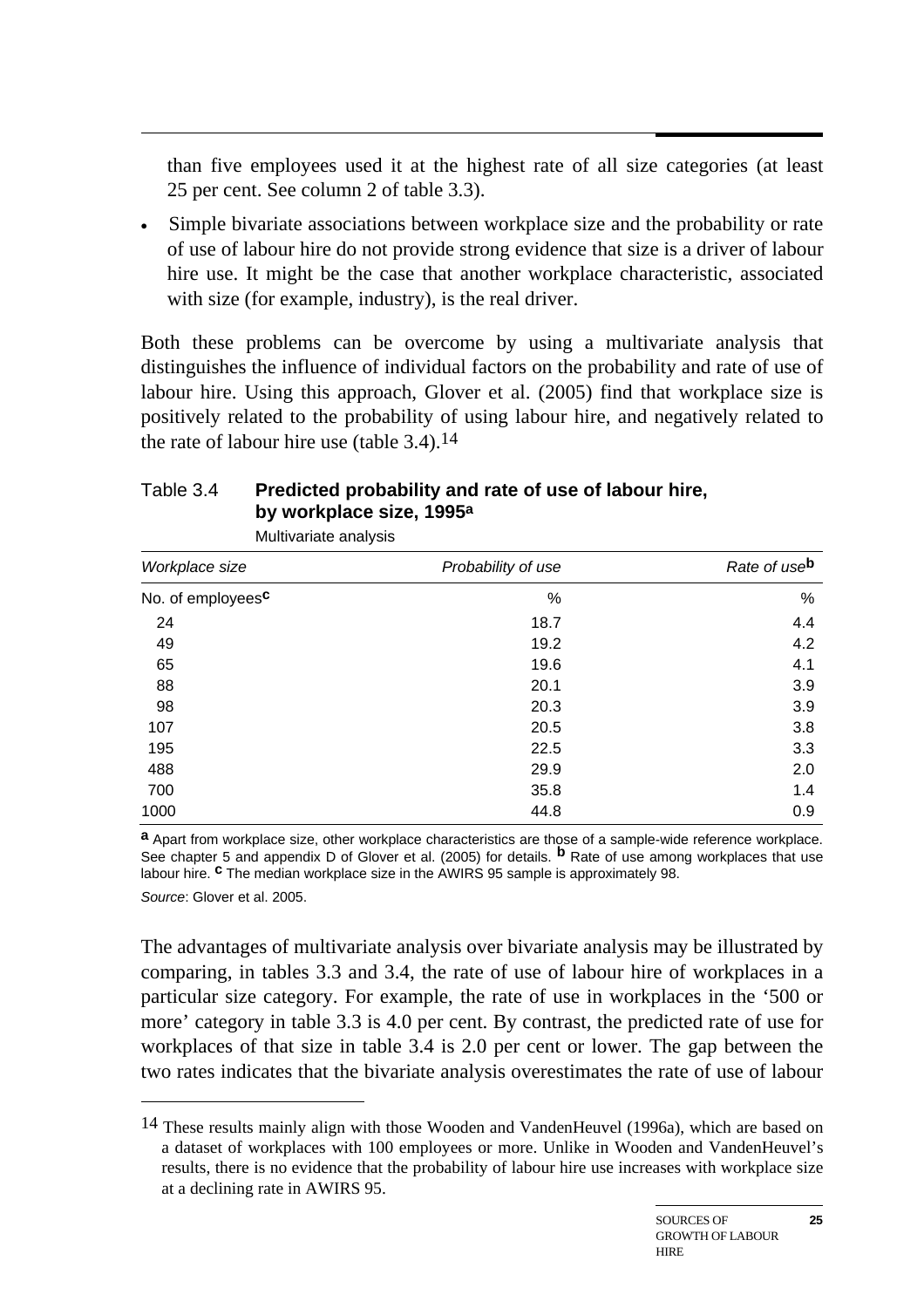than five employees used it at the highest rate of all size categories (at least 25 per cent. See column 2 of table 3.3).

- Simple bivariate associations between workplace size and the probability or rate of use of labour hire do not provide strong evidence that size is a driver of labour hire use. It might be the case that another workplace characteristic, associated with size (for example, industry), is the real driver.

Both these problems can be overcome by using a multivariate analysis that distinguishes the influence of individual factors on the probability and rate of use of labour hire. Using this approach, Glover et al. (2005) find that workplace size is positively related to the probability of using labour hire, and negatively related to the rate of labour hire use (table 3.4).[14]

Table 3.4 **Predicted probability and rate of use of labour hire, by workplace size, 1995[a]**

Multivariate analysis

| *Workplace size* | *Probability of use* | *Rate of use*[b] |
|---|---|---|
| No. of employees[c] | % | % |
| 24 | 18.7 | 4.4 |
| 49 | 19.2 | 4.2 |
| 65 | 19.6 | 4.1 |
| 88 | 20.1 | 3.9 |
| 98 | 20.3 | 3.9 |
| 107 | 20.5 | 3.8 |
| 195 | 22.5 | 3.3 |
| 488 | 29.9 | 2.0 |
| 700 | 35.8 | 1.4 |
| 1000 | 44.8 | 0.9 |

**a** Apart from workplace size, other workplace characteristics are those of a sample-wide reference workplace. See chapter 5 and appendix D of Glover et al. (2005) for details. **b** Rate of use among workplaces that use labour hire. **c** The median workplace size in the AWIRS 95 sample is approximately 98.

*Source*: Glover et al. 2005.

The advantages of multivariate analysis over bivariate analysis may be illustrated by comparing, in tables 3.3 and 3.4, the rate of use of labour hire of workplaces in a particular size category. For example, the rate of use in workplaces in the '500 or more' category in table 3.3 is 4.0 per cent. By contrast, the predicted rate of use for workplaces of that size in table 3.4 is 2.0 per cent or lower. The gap between the two rates indicates that the bivariate analysis overestimates the rate of use of labour

---

[14] These results mainly align with those Wooden and VandenHeuvel (1996a), which are based on a dataset of workplaces with 100 employees or more. Unlike in Wooden and VandenHeuvel's results, there is no evidence that the probability of labour hire use increases with workplace size at a declining rate in AWIRS 95.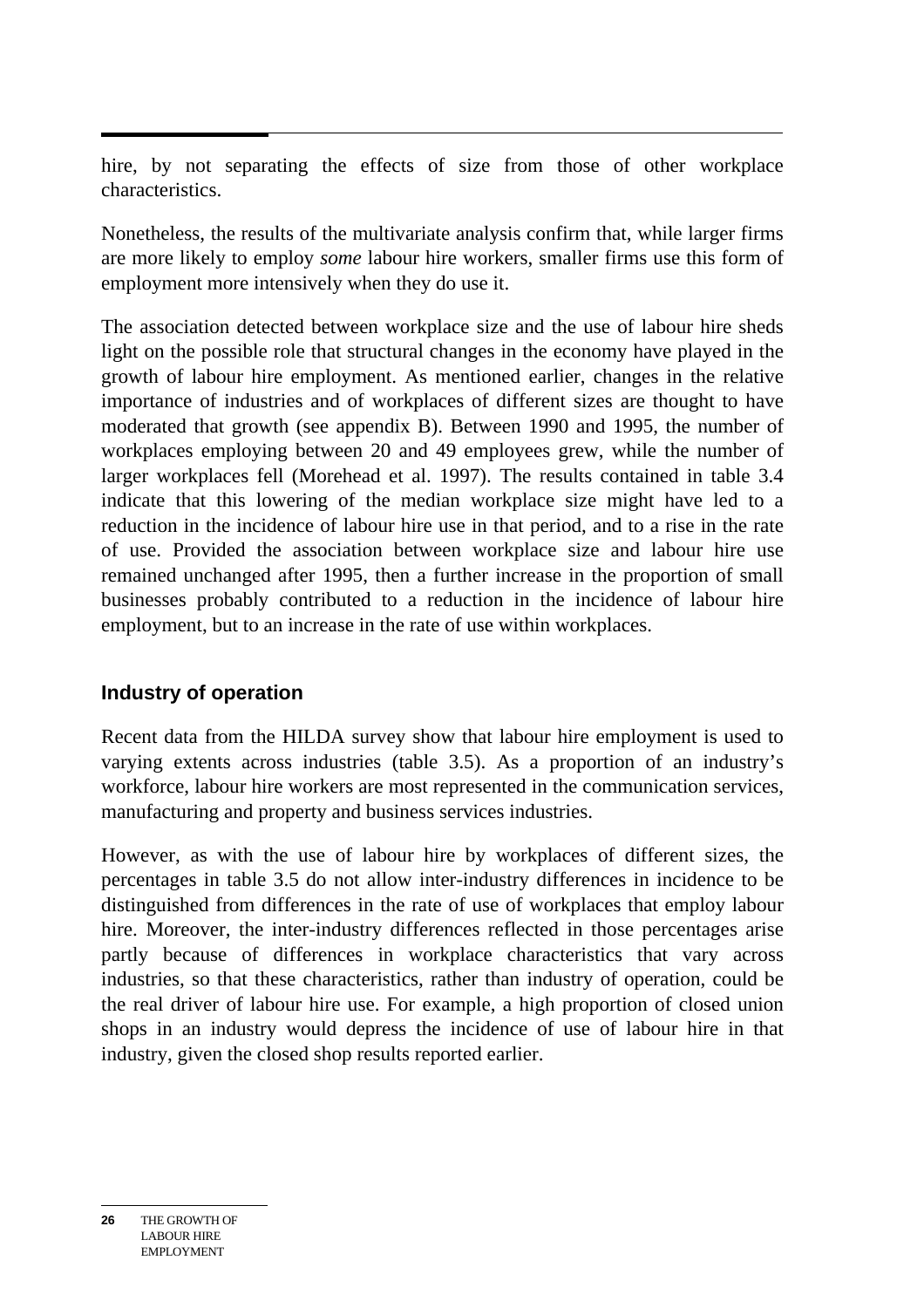hire, by not separating the effects of size from those of other workplace characteristics.

Nonetheless, the results of the multivariate analysis confirm that, while larger firms are more likely to employ *some* labour hire workers, smaller firms use this form of employment more intensively when they do use it.

The association detected between workplace size and the use of labour hire sheds light on the possible role that structural changes in the economy have played in the growth of labour hire employment. As mentioned earlier, changes in the relative importance of industries and of workplaces of different sizes are thought to have moderated that growth (see appendix B). Between 1990 and 1995, the number of workplaces employing between 20 and 49 employees grew, while the number of larger workplaces fell (Morehead et al. 1997). The results contained in table 3.4 indicate that this lowering of the median workplace size might have led to a reduction in the incidence of labour hire use in that period, and to a rise in the rate of use. Provided the association between workplace size and labour hire use remained unchanged after 1995, then a further increase in the proportion of small businesses probably contributed to a reduction in the incidence of labour hire employment, but to an increase in the rate of use within workplaces.

### Industry of operation

Recent data from the HILDA survey show that labour hire employment is used to varying extents across industries (table 3.5). As a proportion of an industry's workforce, labour hire workers are most represented in the communication services, manufacturing and property and business services industries.

However, as with the use of labour hire by workplaces of different sizes, the percentages in table 3.5 do not allow inter-industry differences in incidence to be distinguished from differences in the rate of use of workplaces that employ labour hire. Moreover, the inter-industry differences reflected in those percentages arise partly because of differences in workplace characteristics that vary across industries, so that these characteristics, rather than industry of operation, could be the real driver of labour hire use. For example, a high proportion of closed union shops in an industry would depress the incidence of use of labour hire in that industry, given the closed shop results reported earlier.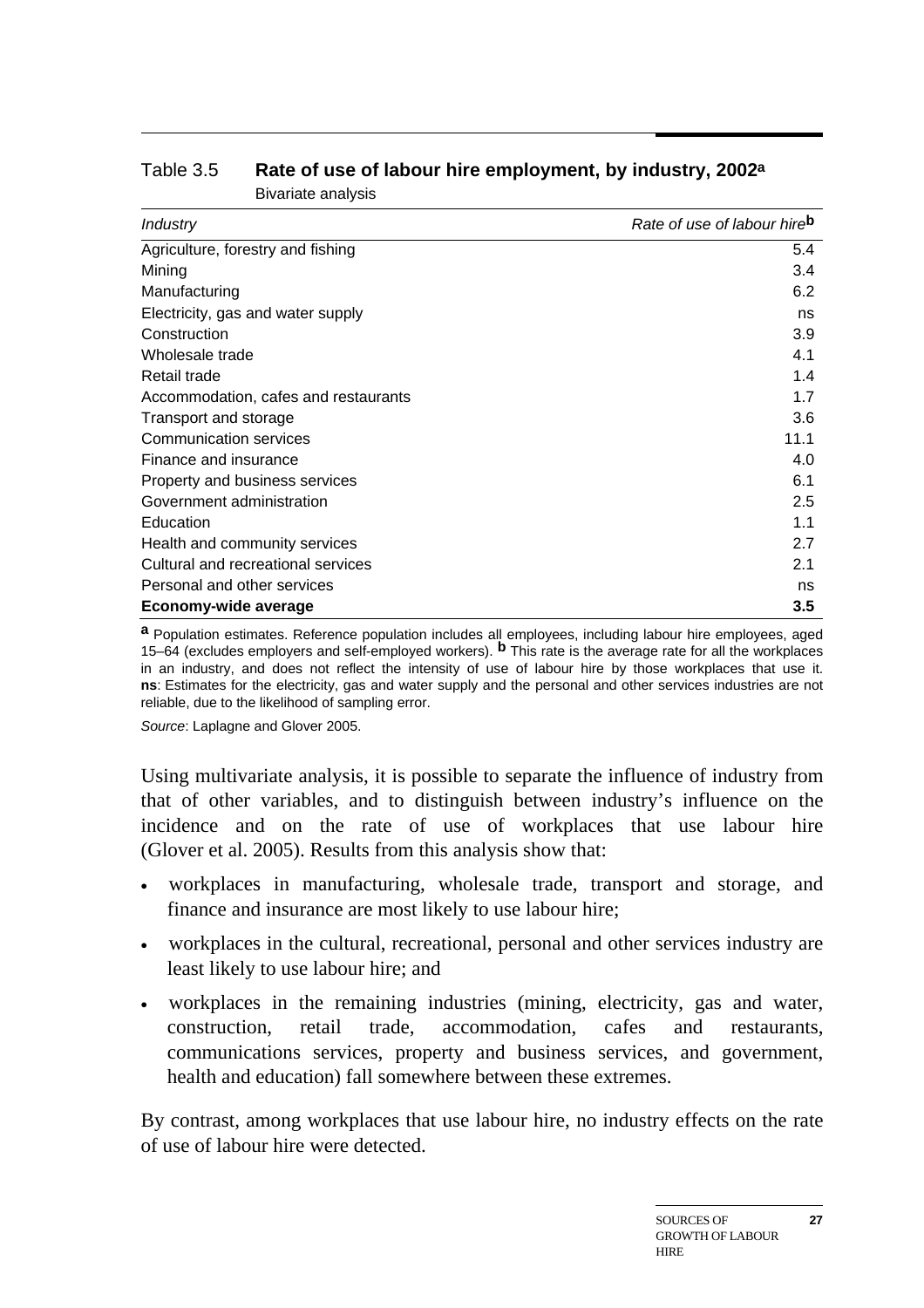Table 3.5 **Rate of use of labour hire employment, by industry, 2002[a]**

Bivariate analysis

| *Industry* | *Rate of use of labour hire*[b] |
|---|---|
| Agriculture, forestry and fishing | 5.4 |
| Mining | 3.4 |
| Manufacturing | 6.2 |
| Electricity, gas and water supply | ns |
| Construction | 3.9 |
| Wholesale trade | 4.1 |
| Retail trade | 1.4 |
| Accommodation, cafes and restaurants | 1.7 |
| Transport and storage | 3.6 |
| Communication services | 11.1 |
| Finance and insurance | 4.0 |
| Property and business services | 6.1 |
| Government administration | 2.5 |
| Education | 1.1 |
| Health and community services | 2.7 |
| Cultural and recreational services | 2.1 |
| Personal and other services | ns |
| **Economy-wide average** | **3.5** |

**a** Population estimates. Reference population includes all employees, including labour hire employees, aged 15–64 (excludes employers and self-employed workers). **b** This rate is the average rate for all the workplaces in an industry, and does not reflect the intensity of use of labour hire by those workplaces that use it. **ns**: Estimates for the electricity, gas and water supply and the personal and other services industries are not reliable, due to the likelihood of sampling error.

*Source*: Laplagne and Glover 2005.

Using multivariate analysis, it is possible to separate the influence of industry from that of other variables, and to distinguish between industry's influence on the incidence and on the rate of use of workplaces that use labour hire (Glover et al. 2005). Results from this analysis show that:

- workplaces in manufacturing, wholesale trade, transport and storage, and finance and insurance are most likely to use labour hire;
- workplaces in the cultural, recreational, personal and other services industry are least likely to use labour hire; and
- workplaces in the remaining industries (mining, electricity, gas and water, construction, retail trade, accommodation, cafes and restaurants, communications services, property and business services, and government, health and education) fall somewhere between these extremes.

By contrast, among workplaces that use labour hire, no industry effects on the rate of use of labour hire were detected.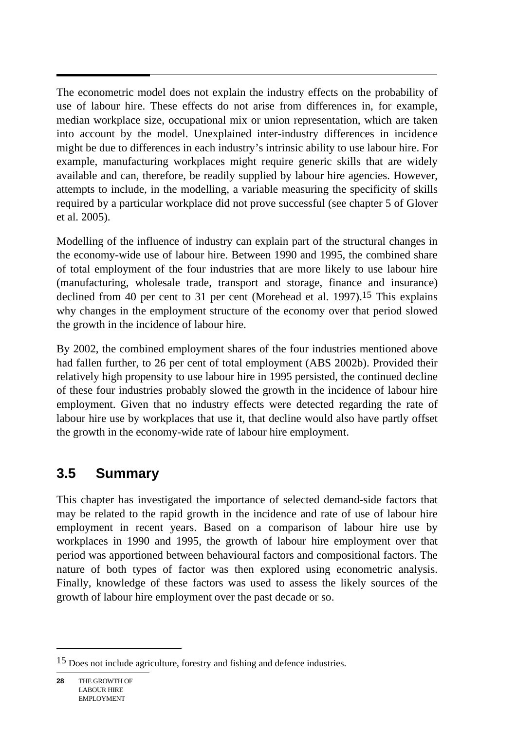The econometric model does not explain the industry effects on the probability of use of labour hire. These effects do not arise from differences in, for example, median workplace size, occupational mix or union representation, which are taken into account by the model. Unexplained inter-industry differences in incidence might be due to differences in each industry's intrinsic ability to use labour hire. For example, manufacturing workplaces might require generic skills that are widely available and can, therefore, be readily supplied by labour hire agencies. However, attempts to include, in the modelling, a variable measuring the specificity of skills required by a particular workplace did not prove successful (see chapter 5 of Glover et al. 2005).

Modelling of the influence of industry can explain part of the structural changes in the economy-wide use of labour hire. Between 1990 and 1995, the combined share of total employment of the four industries that are more likely to use labour hire (manufacturing, wholesale trade, transport and storage, finance and insurance) declined from 40 per cent to 31 per cent (Morehead et al. 1997).[15] This explains why changes in the employment structure of the economy over that period slowed the growth in the incidence of labour hire.

By 2002, the combined employment shares of the four industries mentioned above had fallen further, to 26 per cent of total employment (ABS 2002b). Provided their relatively high propensity to use labour hire in 1995 persisted, the continued decline of these four industries probably slowed the growth in the incidence of labour hire employment. Given that no industry effects were detected regarding the rate of labour hire use by workplaces that use it, that decline would also have partly offset the growth in the economy-wide rate of labour hire employment.

## 3.5 Summary

This chapter has investigated the importance of selected demand-side factors that may be related to the rapid growth in the incidence and rate of use of labour hire employment in recent years. Based on a comparison of labour hire use by workplaces in 1990 and 1995, the growth of labour hire employment over that period was apportioned between behavioural factors and compositional factors. The nature of both types of factor was then explored using econometric analysis. Finally, knowledge of these factors was used to assess the likely sources of the growth of labour hire employment over the past decade or so.

---

[15] Does not include agriculture, forestry and fishing and defence industries.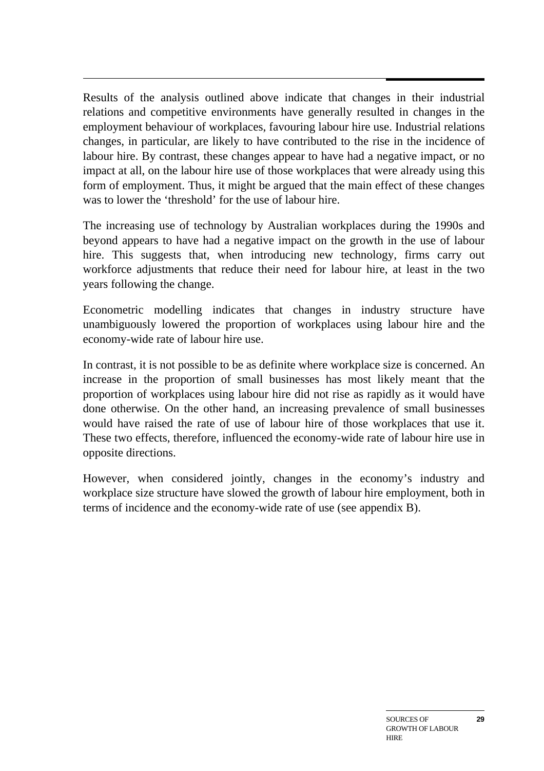Results of the analysis outlined above indicate that changes in their industrial relations and competitive environments have generally resulted in changes in the employment behaviour of workplaces, favouring labour hire use. Industrial relations changes, in particular, are likely to have contributed to the rise in the incidence of labour hire. By contrast, these changes appear to have had a negative impact, or no impact at all, on the labour hire use of those workplaces that were already using this form of employment. Thus, it might be argued that the main effect of these changes was to lower the 'threshold' for the use of labour hire.

The increasing use of technology by Australian workplaces during the 1990s and beyond appears to have had a negative impact on the growth in the use of labour hire. This suggests that, when introducing new technology, firms carry out workforce adjustments that reduce their need for labour hire, at least in the two years following the change.

Econometric modelling indicates that changes in industry structure have unambiguously lowered the proportion of workplaces using labour hire and the economy-wide rate of labour hire use.

In contrast, it is not possible to be as definite where workplace size is concerned. An increase in the proportion of small businesses has most likely meant that the proportion of workplaces using labour hire did not rise as rapidly as it would have done otherwise. On the other hand, an increasing prevalence of small businesses would have raised the rate of use of labour hire of those workplaces that use it. These two effects, therefore, influenced the economy-wide rate of labour hire use in opposite directions.

However, when considered jointly, changes in the economy's industry and workplace size structure have slowed the growth of labour hire employment, both in terms of incidence and the economy-wide rate of use (see appendix B).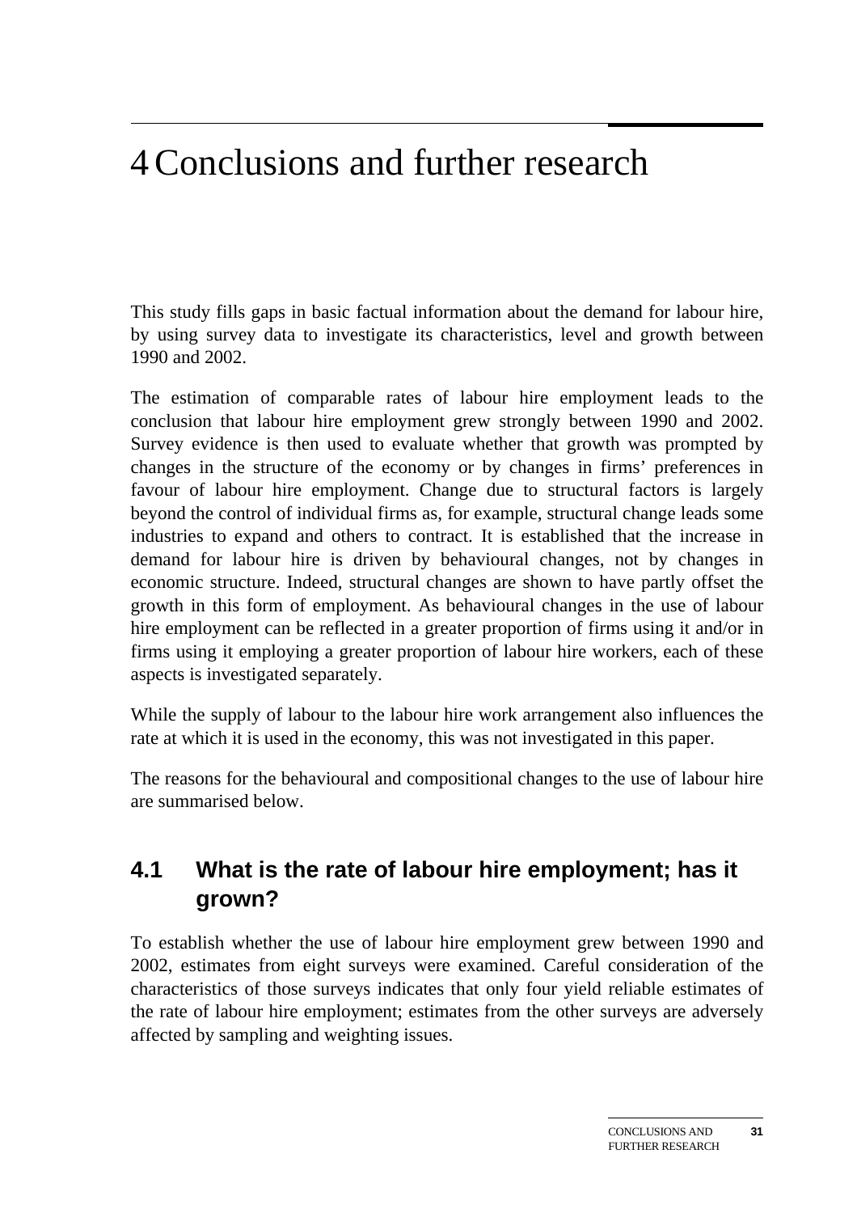# 4 Conclusions and further research

This study fills gaps in basic factual information about the demand for labour hire, by using survey data to investigate its characteristics, level and growth between 1990 and 2002.

The estimation of comparable rates of labour hire employment leads to the conclusion that labour hire employment grew strongly between 1990 and 2002. Survey evidence is then used to evaluate whether that growth was prompted by changes in the structure of the economy or by changes in firms' preferences in favour of labour hire employment. Change due to structural factors is largely beyond the control of individual firms as, for example, structural change leads some industries to expand and others to contract. It is established that the increase in demand for labour hire is driven by behavioural changes, not by changes in economic structure. Indeed, structural changes are shown to have partly offset the growth in this form of employment. As behavioural changes in the use of labour hire employment can be reflected in a greater proportion of firms using it and/or in firms using it employing a greater proportion of labour hire workers, each of these aspects is investigated separately.

While the supply of labour to the labour hire work arrangement also influences the rate at which it is used in the economy, this was not investigated in this paper.

The reasons for the behavioural and compositional changes to the use of labour hire are summarised below.

## 4.1 What is the rate of labour hire employment; has it grown?

To establish whether the use of labour hire employment grew between 1990 and 2002, estimates from eight surveys were examined. Careful consideration of the characteristics of those surveys indicates that only four yield reliable estimates of the rate of labour hire employment; estimates from the other surveys are adversely affected by sampling and weighting issues.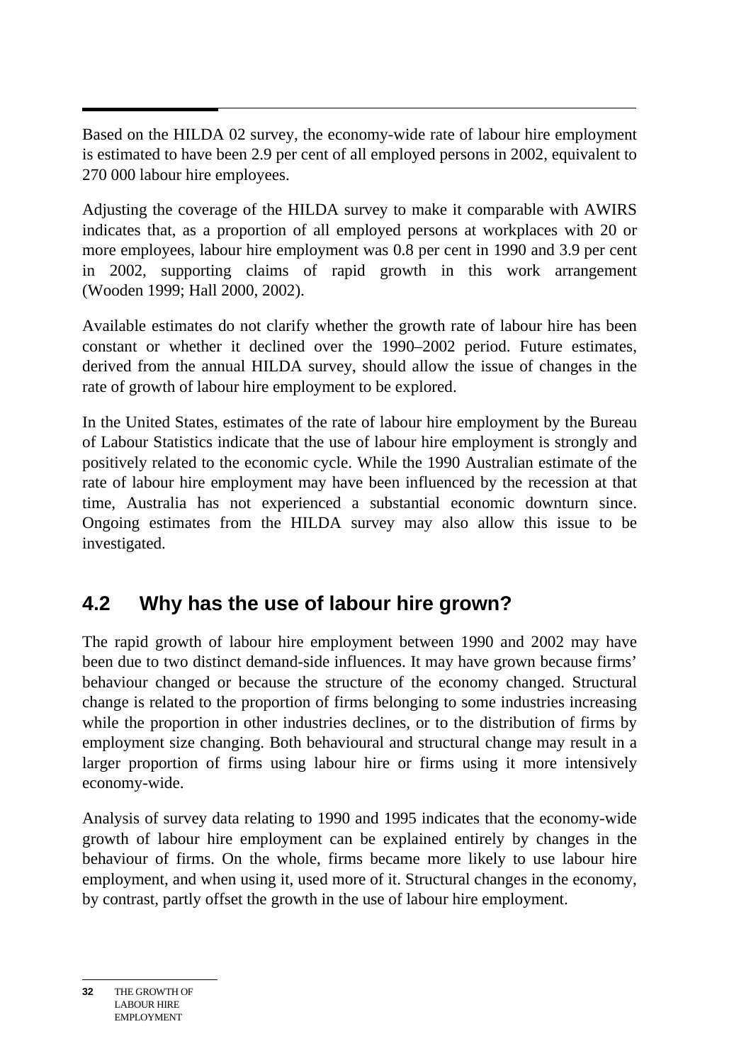Based on the HILDA 02 survey, the economy-wide rate of labour hire employment is estimated to have been 2.9 per cent of all employed persons in 2002, equivalent to 270 000 labour hire employees.

Adjusting the coverage of the HILDA survey to make it comparable with AWIRS indicates that, as a proportion of all employed persons at workplaces with 20 or more employees, labour hire employment was 0.8 per cent in 1990 and 3.9 per cent in 2002, supporting claims of rapid growth in this work arrangement (Wooden 1999; Hall 2000, 2002).

Available estimates do not clarify whether the growth rate of labour hire has been constant or whether it declined over the 1990–2002 period. Future estimates, derived from the annual HILDA survey, should allow the issue of changes in the rate of growth of labour hire employment to be explored.

In the United States, estimates of the rate of labour hire employment by the Bureau of Labour Statistics indicate that the use of labour hire employment is strongly and positively related to the economic cycle. While the 1990 Australian estimate of the rate of labour hire employment may have been influenced by the recession at that time, Australia has not experienced a substantial economic downturn since. Ongoing estimates from the HILDA survey may also allow this issue to be investigated.

## 4.2 Why has the use of labour hire grown?

The rapid growth of labour hire employment between 1990 and 2002 may have been due to two distinct demand-side influences. It may have grown because firms' behaviour changed or because the structure of the economy changed. Structural change is related to the proportion of firms belonging to some industries increasing while the proportion in other industries declines, or to the distribution of firms by employment size changing. Both behavioural and structural change may result in a larger proportion of firms using labour hire or firms using it more intensively economy-wide.

Analysis of survey data relating to 1990 and 1995 indicates that the economy-wide growth of labour hire employment can be explained entirely by changes in the behaviour of firms. On the whole, firms became more likely to use labour hire employment, and when using it, used more of it. Structural changes in the economy, by contrast, partly offset the growth in the use of labour hire employment.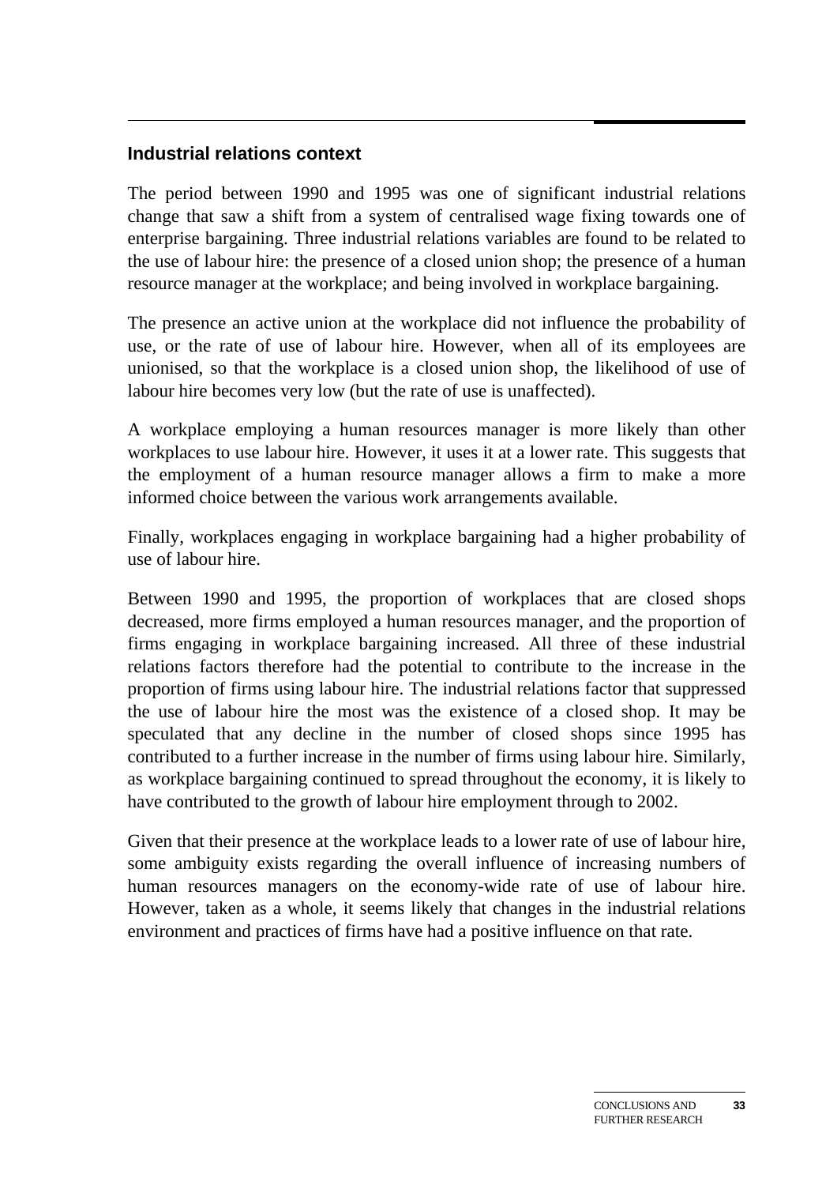## Industrial relations context

The period between 1990 and 1995 was one of significant industrial relations change that saw a shift from a system of centralised wage fixing towards one of enterprise bargaining. Three industrial relations variables are found to be related to the use of labour hire: the presence of a closed union shop; the presence of a human resource manager at the workplace; and being involved in workplace bargaining.

The presence an active union at the workplace did not influence the probability of use, or the rate of use of labour hire. However, when all of its employees are unionised, so that the workplace is a closed union shop, the likelihood of use of labour hire becomes very low (but the rate of use is unaffected).

A workplace employing a human resources manager is more likely than other workplaces to use labour hire. However, it uses it at a lower rate. This suggests that the employment of a human resource manager allows a firm to make a more informed choice between the various work arrangements available.

Finally, workplaces engaging in workplace bargaining had a higher probability of use of labour hire.

Between 1990 and 1995, the proportion of workplaces that are closed shops decreased, more firms employed a human resources manager, and the proportion of firms engaging in workplace bargaining increased. All three of these industrial relations factors therefore had the potential to contribute to the increase in the proportion of firms using labour hire. The industrial relations factor that suppressed the use of labour hire the most was the existence of a closed shop. It may be speculated that any decline in the number of closed shops since 1995 has contributed to a further increase in the number of firms using labour hire. Similarly, as workplace bargaining continued to spread throughout the economy, it is likely to have contributed to the growth of labour hire employment through to 2002.

Given that their presence at the workplace leads to a lower rate of use of labour hire, some ambiguity exists regarding the overall influence of increasing numbers of human resources managers on the economy-wide rate of use of labour hire. However, taken as a whole, it seems likely that changes in the industrial relations environment and practices of firms have had a positive influence on that rate.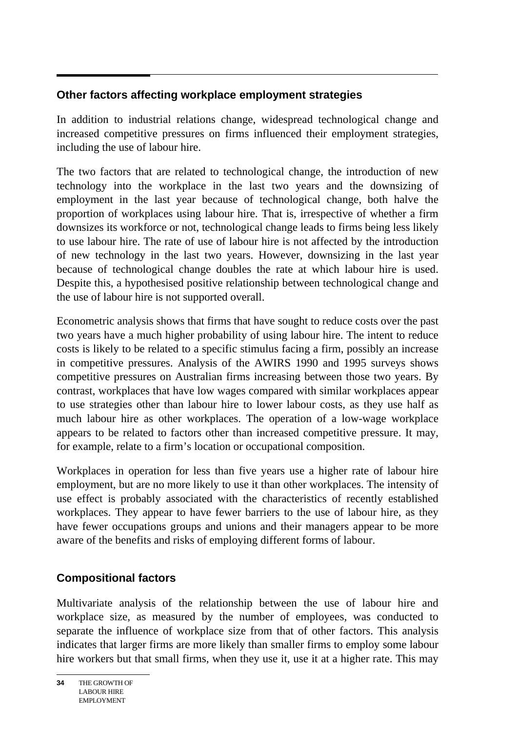## Other factors affecting workplace employment strategies

In addition to industrial relations change, widespread technological change and increased competitive pressures on firms influenced their employment strategies, including the use of labour hire.

The two factors that are related to technological change, the introduction of new technology into the workplace in the last two years and the downsizing of employment in the last year because of technological change, both halve the proportion of workplaces using labour hire. That is, irrespective of whether a firm downsizes its workforce or not, technological change leads to firms being less likely to use labour hire. The rate of use of labour hire is not affected by the introduction of new technology in the last two years. However, downsizing in the last year because of technological change doubles the rate at which labour hire is used. Despite this, a hypothesised positive relationship between technological change and the use of labour hire is not supported overall.

Econometric analysis shows that firms that have sought to reduce costs over the past two years have a much higher probability of using labour hire. The intent to reduce costs is likely to be related to a specific stimulus facing a firm, possibly an increase in competitive pressures. Analysis of the AWIRS 1990 and 1995 surveys shows competitive pressures on Australian firms increasing between those two years. By contrast, workplaces that have low wages compared with similar workplaces appear to use strategies other than labour hire to lower labour costs, as they use half as much labour hire as other workplaces. The operation of a low-wage workplace appears to be related to factors other than increased competitive pressure. It may, for example, relate to a firm's location or occupational composition.

Workplaces in operation for less than five years use a higher rate of labour hire employment, but are no more likely to use it than other workplaces. The intensity of use effect is probably associated with the characteristics of recently established workplaces. They appear to have fewer barriers to the use of labour hire, as they have fewer occupations groups and unions and their managers appear to be more aware of the benefits and risks of employing different forms of labour.

## Compositional factors

Multivariate analysis of the relationship between the use of labour hire and workplace size, as measured by the number of employees, was conducted to separate the influence of workplace size from that of other factors. This analysis indicates that larger firms are more likely than smaller firms to employ some labour hire workers but that small firms, when they use it, use it at a higher rate. This may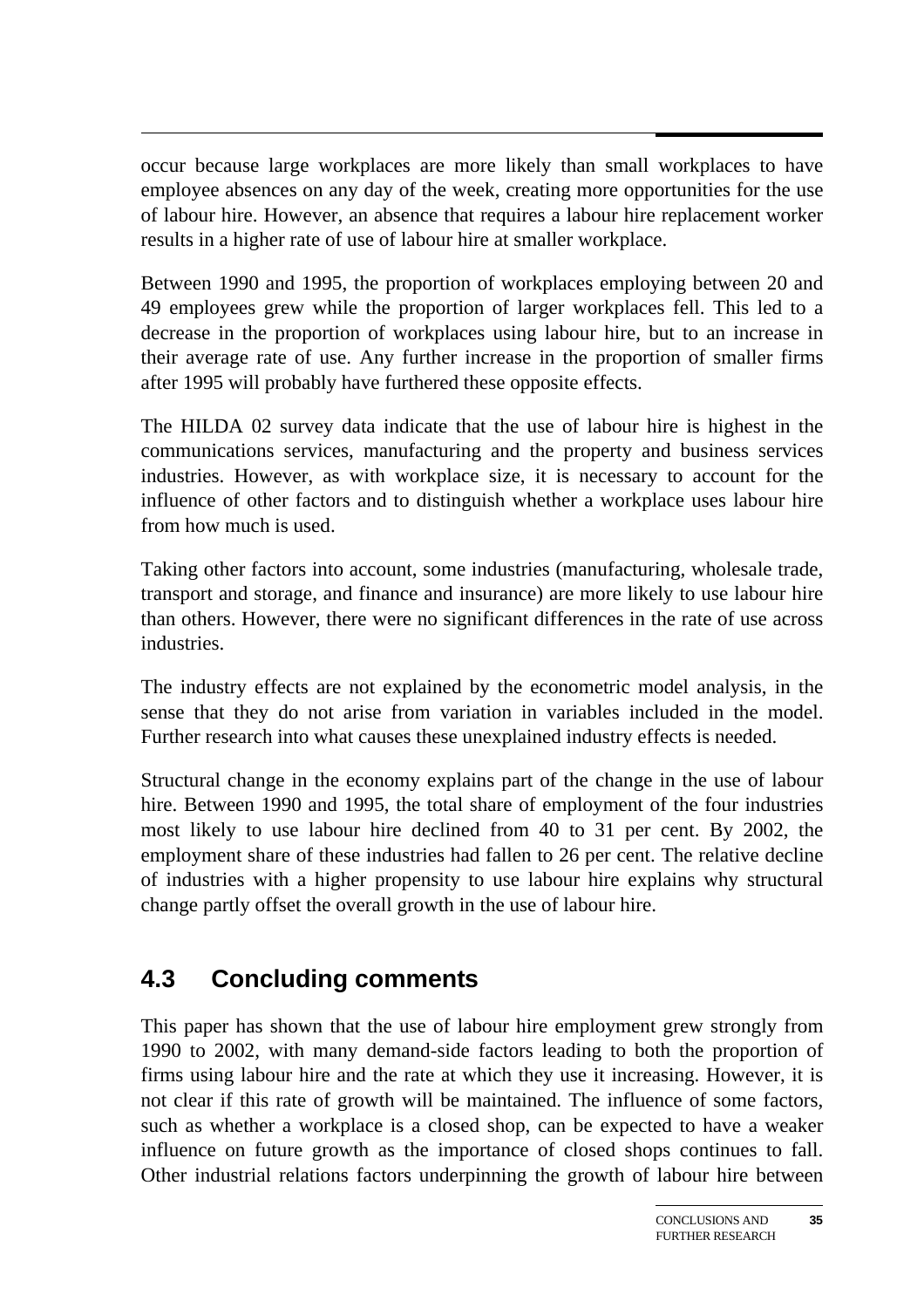occur because large workplaces are more likely than small workplaces to have employee absences on any day of the week, creating more opportunities for the use of labour hire. However, an absence that requires a labour hire replacement worker results in a higher rate of use of labour hire at smaller workplace.

Between 1990 and 1995, the proportion of workplaces employing between 20 and 49 employees grew while the proportion of larger workplaces fell. This led to a decrease in the proportion of workplaces using labour hire, but to an increase in their average rate of use. Any further increase in the proportion of smaller firms after 1995 will probably have furthered these opposite effects.

The HILDA 02 survey data indicate that the use of labour hire is highest in the communications services, manufacturing and the property and business services industries. However, as with workplace size, it is necessary to account for the influence of other factors and to distinguish whether a workplace uses labour hire from how much is used.

Taking other factors into account, some industries (manufacturing, wholesale trade, transport and storage, and finance and insurance) are more likely to use labour hire than others. However, there were no significant differences in the rate of use across industries.

The industry effects are not explained by the econometric model analysis, in the sense that they do not arise from variation in variables included in the model. Further research into what causes these unexplained industry effects is needed.

Structural change in the economy explains part of the change in the use of labour hire. Between 1990 and 1995, the total share of employment of the four industries most likely to use labour hire declined from 40 to 31 per cent. By 2002, the employment share of these industries had fallen to 26 per cent. The relative decline of industries with a higher propensity to use labour hire explains why structural change partly offset the overall growth in the use of labour hire.

## 4.3 Concluding comments

This paper has shown that the use of labour hire employment grew strongly from 1990 to 2002, with many demand-side factors leading to both the proportion of firms using labour hire and the rate at which they use it increasing. However, it is not clear if this rate of growth will be maintained. The influence of some factors, such as whether a workplace is a closed shop, can be expected to have a weaker influence on future growth as the importance of closed shops continues to fall. Other industrial relations factors underpinning the growth of labour hire between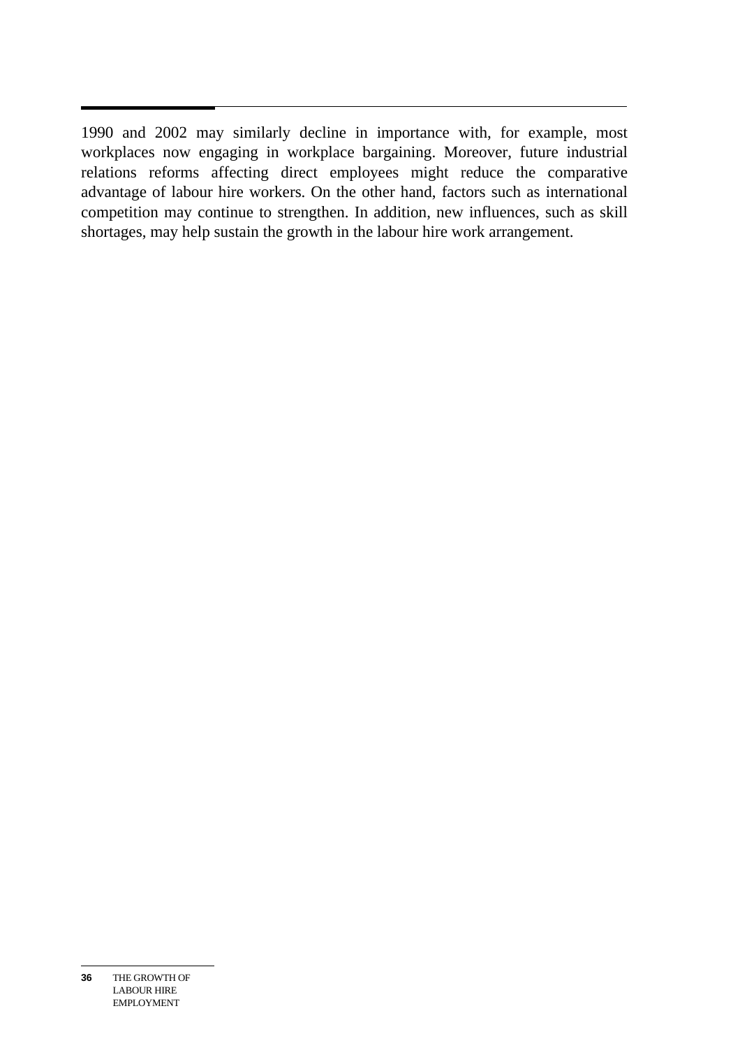1990 and 2002 may similarly decline in importance with, for example, most workplaces now engaging in workplace bargaining. Moreover, future industrial relations reforms affecting direct employees might reduce the comparative advantage of labour hire workers. On the other hand, factors such as international competition may continue to strengthen. In addition, new influences, such as skill shortages, may help sustain the growth in the labour hire work arrangement.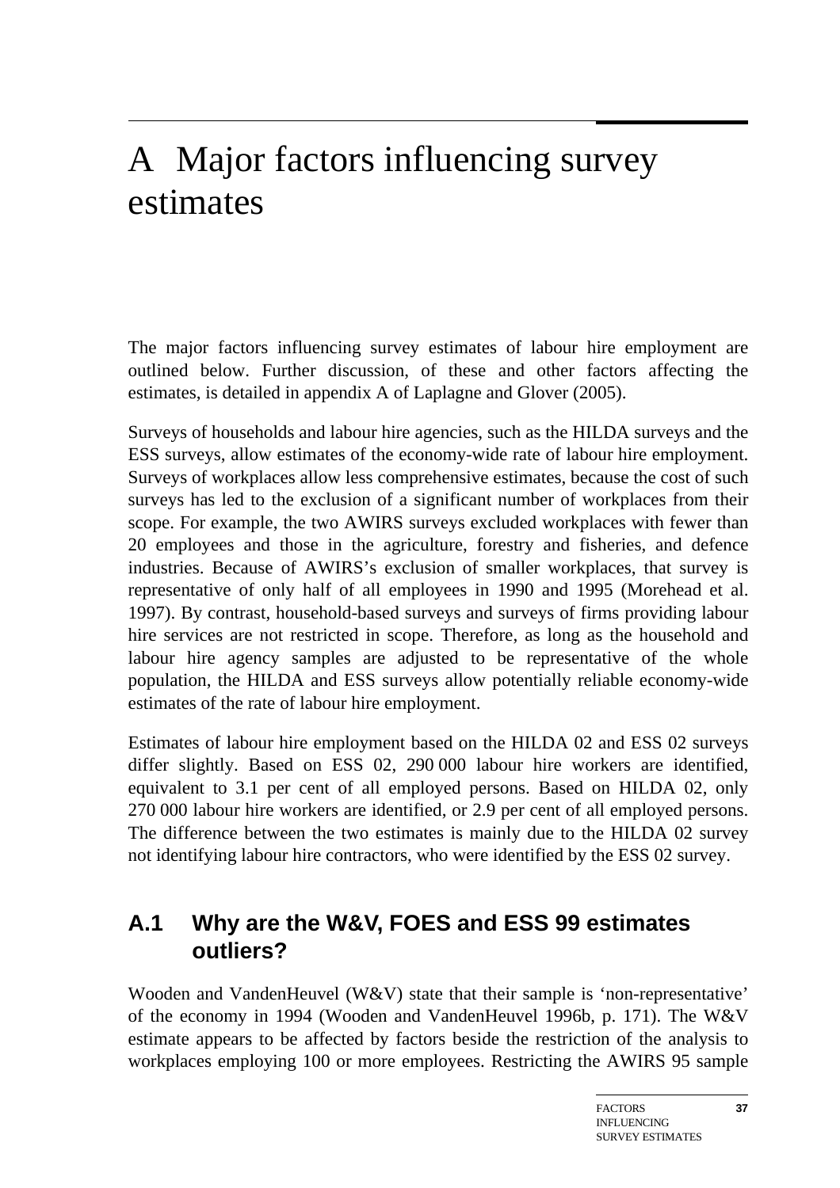# A Major factors influencing survey estimates

The major factors influencing survey estimates of labour hire employment are outlined below. Further discussion, of these and other factors affecting the estimates, is detailed in appendix A of Laplagne and Glover (2005).

Surveys of households and labour hire agencies, such as the HILDA surveys and the ESS surveys, allow estimates of the economy-wide rate of labour hire employment. Surveys of workplaces allow less comprehensive estimates, because the cost of such surveys has led to the exclusion of a significant number of workplaces from their scope. For example, the two AWIRS surveys excluded workplaces with fewer than 20 employees and those in the agriculture, forestry and fisheries, and defence industries. Because of AWIRS's exclusion of smaller workplaces, that survey is representative of only half of all employees in 1990 and 1995 (Morehead et al. 1997). By contrast, household-based surveys and surveys of firms providing labour hire services are not restricted in scope. Therefore, as long as the household and labour hire agency samples are adjusted to be representative of the whole population, the HILDA and ESS surveys allow potentially reliable economy-wide estimates of the rate of labour hire employment.

Estimates of labour hire employment based on the HILDA 02 and ESS 02 surveys differ slightly. Based on ESS 02, 290 000 labour hire workers are identified, equivalent to 3.1 per cent of all employed persons. Based on HILDA 02, only 270 000 labour hire workers are identified, or 2.9 per cent of all employed persons. The difference between the two estimates is mainly due to the HILDA 02 survey not identifying labour hire contractors, who were identified by the ESS 02 survey.

## A.1 Why are the W&V, FOES and ESS 99 estimates outliers?

Wooden and VandenHeuvel (W&V) state that their sample is 'non-representative' of the economy in 1994 (Wooden and VandenHeuvel 1996b, p. 171). The W&V estimate appears to be affected by factors beside the restriction of the analysis to workplaces employing 100 or more employees. Restricting the AWIRS 95 sample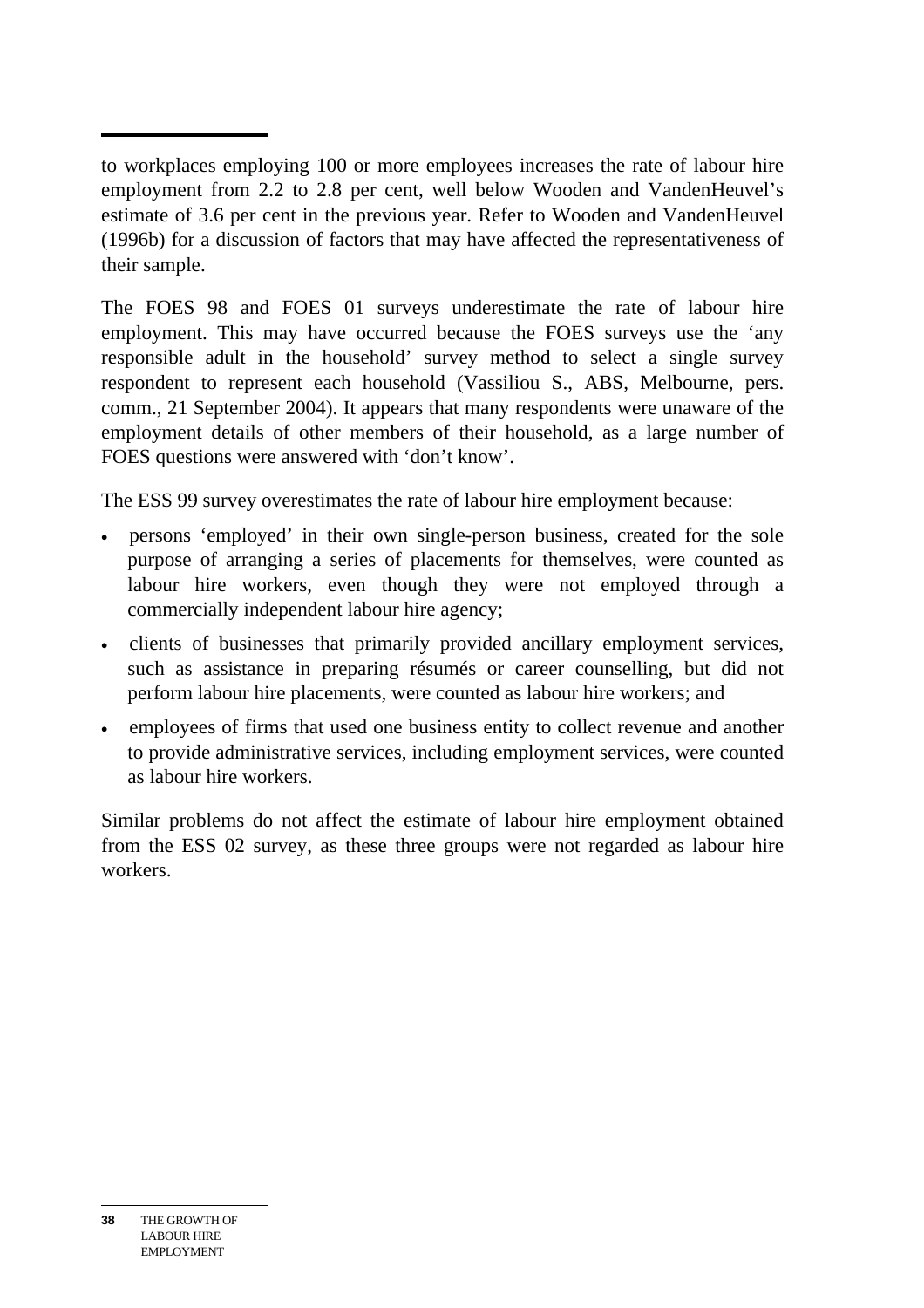to workplaces employing 100 or more employees increases the rate of labour hire employment from 2.2 to 2.8 per cent, well below Wooden and VandenHeuvel's estimate of 3.6 per cent in the previous year. Refer to Wooden and VandenHeuvel (1996b) for a discussion of factors that may have affected the representativeness of their sample.

The FOES 98 and FOES 01 surveys underestimate the rate of labour hire employment. This may have occurred because the FOES surveys use the 'any responsible adult in the household' survey method to select a single survey respondent to represent each household (Vassiliou S., ABS, Melbourne, pers. comm., 21 September 2004). It appears that many respondents were unaware of the employment details of other members of their household, as a large number of FOES questions were answered with 'don't know'.

The ESS 99 survey overestimates the rate of labour hire employment because:

- persons 'employed' in their own single-person business, created for the sole purpose of arranging a series of placements for themselves, were counted as labour hire workers, even though they were not employed through a commercially independent labour hire agency;
- clients of businesses that primarily provided ancillary employment services, such as assistance in preparing résumés or career counselling, but did not perform labour hire placements, were counted as labour hire workers; and
- employees of firms that used one business entity to collect revenue and another to provide administrative services, including employment services, were counted as labour hire workers.

Similar problems do not affect the estimate of labour hire employment obtained from the ESS 02 survey, as these three groups were not regarded as labour hire workers.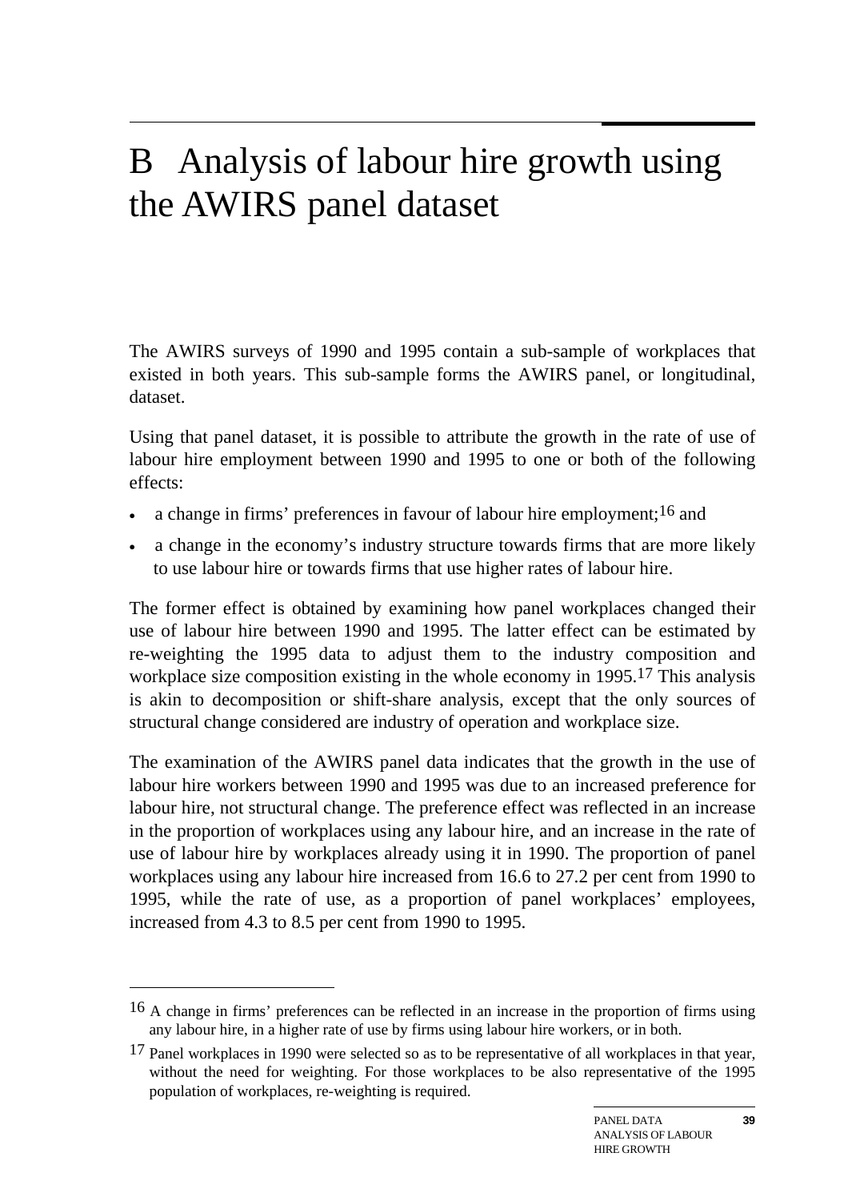# B Analysis of labour hire growth using the AWIRS panel dataset

The AWIRS surveys of 1990 and 1995 contain a sub-sample of workplaces that existed in both years. This sub-sample forms the AWIRS panel, or longitudinal, dataset.

Using that panel dataset, it is possible to attribute the growth in the rate of use of labour hire employment between 1990 and 1995 to one or both of the following effects:

- a change in firms' preferences in favour of labour hire employment;[16] and
- a change in the economy's industry structure towards firms that are more likely to use labour hire or towards firms that use higher rates of labour hire.

The former effect is obtained by examining how panel workplaces changed their use of labour hire between 1990 and 1995. The latter effect can be estimated by re-weighting the 1995 data to adjust them to the industry composition and workplace size composition existing in the whole economy in 1995.[17] This analysis is akin to decomposition or shift-share analysis, except that the only sources of structural change considered are industry of operation and workplace size.

The examination of the AWIRS panel data indicates that the growth in the use of labour hire workers between 1990 and 1995 was due to an increased preference for labour hire, not structural change. The preference effect was reflected in an increase in the proportion of workplaces using any labour hire, and an increase in the rate of use of labour hire by workplaces already using it in 1990. The proportion of panel workplaces using any labour hire increased from 16.6 to 27.2 per cent from 1990 to 1995, while the rate of use, as a proportion of panel workplaces' employees, increased from 4.3 to 8.5 per cent from 1990 to 1995.

---

[16] A change in firms' preferences can be reflected in an increase in the proportion of firms using any labour hire, in a higher rate of use by firms using labour hire workers, or in both.

[17] Panel workplaces in 1990 were selected so as to be representative of all workplaces in that year, without the need for weighting. For those workplaces to be also representative of the 1995 population of workplaces, re-weighting is required.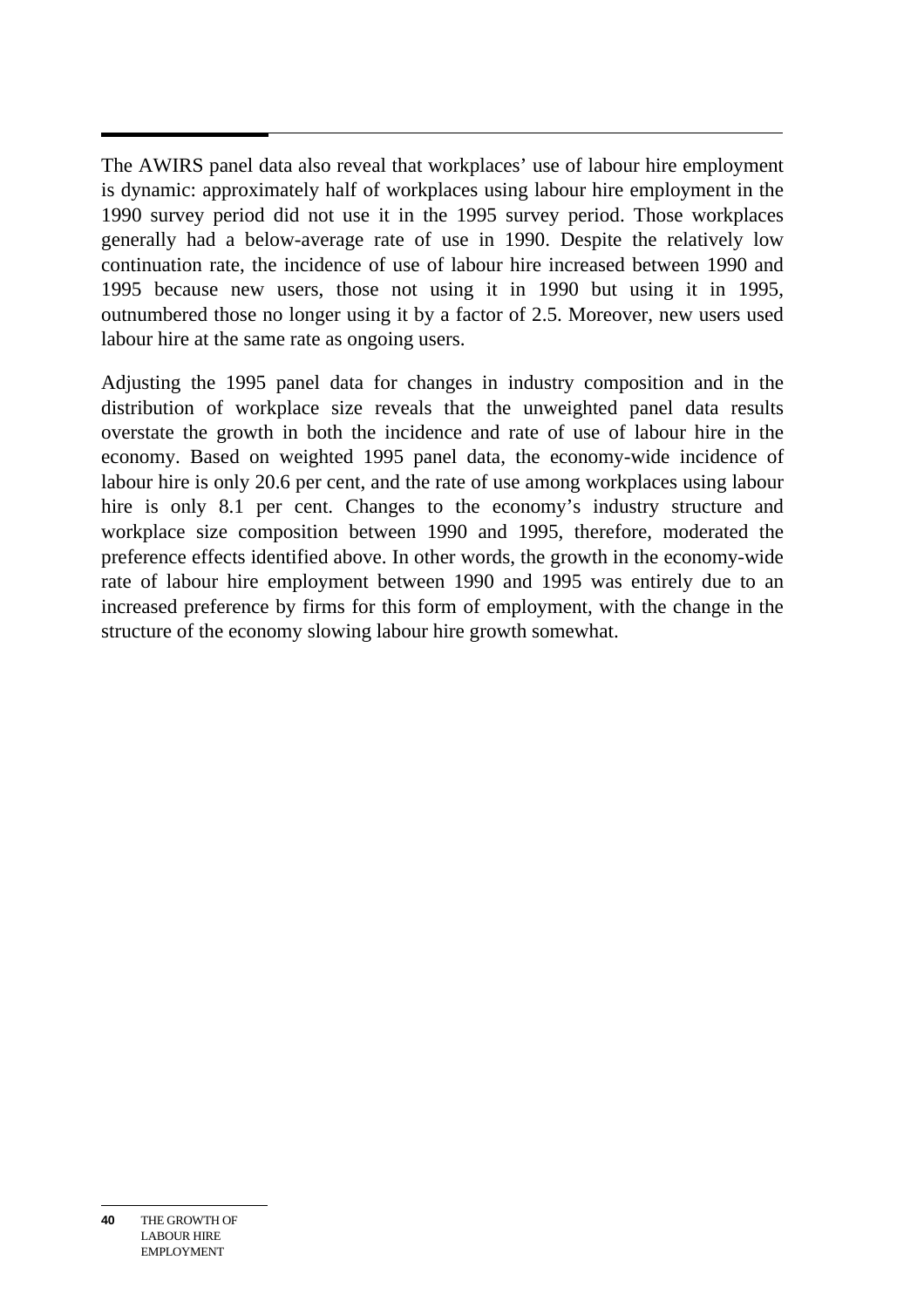The AWIRS panel data also reveal that workplaces' use of labour hire employment is dynamic: approximately half of workplaces using labour hire employment in the 1990 survey period did not use it in the 1995 survey period. Those workplaces generally had a below-average rate of use in 1990. Despite the relatively low continuation rate, the incidence of use of labour hire increased between 1990 and 1995 because new users, those not using it in 1990 but using it in 1995, outnumbered those no longer using it by a factor of 2.5. Moreover, new users used labour hire at the same rate as ongoing users.

Adjusting the 1995 panel data for changes in industry composition and in the distribution of workplace size reveals that the unweighted panel data results overstate the growth in both the incidence and rate of use of labour hire in the economy. Based on weighted 1995 panel data, the economy-wide incidence of labour hire is only 20.6 per cent, and the rate of use among workplaces using labour hire is only 8.1 per cent. Changes to the economy's industry structure and workplace size composition between 1990 and 1995, therefore, moderated the preference effects identified above. In other words, the growth in the economy-wide rate of labour hire employment between 1990 and 1995 was entirely due to an increased preference by firms for this form of employment, with the change in the structure of the economy slowing labour hire growth somewhat.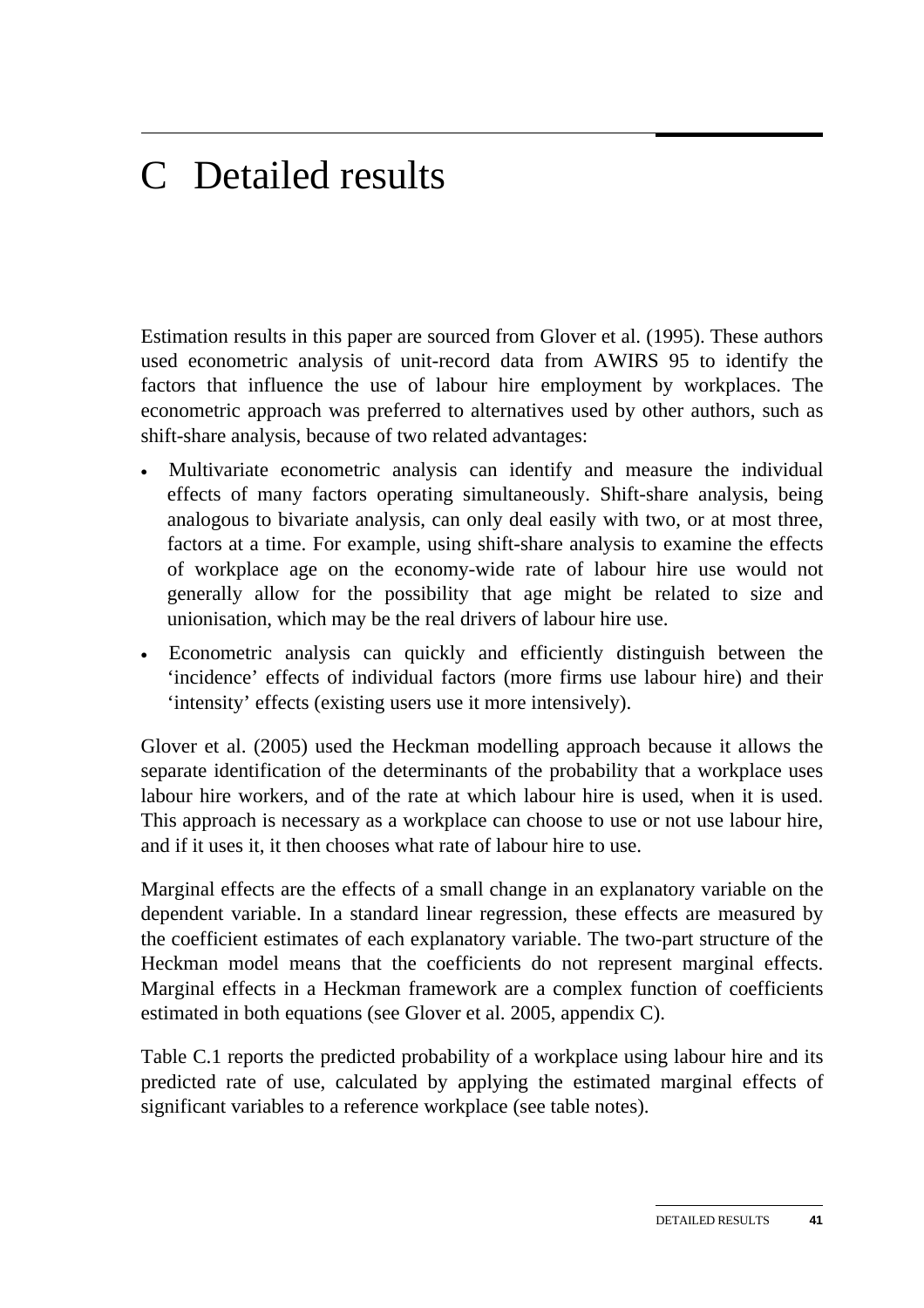# C Detailed results

Estimation results in this paper are sourced from Glover et al. (1995). These authors used econometric analysis of unit-record data from AWIRS 95 to identify the factors that influence the use of labour hire employment by workplaces. The econometric approach was preferred to alternatives used by other authors, such as shift-share analysis, because of two related advantages:

- Multivariate econometric analysis can identify and measure the individual effects of many factors operating simultaneously. Shift-share analysis, being analogous to bivariate analysis, can only deal easily with two, or at most three, factors at a time. For example, using shift-share analysis to examine the effects of workplace age on the economy-wide rate of labour hire use would not generally allow for the possibility that age might be related to size and unionisation, which may be the real drivers of labour hire use.
- Econometric analysis can quickly and efficiently distinguish between the 'incidence' effects of individual factors (more firms use labour hire) and their 'intensity' effects (existing users use it more intensively).

Glover et al. (2005) used the Heckman modelling approach because it allows the separate identification of the determinants of the probability that a workplace uses labour hire workers, and of the rate at which labour hire is used, when it is used. This approach is necessary as a workplace can choose to use or not use labour hire, and if it uses it, it then chooses what rate of labour hire to use.

Marginal effects are the effects of a small change in an explanatory variable on the dependent variable. In a standard linear regression, these effects are measured by the coefficient estimates of each explanatory variable. The two-part structure of the Heckman model means that the coefficients do not represent marginal effects. Marginal effects in a Heckman framework are a complex function of coefficients estimated in both equations (see Glover et al. 2005, appendix C).

Table C.1 reports the predicted probability of a workplace using labour hire and its predicted rate of use, calculated by applying the estimated marginal effects of significant variables to a reference workplace (see table notes).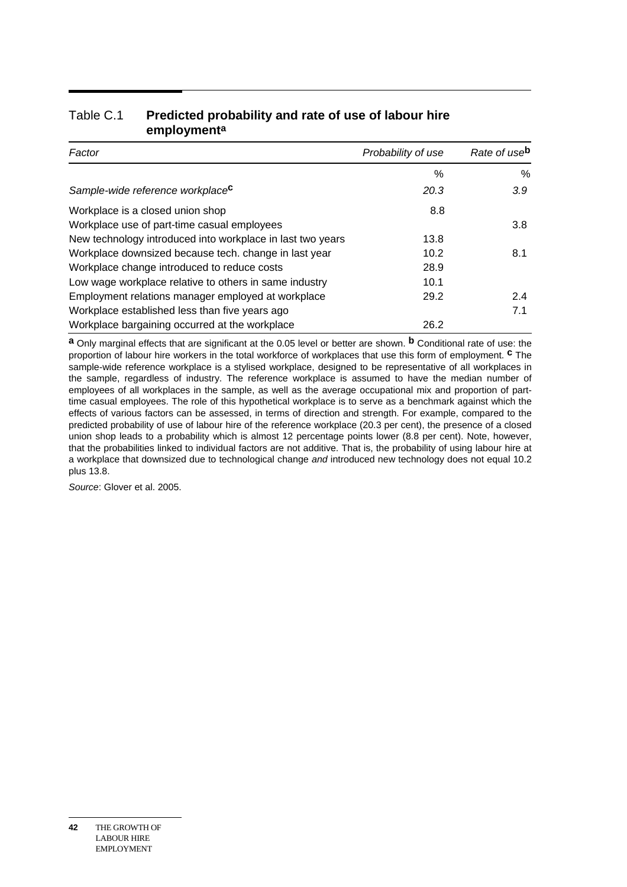Table C.1 **Predicted probability and rate of use of labour hire employment**[a]

| *Factor* | *Probability of use* | *Rate of use*[b] |
|---|---|---|
| | % | % |
| *Sample-wide reference workplace*[c] | *20.3* | *3.9* |
| Workplace is a closed union shop | 8.8 | |
| Workplace use of part-time casual employees | | 3.8 |
| New technology introduced into workplace in last two years | 13.8 | |
| Workplace downsized because tech. change in last year | 10.2 | 8.1 |
| Workplace change introduced to reduce costs | 28.9 | |
| Low wage workplace relative to others in same industry | 10.1 | |
| Employment relations manager employed at workplace | 29.2 | 2.4 |
| Workplace established less than five years ago | | 7.1 |
| Workplace bargaining occurred at the workplace | 26.2 | |

**a** Only marginal effects that are significant at the 0.05 level or better are shown. **b** Conditional rate of use: the proportion of labour hire workers in the total workforce of workplaces that use this form of employment. **c** The sample-wide reference workplace is a stylised workplace, designed to be representative of all workplaces in the sample, regardless of industry. The reference workplace is assumed to have the median number of employees of all workplaces in the sample, as well as the average occupational mix and proportion of part-time casual employees. The role of this hypothetical workplace is to serve as a benchmark against which the effects of various factors can be assessed, in terms of direction and strength. For example, compared to the predicted probability of use of labour hire of the reference workplace (20.3 per cent), the presence of a closed union shop leads to a probability which is almost 12 percentage points lower (8.8 per cent). Note, however, that the probabilities linked to individual factors are not additive. That is, the probability of using labour hire at a workplace that downsized due to technological change *and* introduced new technology does not equal 10.2 plus 13.8.

*Source*: Glover et al. 2005.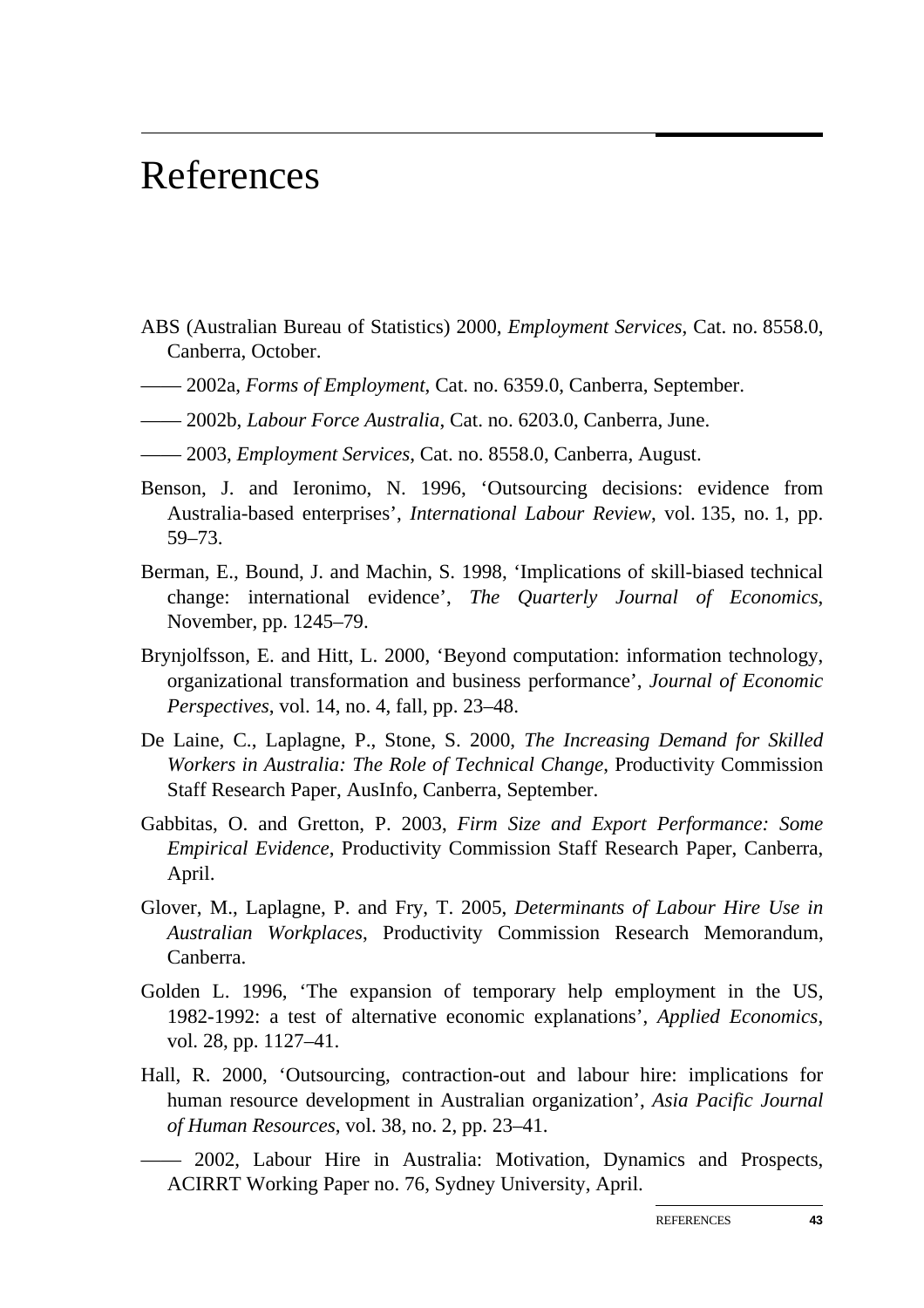# References

ABS (Australian Bureau of Statistics) 2000, *Employment Services*, Cat. no. 8558.0, Canberra, October.

—— 2002a, *Forms of Employment*, Cat. no. 6359.0, Canberra, September.

—— 2002b, *Labour Force Australia*, Cat. no. 6203.0, Canberra, June.

—— 2003, *Employment Services*, Cat. no. 8558.0, Canberra, August.

Benson, J. and Ieronimo, N. 1996, 'Outsourcing decisions: evidence from Australia-based enterprises', *International Labour Review*, vol. 135, no. 1, pp. 59–73.

Berman, E., Bound, J. and Machin, S. 1998, 'Implications of skill-biased technical change: international evidence', *The Quarterly Journal of Economics*, November, pp. 1245–79.

Brynjolfsson, E. and Hitt, L. 2000, 'Beyond computation: information technology, organizational transformation and business performance', *Journal of Economic Perspectives*, vol. 14, no. 4, fall, pp. 23–48.

De Laine, C., Laplagne, P., Stone, S. 2000, *The Increasing Demand for Skilled Workers in Australia: The Role of Technical Change*, Productivity Commission Staff Research Paper, AusInfo, Canberra, September.

Gabbitas, O. and Gretton, P. 2003, *Firm Size and Export Performance: Some Empirical Evidence*, Productivity Commission Staff Research Paper, Canberra, April.

Glover, M., Laplagne, P. and Fry, T. 2005, *Determinants of Labour Hire Use in Australian Workplaces*, Productivity Commission Research Memorandum, Canberra.

Golden L. 1996, 'The expansion of temporary help employment in the US, 1982-1992: a test of alternative economic explanations', *Applied Economics*, vol. 28, pp. 1127–41.

Hall, R. 2000, 'Outsourcing, contraction-out and labour hire: implications for human resource development in Australian organization', *Asia Pacific Journal of Human Resources*, vol. 38, no. 2, pp. 23–41.

—— 2002, Labour Hire in Australia: Motivation, Dynamics and Prospects, ACIRRT Working Paper no. 76, Sydney University, April.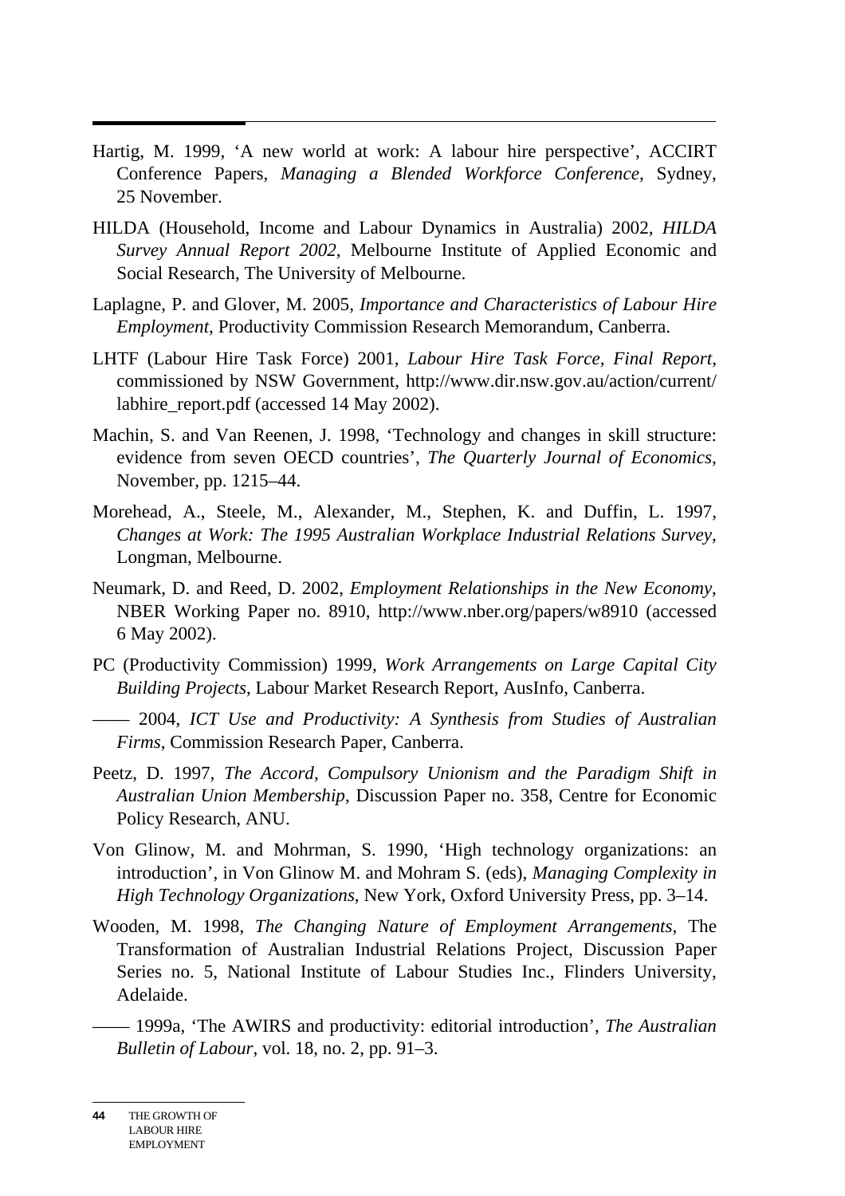Hartig, M. 1999, ‘A new world at work: A labour hire perspective’, ACCIRT Conference Papers, *Managing a Blended Workforce Conference*, Sydney, 25 November.

HILDA (Household, Income and Labour Dynamics in Australia) 2002, *HILDA Survey Annual Report 2002*, Melbourne Institute of Applied Economic and Social Research, The University of Melbourne.

Laplagne, P. and Glover, M. 2005, *Importance and Characteristics of Labour Hire Employment*, Productivity Commission Research Memorandum, Canberra.

LHTF (Labour Hire Task Force) 2001, *Labour Hire Task Force, Final Report*, commissioned by NSW Government, http://www.dir.nsw.gov.au/action/current/labhire_report.pdf (accessed 14 May 2002).

Machin, S. and Van Reenen, J. 1998, ‘Technology and changes in skill structure: evidence from seven OECD countries’, *The Quarterly Journal of Economics*, November, pp. 1215–44.

Morehead, A., Steele, M., Alexander, M., Stephen, K. and Duffin, L. 1997, *Changes at Work: The 1995 Australian Workplace Industrial Relations Survey*, Longman, Melbourne.

Neumark, D. and Reed, D. 2002, *Employment Relationships in the New Economy*, NBER Working Paper no. 8910, http://www.nber.org/papers/w8910 (accessed 6 May 2002).

PC (Productivity Commission) 1999, *Work Arrangements on Large Capital City Building Projects*, Labour Market Research Report, AusInfo, Canberra.

—— 2004, *ICT Use and Productivity: A Synthesis from Studies of Australian Firms*, Commission Research Paper, Canberra.

Peetz, D. 1997, *The Accord, Compulsory Unionism and the Paradigm Shift in Australian Union Membership*, Discussion Paper no. 358, Centre for Economic Policy Research, ANU.

Von Glinow, M. and Mohrman, S. 1990, ‘High technology organizations: an introduction’, in Von Glinow M. and Mohram S. (eds), *Managing Complexity in High Technology Organizations*, New York, Oxford University Press, pp. 3–14.

Wooden, M. 1998, *The Changing Nature of Employment Arrangements*, The Transformation of Australian Industrial Relations Project, Discussion Paper Series no. 5, National Institute of Labour Studies Inc., Flinders University, Adelaide.

—— 1999a, ‘The AWIRS and productivity: editorial introduction’, *The Australian Bulletin of Labour*, vol. 18, no. 2, pp. 91–3.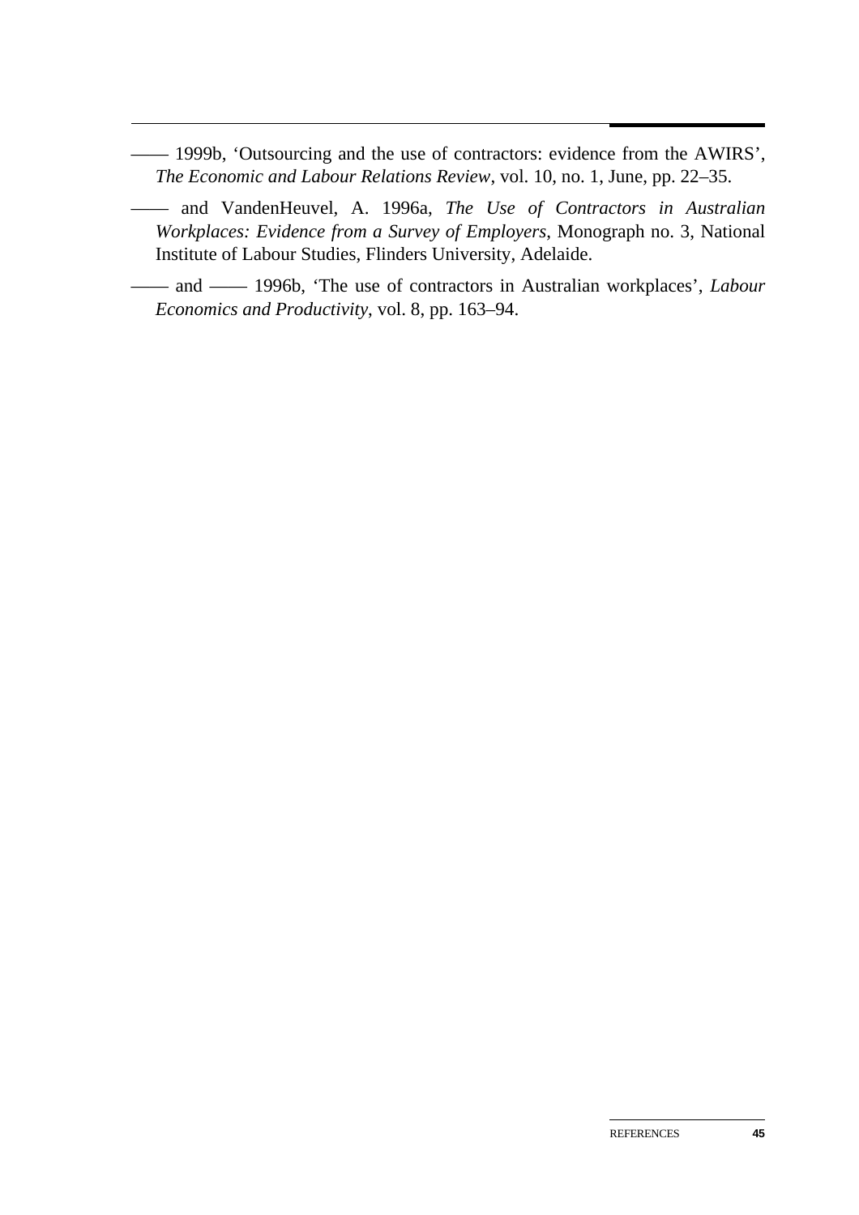—— 1999b, 'Outsourcing and the use of contractors: evidence from the AWIRS', *The Economic and Labour Relations Review*, vol. 10, no. 1, June, pp. 22–35.

—— and VandenHeuvel, A. 1996a, *The Use of Contractors in Australian Workplaces: Evidence from a Survey of Employers*, Monograph no. 3, National Institute of Labour Studies, Flinders University, Adelaide.

—— and —— 1996b, 'The use of contractors in Australian workplaces', *Labour Economics and Productivity*, vol. 8, pp. 163–94.